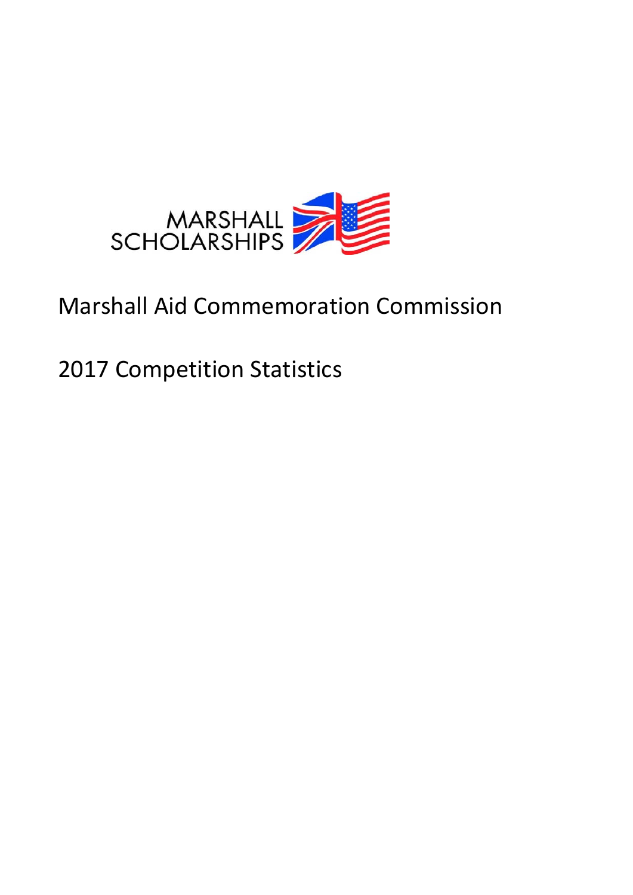MARSHALL SCHOLARSHIPS

# Marshall Aid Commemoration Commission

## 2017 Competition Statistics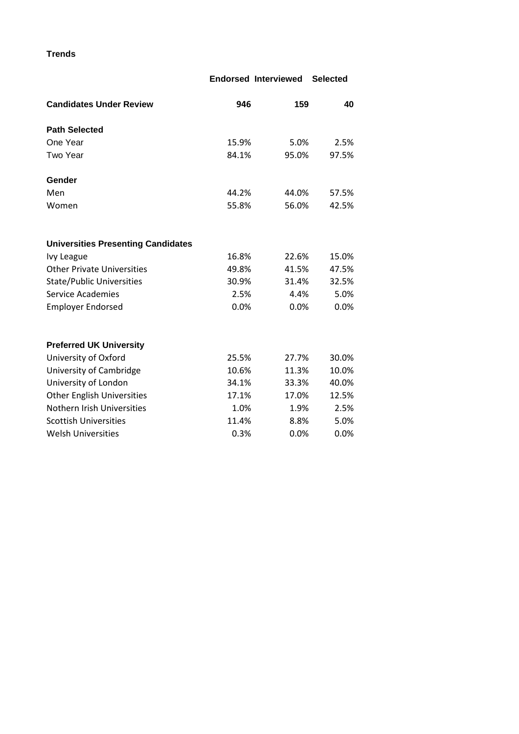## Trends

| | Endorsed | Interviewed | Selected |
|---|---|---|---|
| **Candidates Under Review** | **946** | **159** | **40** |
| **Path Selected** | | | |
| One Year | 15.9% | 5.0% | 2.5% |
| Two Year | 84.1% | 95.0% | 97.5% |
| **Gender** | | | |
| Men | 44.2% | 44.0% | 57.5% |
| Women | 55.8% | 56.0% | 42.5% |
| **Universities Presenting Candidates** | | | |
| Ivy League | 16.8% | 22.6% | 15.0% |
| Other Private Universities | 49.8% | 41.5% | 47.5% |
| State/Public Universities | 30.9% | 31.4% | 32.5% |
| Service Academies | 2.5% | 4.4% | 5.0% |
| Employer Endorsed | 0.0% | 0.0% | 0.0% |
| **Preferred UK University** | | | |
| University of Oxford | 25.5% | 27.7% | 30.0% |
| University of Cambridge | 10.6% | 11.3% | 10.0% |
| University of London | 34.1% | 33.3% | 40.0% |
| Other English Universities | 17.1% | 17.0% | 12.5% |
| Nothern Irish Universities | 1.0% | 1.9% | 2.5% |
| Scottish Universities | 11.4% | 8.8% | 5.0% |
| Welsh Universities | 0.3% | 0.0% | 0.0% |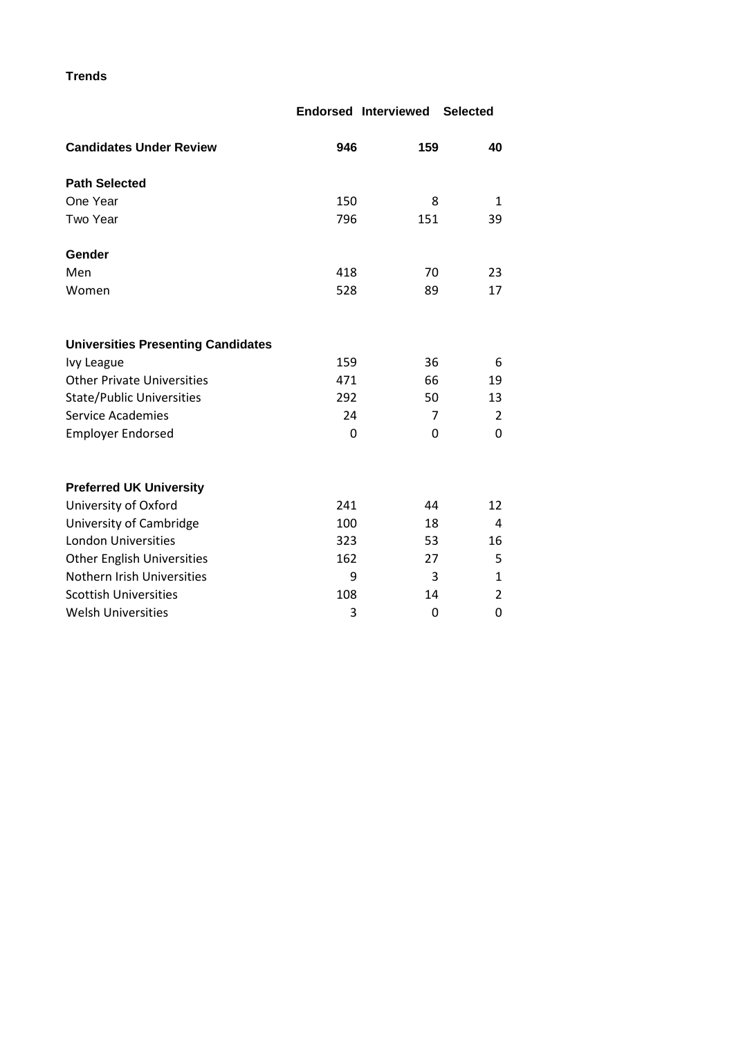**Trends**

| | Endorsed | Interviewed | Selected |
|---|---|---|---|
| **Candidates Under Review** | **946** | **159** | **40** |
| **Path Selected** | | | |
| One Year | 150 | 8 | 1 |
| Two Year | 796 | 151 | 39 |
| **Gender** | | | |
| Men | 418 | 70 | 23 |
| Women | 528 | 89 | 17 |
| **Universities Presenting Candidates** | | | |
| Ivy League | 159 | 36 | 6 |
| Other Private Universities | 471 | 66 | 19 |
| State/Public Universities | 292 | 50 | 13 |
| Service Academies | 24 | 7 | 2 |
| Employer Endorsed | 0 | 0 | 0 |
| **Preferred UK University** | | | |
| University of Oxford | 241 | 44 | 12 |
| University of Cambridge | 100 | 18 | 4 |
| London Universities | 323 | 53 | 16 |
| Other English Universities | 162 | 27 | 5 |
| Nothern Irish Universities | 9 | 3 | 1 |
| Scottish Universities | 108 | 14 | 2 |
| Welsh Universities | 3 | 0 | 0 |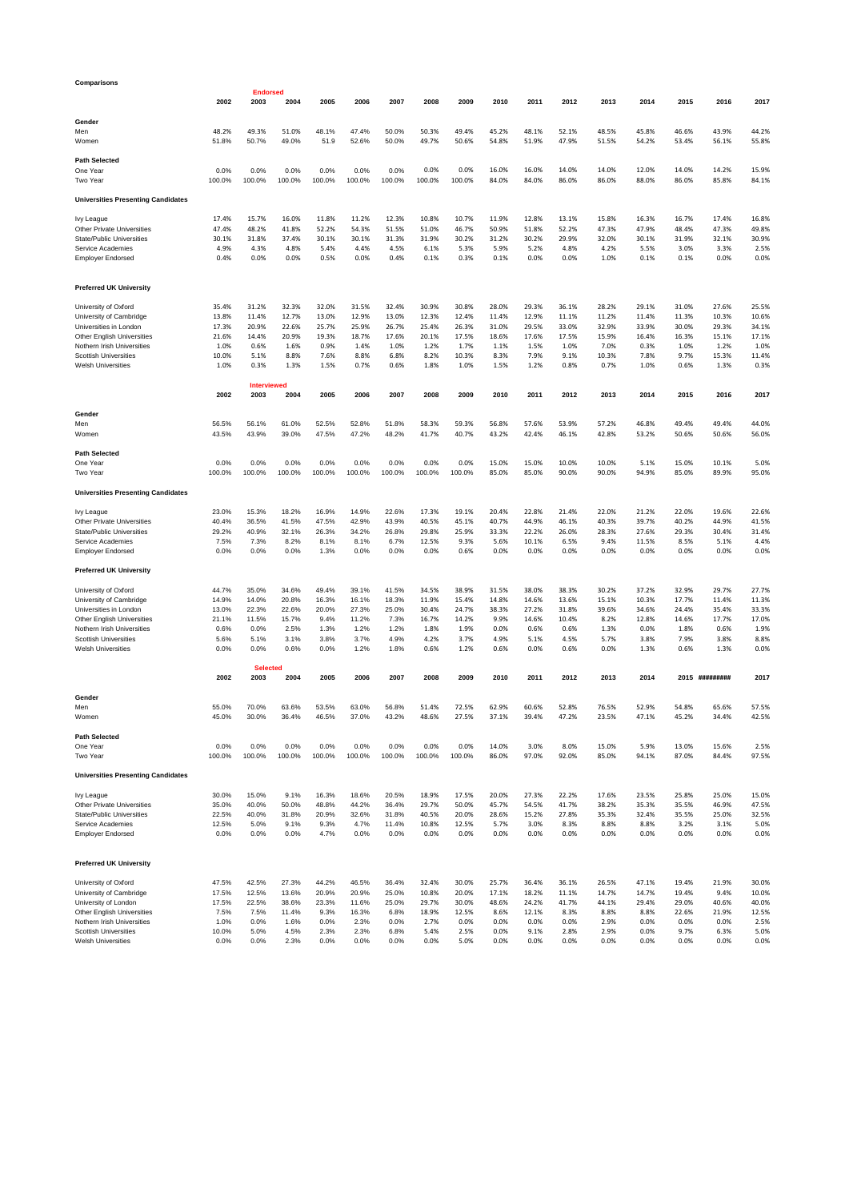**Comparisons**

**Endorsed**

| | 2002 | 2003 | 2004 | 2005 | 2006 | 2007 | 2008 | 2009 | 2010 | 2011 | 2012 | 2013 | 2014 | 2015 | 2016 | 2017 |
|---|---|---|---|---|---|---|---|---|---|---|---|---|---|---|---|---|
| **Gender** | | | | | | | | | | | | | | | | |
| Men | 48.2% | 49.3% | 51.0% | 48.1% | 47.4% | 50.0% | 50.3% | 49.4% | 45.2% | 48.1% | 52.1% | 48.5% | 45.8% | 46.6% | 43.9% | 44.2% |
| Women | 51.8% | 50.7% | 49.0% | 51.9 | 52.6% | 50.0% | 49.7% | 50.6% | 54.8% | 51.9% | 47.9% | 51.5% | 54.2% | 53.4% | 56.1% | 55.8% |
| **Path Selected** | | | | | | | | | | | | | | | | |
| One Year | 0.0% | 0.0% | 0.0% | 0.0% | 0.0% | 0.0% | 0.0% | 0.0% | 16.0% | 16.0% | 14.0% | 14.0% | 12.0% | 14.0% | 14.2% | 15.9% |
| Two Year | 100.0% | 100.0% | 100.0% | 100.0% | 100.0% | 100.0% | 100.0% | 100.0% | 84.0% | 84.0% | 86.0% | 86.0% | 88.0% | 86.0% | 85.8% | 84.1% |
| **Universities Presenting Candidates** | | | | | | | | | | | | | | | | |
| Ivy League | 17.4% | 15.7% | 16.0% | 11.8% | 11.2% | 12.3% | 10.8% | 10.7% | 11.9% | 12.8% | 13.1% | 15.8% | 16.3% | 16.7% | 17.4% | 16.8% |
| Other Private Universities | 47.4% | 48.2% | 41.8% | 52.2% | 54.3% | 51.5% | 51.0% | 46.7% | 50.9% | 51.8% | 52.2% | 47.3% | 47.9% | 48.4% | 47.3% | 49.8% |
| State/Public Universities | 30.1% | 31.8% | 37.4% | 30.1% | 30.1% | 31.3% | 31.9% | 30.2% | 31.2% | 30.2% | 29.9% | 32.0% | 30.1% | 31.9% | 32.1% | 30.9% |
| Service Academies | 4.9% | 4.3% | 4.8% | 5.4% | 4.4% | 4.5% | 6.1% | 5.3% | 5.9% | 5.2% | 4.8% | 4.2% | 5.5% | 3.0% | 3.3% | 2.5% |
| Employer Endorsed | 0.4% | 0.0% | 0.0% | 0.5% | 0.0% | 0.4% | 0.1% | 0.3% | 0.1% | 0.0% | 0.0% | 1.0% | 0.1% | 0.1% | 0.0% | 0.0% |
| **Preferred UK University** | | | | | | | | | | | | | | | | |
| University of Oxford | 35.4% | 31.2% | 32.3% | 32.0% | 31.5% | 32.4% | 30.9% | 30.8% | 28.0% | 29.3% | 36.1% | 28.2% | 29.1% | 31.0% | 27.6% | 25.5% |
| University of Cambridge | 13.8% | 11.4% | 12.7% | 13.0% | 12.9% | 13.0% | 12.3% | 12.4% | 11.4% | 12.9% | 11.1% | 11.2% | 11.4% | 11.3% | 10.3% | 10.6% |
| Universities in London | 17.3% | 20.9% | 22.6% | 25.7% | 25.9% | 26.7% | 25.4% | 26.3% | 31.0% | 29.5% | 33.0% | 32.9% | 33.9% | 30.0% | 29.3% | 34.1% |
| Other English Universities | 21.6% | 14.4% | 20.9% | 19.3% | 18.7% | 17.6% | 20.1% | 17.5% | 18.6% | 17.6% | 17.5% | 15.9% | 16.4% | 16.3% | 15.1% | 17.1% |
| Nothern Irish Universities | 1.0% | 0.6% | 1.6% | 0.9% | 1.4% | 1.0% | 1.2% | 1.7% | 1.1% | 1.5% | 1.0% | 7.0% | 0.3% | 1.0% | 1.2% | 1.0% |
| Scottish Universities | 10.0% | 5.1% | 8.8% | 7.6% | 8.8% | 6.8% | 8.2% | 10.3% | 8.3% | 7.9% | 9.1% | 10.3% | 7.8% | 9.7% | 15.3% | 11.4% |
| Welsh Universities | 1.0% | 0.3% | 1.3% | 1.5% | 0.7% | 0.6% | 1.8% | 1.0% | 1.5% | 1.2% | 0.8% | 0.7% | 1.0% | 0.6% | 1.3% | 0.3% |

**Interviewed**

| | 2002 | 2003 | 2004 | 2005 | 2006 | 2007 | 2008 | 2009 | 2010 | 2011 | 2012 | 2013 | 2014 | 2015 | 2016 | 2017 |
|---|---|---|---|---|---|---|---|---|---|---|---|---|---|---|---|---|
| **Gender** | | | | | | | | | | | | | | | | |
| Men | 56.5% | 56.1% | 61.0% | 52.5% | 52.8% | 51.8% | 58.3% | 59.3% | 56.8% | 57.6% | 53.9% | 57.2% | 46.8% | 49.4% | 49.4% | 44.0% |
| Women | 43.5% | 43.9% | 39.0% | 47.5% | 47.2% | 48.2% | 41.7% | 40.7% | 43.2% | 42.4% | 46.1% | 42.8% | 53.2% | 50.6% | 50.6% | 56.0% |
| **Path Selected** | | | | | | | | | | | | | | | | |
| One Year | 0.0% | 0.0% | 0.0% | 0.0% | 0.0% | 0.0% | 0.0% | 0.0% | 15.0% | 15.0% | 10.0% | 10.0% | 5.1% | 15.0% | 10.1% | 5.0% |
| Two Year | 100.0% | 100.0% | 100.0% | 100.0% | 100.0% | 100.0% | 100.0% | 100.0% | 85.0% | 85.0% | 90.0% | 90.0% | 94.9% | 85.0% | 89.9% | 95.0% |
| **Universities Presenting Candidates** | | | | | | | | | | | | | | | | |
| Ivy League | 23.0% | 15.3% | 18.2% | 16.9% | 14.9% | 22.6% | 17.3% | 19.1% | 20.4% | 22.8% | 21.4% | 22.0% | 21.2% | 22.0% | 19.6% | 22.6% |
| Other Private Universities | 40.4% | 36.5% | 41.5% | 47.5% | 42.9% | 43.9% | 40.5% | 45.1% | 40.7% | 44.9% | 46.1% | 40.3% | 39.7% | 40.2% | 44.9% | 41.5% |
| State/Public Universities | 29.2% | 40.9% | 32.1% | 26.3% | 34.2% | 26.8% | 29.8% | 25.9% | 33.3% | 22.2% | 26.0% | 28.3% | 27.6% | 29.3% | 30.4% | 31.4% |
| Service Academies | 7.5% | 7.3% | 8.2% | 8.1% | 8.1% | 6.7% | 12.5% | 9.3% | 5.6% | 10.1% | 6.5% | 9.4% | 11.5% | 8.5% | 5.1% | 4.4% |
| Employer Endorsed | 0.0% | 0.0% | 0.0% | 1.3% | 0.0% | 0.0% | 0.0% | 0.6% | 0.0% | 0.0% | 0.0% | 0.0% | 0.0% | 0.0% | 0.0% | 0.0% |
| **Preferred UK University** | | | | | | | | | | | | | | | | |
| University of Oxford | 44.7% | 35.0% | 34.6% | 49.4% | 39.1% | 41.5% | 34.5% | 38.9% | 31.5% | 38.0% | 38.3% | 30.2% | 37.2% | 32.9% | 29.7% | 27.7% |
| University of Cambridge | 14.9% | 14.0% | 20.8% | 16.3% | 16.1% | 18.3% | 11.9% | 15.4% | 14.8% | 14.6% | 13.6% | 15.1% | 10.3% | 17.7% | 11.4% | 11.3% |
| Universities in London | 13.0% | 22.3% | 22.6% | 20.0% | 27.3% | 25.0% | 30.4% | 24.7% | 38.3% | 27.2% | 31.8% | 39.6% | 34.6% | 24.4% | 35.4% | 33.3% |
| Other English Universities | 21.1% | 11.5% | 15.7% | 9.4% | 11.2% | 7.3% | 16.7% | 14.2% | 9.9% | 14.6% | 10.4% | 8.2% | 12.8% | 14.6% | 17.7% | 17.0% |
| Nothern Irish Universities | 0.6% | 0.0% | 2.5% | 1.3% | 1.2% | 1.2% | 1.8% | 1.9% | 0.0% | 0.6% | 0.6% | 1.3% | 0.0% | 1.8% | 0.6% | 1.9% |
| Scottish Universities | 5.6% | 5.1% | 3.1% | 3.8% | 3.7% | 4.9% | 4.2% | 3.7% | 4.9% | 5.1% | 4.5% | 5.7% | 3.8% | 7.9% | 3.8% | 8.8% |
| Welsh Universities | 0.0% | 0.0% | 0.6% | 0.0% | 1.2% | 1.8% | 0.6% | 1.2% | 0.6% | 0.0% | 0.6% | 0.0% | 1.3% | 0.6% | 1.3% | 0.0% |

**Selected**

| | 2002 | 2003 | 2004 | 2005 | 2006 | 2007 | 2008 | 2009 | 2010 | 2011 | 2012 | 2013 | 2014 | 2015 | ######### | 2017 |
|---|---|---|---|---|---|---|---|---|---|---|---|---|---|---|---|---|
| **Gender** | | | | | | | | | | | | | | | | |
| Men | 55.0% | 70.0% | 63.6% | 53.5% | 63.0% | 56.8% | 51.4% | 72.5% | 62.9% | 60.6% | 52.8% | 76.5% | 52.9% | 54.8% | 65.6% | 57.5% |
| Women | 45.0% | 30.0% | 36.4% | 46.5% | 37.0% | 43.2% | 48.6% | 27.5% | 37.1% | 39.4% | 47.2% | 23.5% | 47.1% | 45.2% | 34.4% | 42.5% |
| **Path Selected** | | | | | | | | | | | | | | | | |
| One Year | 0.0% | 0.0% | 0.0% | 0.0% | 0.0% | 0.0% | 0.0% | 0.0% | 14.0% | 3.0% | 8.0% | 15.0% | 5.9% | 13.0% | 15.6% | 2.5% |
| Two Year | 100.0% | 100.0% | 100.0% | 100.0% | 100.0% | 100.0% | 100.0% | 100.0% | 86.0% | 97.0% | 92.0% | 85.0% | 94.1% | 87.0% | 84.4% | 97.5% |
| **Universities Presenting Candidates** | | | | | | | | | | | | | | | | |
| Ivy League | 30.0% | 15.0% | 9.1% | 16.3% | 18.6% | 20.5% | 18.9% | 17.5% | 20.0% | 27.3% | 22.2% | 17.6% | 23.5% | 25.8% | 25.0% | 15.0% |
| Other Private Universities | 35.0% | 40.0% | 50.0% | 48.8% | 44.2% | 36.4% | 29.7% | 50.0% | 45.7% | 54.5% | 41.7% | 38.2% | 35.3% | 35.5% | 46.9% | 47.5% |
| State/Public Universities | 22.5% | 40.0% | 31.8% | 20.9% | 32.6% | 31.8% | 40.5% | 20.0% | 28.6% | 15.2% | 27.8% | 35.3% | 32.4% | 35.5% | 25.0% | 32.5% |
| Service Academies | 12.5% | 5.0% | 9.1% | 9.3% | 4.7% | 11.4% | 10.8% | 12.5% | 5.7% | 3.0% | 8.3% | 8.8% | 8.8% | 3.2% | 3.1% | 5.0% |
| Employer Endorsed | 0.0% | 0.0% | 0.0% | 4.7% | 0.0% | 0.0% | 0.0% | 0.0% | 0.0% | 0.0% | 0.0% | 0.0% | 0.0% | 0.0% | 0.0% | 0.0% |
| **Preferred UK University** | | | | | | | | | | | | | | | | |
| University of Oxford | 47.5% | 42.5% | 27.3% | 44.2% | 46.5% | 36.4% | 32.4% | 30.0% | 25.7% | 36.4% | 36.1% | 26.5% | 47.1% | 19.4% | 21.9% | 30.0% |
| University of Cambridge | 17.5% | 12.5% | 13.6% | 20.9% | 20.9% | 25.0% | 10.8% | 20.0% | 17.1% | 18.2% | 11.1% | 14.7% | 14.7% | 19.4% | 9.4% | 10.0% |
| University of London | 17.5% | 22.5% | 38.6% | 23.3% | 11.6% | 25.0% | 29.7% | 30.0% | 48.6% | 24.2% | 41.7% | 44.1% | 29.4% | 29.0% | 40.6% | 40.0% |
| Other English Universities | 7.5% | 7.5% | 11.4% | 9.3% | 16.3% | 6.8% | 18.9% | 12.5% | 8.6% | 12.1% | 8.3% | 8.8% | 8.8% | 22.6% | 21.9% | 12.5% |
| Nothern Irish Universities | 1.0% | 0.0% | 1.6% | 0.0% | 2.3% | 0.0% | 2.7% | 0.0% | 0.0% | 0.0% | 0.0% | 2.9% | 0.0% | 0.0% | 0.0% | 2.5% |
| Scottish Universities | 10.0% | 5.0% | 4.5% | 2.3% | 2.3% | 6.8% | 5.4% | 2.5% | 0.0% | 9.1% | 2.8% | 2.9% | 0.0% | 9.7% | 6.3% | 5.0% |
| Welsh Universities | 0.0% | 0.0% | 2.3% | 0.0% | 0.0% | 0.0% | 0.0% | 5.0% | 0.0% | 0.0% | 0.0% | 0.0% | 0.0% | 0.0% | 0.0% | 0.0% |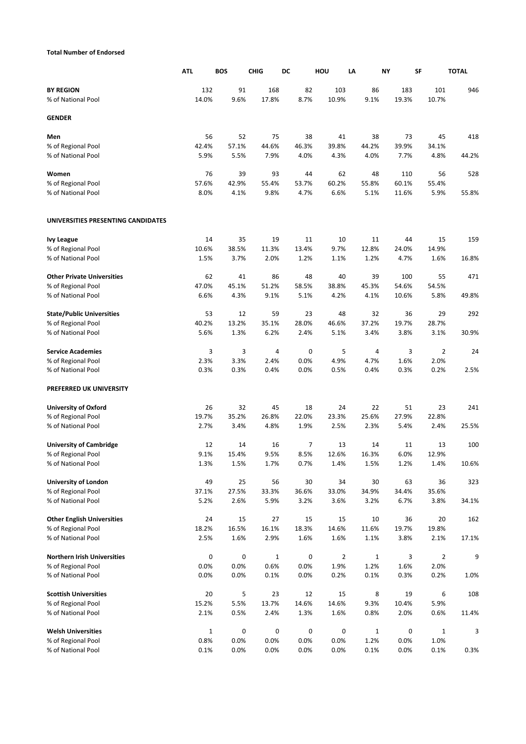**Total Number of Endorsed**

| | ATL | BOS | CHIG | DC | HOU | LA | NY | SF | TOTAL |
|---|---|---|---|---|---|---|---|---|---|
| **BY REGION** | 132 | 91 | 168 | 82 | 103 | 86 | 183 | 101 | 946 |
| % of National Pool | 14.0% | 9.6% | 17.8% | 8.7% | 10.9% | 9.1% | 19.3% | 10.7% | |
| **GENDER** | | | | | | | | | |
| **Men** | 56 | 52 | 75 | 38 | 41 | 38 | 73 | 45 | 418 |
| % of Regional Pool | 42.4% | 57.1% | 44.6% | 46.3% | 39.8% | 44.2% | 39.9% | 34.1% | |
| % of National Pool | 5.9% | 5.5% | 7.9% | 4.0% | 4.3% | 4.0% | 7.7% | 4.8% | 44.2% |
| **Women** | 76 | 39 | 93 | 44 | 62 | 48 | 110 | 56 | 528 |
| % of Regional Pool | 57.6% | 42.9% | 55.4% | 53.7% | 60.2% | 55.8% | 60.1% | 55.4% | |
| % of National Pool | 8.0% | 4.1% | 9.8% | 4.7% | 6.6% | 5.1% | 11.6% | 5.9% | 55.8% |
| **UNIVERSITIES PRESENTING CANDIDATES** | | | | | | | | | |
| **Ivy League** | 14 | 35 | 19 | 11 | 10 | 11 | 44 | 15 | 159 |
| % of Regional Pool | 10.6% | 38.5% | 11.3% | 13.4% | 9.7% | 12.8% | 24.0% | 14.9% | |
| % of National Pool | 1.5% | 3.7% | 2.0% | 1.2% | 1.1% | 1.2% | 4.7% | 1.6% | 16.8% |
| **Other Private Universities** | 62 | 41 | 86 | 48 | 40 | 39 | 100 | 55 | 471 |
| % of Regional Pool | 47.0% | 45.1% | 51.2% | 58.5% | 38.8% | 45.3% | 54.6% | 54.5% | |
| % of National Pool | 6.6% | 4.3% | 9.1% | 5.1% | 4.2% | 4.1% | 10.6% | 5.8% | 49.8% |
| **State/Public Universities** | 53 | 12 | 59 | 23 | 48 | 32 | 36 | 29 | 292 |
| % of Regional Pool | 40.2% | 13.2% | 35.1% | 28.0% | 46.6% | 37.2% | 19.7% | 28.7% | |
| % of National Pool | 5.6% | 1.3% | 6.2% | 2.4% | 5.1% | 3.4% | 3.8% | 3.1% | 30.9% |
| **Service Academies** | 3 | 3 | 4 | 0 | 5 | 4 | 3 | 2 | 24 |
| % of Regional Pool | 2.3% | 3.3% | 2.4% | 0.0% | 4.9% | 4.7% | 1.6% | 2.0% | |
| % of National Pool | 0.3% | 0.3% | 0.4% | 0.0% | 0.5% | 0.4% | 0.3% | 0.2% | 2.5% |
| **PREFERRED UK UNIVERSITY** | | | | | | | | | |
| **University of Oxford** | 26 | 32 | 45 | 18 | 24 | 22 | 51 | 23 | 241 |
| % of Regional Pool | 19.7% | 35.2% | 26.8% | 22.0% | 23.3% | 25.6% | 27.9% | 22.8% | |
| % of National Pool | 2.7% | 3.4% | 4.8% | 1.9% | 2.5% | 2.3% | 5.4% | 2.4% | 25.5% |
| **University of Cambridge** | 12 | 14 | 16 | 7 | 13 | 14 | 11 | 13 | 100 |
| % of Regional Pool | 9.1% | 15.4% | 9.5% | 8.5% | 12.6% | 16.3% | 6.0% | 12.9% | |
| % of National Pool | 1.3% | 1.5% | 1.7% | 0.7% | 1.4% | 1.5% | 1.2% | 1.4% | 10.6% |
| **University of London** | 49 | 25 | 56 | 30 | 34 | 30 | 63 | 36 | 323 |
| % of Regional Pool | 37.1% | 27.5% | 33.3% | 36.6% | 33.0% | 34.9% | 34.4% | 35.6% | |
| % of National Pool | 5.2% | 2.6% | 5.9% | 3.2% | 3.6% | 3.2% | 6.7% | 3.8% | 34.1% |
| **Other English Universities** | 24 | 15 | 27 | 15 | 15 | 10 | 36 | 20 | 162 |
| % of Regional Pool | 18.2% | 16.5% | 16.1% | 18.3% | 14.6% | 11.6% | 19.7% | 19.8% | |
| % of National Pool | 2.5% | 1.6% | 2.9% | 1.6% | 1.6% | 1.1% | 3.8% | 2.1% | 17.1% |
| **Northern Irish Universities** | 0 | 0 | 1 | 0 | 2 | 1 | 3 | 2 | 9 |
| % of Regional Pool | 0.0% | 0.0% | 0.6% | 0.0% | 1.9% | 1.2% | 1.6% | 2.0% | |
| % of National Pool | 0.0% | 0.0% | 0.1% | 0.0% | 0.2% | 0.1% | 0.3% | 0.2% | 1.0% |
| **Scottish Universities** | 20 | 5 | 23 | 12 | 15 | 8 | 19 | 6 | 108 |
| % of Regional Pool | 15.2% | 5.5% | 13.7% | 14.6% | 14.6% | 9.3% | 10.4% | 5.9% | |
| % of National Pool | 2.1% | 0.5% | 2.4% | 1.3% | 1.6% | 0.8% | 2.0% | 0.6% | 11.4% |
| **Welsh Universities** | 1 | 0 | 0 | 0 | 0 | 1 | 0 | 1 | 3 |
| % of Regional Pool | 0.8% | 0.0% | 0.0% | 0.0% | 0.0% | 1.2% | 0.0% | 1.0% | |
| % of National Pool | 0.1% | 0.0% | 0.0% | 0.0% | 0.0% | 0.1% | 0.0% | 0.1% | 0.3% |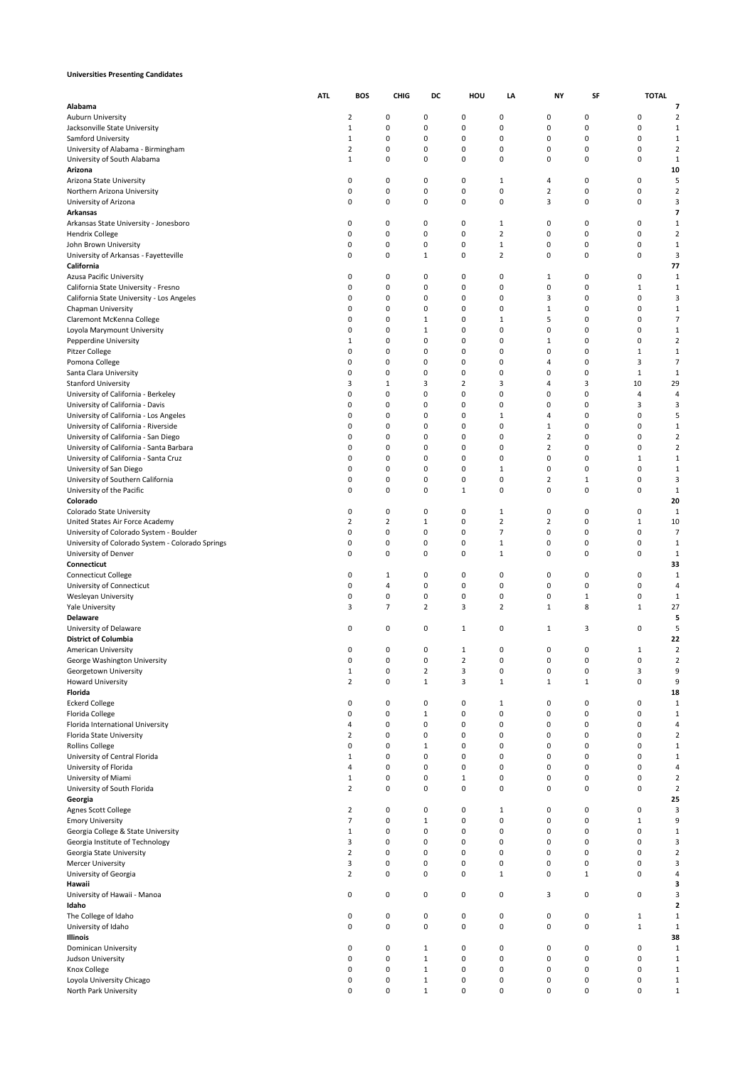**Universities Presenting Candidates**

| | ATL | BOS | CHIG | DC | HOU | LA | NY | SF | TOTAL |
|---|---|---|---|---|---|---|---|---|---|
| **Alabama** | | | | | | | | | **7** |
| Auburn University | 2 | 0 | 0 | 0 | 0 | 0 | 0 | 0 | 2 |
| Jacksonville State University | 1 | 0 | 0 | 0 | 0 | 0 | 0 | 0 | 1 |
| Samford University | 1 | 0 | 0 | 0 | 0 | 0 | 0 | 0 | 1 |
| University of Alabama - Birmingham | 2 | 0 | 0 | 0 | 0 | 0 | 0 | 0 | 2 |
| University of South Alabama | 1 | 0 | 0 | 0 | 0 | 0 | 0 | 0 | 1 |
| **Arizona** | | | | | | | | | **10** |
| Arizona State University | 0 | 0 | 0 | 0 | 1 | 4 | 0 | 0 | 5 |
| Northern Arizona University | 0 | 0 | 0 | 0 | 0 | 2 | 0 | 0 | 2 |
| University of Arizona | 0 | 0 | 0 | 0 | 0 | 3 | 0 | 0 | 3 |
| **Arkansas** | | | | | | | | | **7** |
| Arkansas State University - Jonesboro | 0 | 0 | 0 | 0 | 1 | 0 | 0 | 0 | 1 |
| Hendrix College | 0 | 0 | 0 | 0 | 2 | 0 | 0 | 0 | 2 |
| John Brown University | 0 | 0 | 0 | 0 | 1 | 0 | 0 | 0 | 1 |
| University of Arkansas - Fayetteville | 0 | 0 | 1 | 0 | 2 | 0 | 0 | 0 | 3 |
| **California** | | | | | | | | | **77** |
| Azusa Pacific University | 0 | 0 | 0 | 0 | 0 | 1 | 0 | 0 | 1 |
| California State University - Fresno | 0 | 0 | 0 | 0 | 0 | 0 | 0 | 1 | 1 |
| California State University - Los Angeles | 0 | 0 | 0 | 0 | 0 | 3 | 0 | 0 | 3 |
| Chapman University | 0 | 0 | 0 | 0 | 0 | 1 | 0 | 0 | 1 |
| Claremont McKenna College | 0 | 0 | 1 | 0 | 1 | 5 | 0 | 0 | 7 |
| Loyola Marymount University | 0 | 0 | 1 | 0 | 0 | 0 | 0 | 0 | 1 |
| Pepperdine University | 1 | 0 | 0 | 0 | 0 | 1 | 0 | 0 | 2 |
| Pitzer College | 0 | 0 | 0 | 0 | 0 | 0 | 0 | 1 | 1 |
| Pomona College | 0 | 0 | 0 | 0 | 0 | 4 | 0 | 3 | 7 |
| Santa Clara University | 0 | 0 | 0 | 0 | 0 | 0 | 0 | 1 | 1 |
| Stanford University | 3 | 1 | 3 | 2 | 3 | 4 | 3 | 10 | 29 |
| University of California - Berkeley | 0 | 0 | 0 | 0 | 0 | 0 | 0 | 4 | 4 |
| University of California - Davis | 0 | 0 | 0 | 0 | 0 | 0 | 0 | 3 | 3 |
| University of California - Los Angeles | 0 | 0 | 0 | 0 | 1 | 4 | 0 | 0 | 5 |
| University of California - Riverside | 0 | 0 | 0 | 0 | 0 | 1 | 0 | 0 | 1 |
| University of California - San Diego | 0 | 0 | 0 | 0 | 0 | 2 | 0 | 0 | 2 |
| University of California - Santa Barbara | 0 | 0 | 0 | 0 | 0 | 2 | 0 | 0 | 2 |
| University of California - Santa Cruz | 0 | 0 | 0 | 0 | 0 | 0 | 0 | 1 | 1 |
| University of San Diego | 0 | 0 | 0 | 0 | 1 | 0 | 0 | 0 | 1 |
| University of Southern California | 0 | 0 | 0 | 0 | 0 | 2 | 1 | 0 | 3 |
| University of the Pacific | 0 | 0 | 0 | 1 | 0 | 0 | 0 | 0 | 1 |
| **Colorado** | | | | | | | | | **20** |
| Colorado State University | 0 | 0 | 0 | 0 | 1 | 0 | 0 | 0 | 1 |
| United States Air Force Academy | 2 | 2 | 1 | 0 | 2 | 2 | 0 | 1 | 10 |
| University of Colorado System - Boulder | 0 | 0 | 0 | 0 | 7 | 0 | 0 | 0 | 7 |
| University of Colorado System - Colorado Springs | 0 | 0 | 0 | 0 | 1 | 0 | 0 | 0 | 1 |
| University of Denver | 0 | 0 | 0 | 0 | 1 | 0 | 0 | 0 | 1 |
| **Connecticut** | | | | | | | | | **33** |
| Connecticut College | 0 | 1 | 0 | 0 | 0 | 0 | 0 | 0 | 1 |
| University of Connecticut | 0 | 4 | 0 | 0 | 0 | 0 | 0 | 0 | 4 |
| Wesleyan University | 0 | 0 | 0 | 0 | 0 | 0 | 1 | 0 | 1 |
| Yale University | 3 | 7 | 2 | 3 | 2 | 1 | 8 | 1 | 27 |
| **Delaware** | | | | | | | | | **5** |
| University of Delaware | 0 | 0 | 0 | 1 | 0 | 1 | 3 | 0 | 5 |
| **District of Columbia** | | | | | | | | | **22** |
| American University | 0 | 0 | 0 | 1 | 0 | 0 | 0 | 1 | 2 |
| George Washington University | 0 | 0 | 0 | 2 | 0 | 0 | 0 | 0 | 2 |
| Georgetown University | 1 | 0 | 2 | 3 | 0 | 0 | 0 | 3 | 9 |
| Howard University | 2 | 0 | 1 | 3 | 1 | 1 | 1 | 0 | 9 |
| **Florida** | | | | | | | | | **18** |
| Eckerd College | 0 | 0 | 0 | 0 | 1 | 0 | 0 | 0 | 1 |
| Florida College | 0 | 0 | 1 | 0 | 0 | 0 | 0 | 0 | 1 |
| Florida International University | 4 | 0 | 0 | 0 | 0 | 0 | 0 | 0 | 4 |
| Florida State University | 2 | 0 | 0 | 0 | 0 | 0 | 0 | 0 | 2 |
| Rollins College | 0 | 0 | 1 | 0 | 0 | 0 | 0 | 0 | 1 |
| University of Central Florida | 1 | 0 | 0 | 0 | 0 | 0 | 0 | 0 | 1 |
| University of Florida | 4 | 0 | 0 | 0 | 0 | 0 | 0 | 0 | 4 |
| University of Miami | 1 | 0 | 0 | 1 | 0 | 0 | 0 | 0 | 2 |
| University of South Florida | 2 | 0 | 0 | 0 | 0 | 0 | 0 | 0 | 2 |
| **Georgia** | | | | | | | | | **25** |
| Agnes Scott College | 2 | 0 | 0 | 0 | 1 | 0 | 0 | 0 | 3 |
| Emory University | 7 | 0 | 1 | 0 | 0 | 0 | 0 | 1 | 9 |
| Georgia College & State University | 1 | 0 | 0 | 0 | 0 | 0 | 0 | 0 | 1 |
| Georgia Institute of Technology | 3 | 0 | 0 | 0 | 0 | 0 | 0 | 0 | 3 |
| Georgia State University | 2 | 0 | 0 | 0 | 0 | 0 | 0 | 0 | 2 |
| Mercer University | 3 | 0 | 0 | 0 | 0 | 0 | 0 | 0 | 3 |
| University of Georgia | 2 | 0 | 0 | 0 | 1 | 0 | 1 | 0 | 4 |
| **Hawaii** | | | | | | | | | **3** |
| University of Hawaii - Manoa | 0 | 0 | 0 | 0 | 0 | 3 | 0 | 0 | 3 |
| **Idaho** | | | | | | | | | **2** |
| The College of Idaho | 0 | 0 | 0 | 0 | 0 | 0 | 0 | 1 | 1 |
| University of Idaho | 0 | 0 | 0 | 0 | 0 | 0 | 0 | 1 | 1 |
| **Illinois** | | | | | | | | | **38** |
| Dominican University | 0 | 0 | 1 | 0 | 0 | 0 | 0 | 0 | 1 |
| Judson University | 0 | 0 | 1 | 0 | 0 | 0 | 0 | 0 | 1 |
| Knox College | 0 | 0 | 1 | 0 | 0 | 0 | 0 | 0 | 1 |
| Loyola University Chicago | 0 | 0 | 1 | 0 | 0 | 0 | 0 | 0 | 1 |
| North Park University | 0 | 0 | 1 | 0 | 0 | 0 | 0 | 0 | 1 |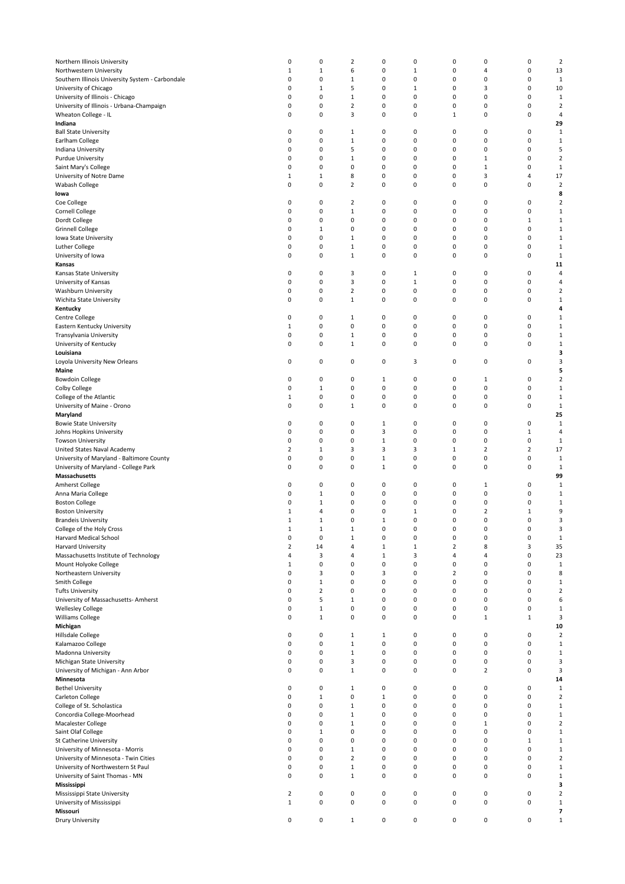| | | | | | | | | | |
|---|---|---|---|---|---|---|---|---|---|
| Northern Illinois University | 0 | 0 | 2 | 0 | 0 | 0 | 0 | 0 | 2 |
| Northwestern University | 1 | 1 | 6 | 0 | 1 | 0 | 4 | 0 | 13 |
| Southern Illinois University System - Carbondale | 0 | 0 | 1 | 0 | 0 | 0 | 0 | 0 | 1 |
| University of Chicago | 0 | 1 | 5 | 0 | 1 | 0 | 3 | 0 | 10 |
| University of Illinois - Chicago | 0 | 0 | 1 | 0 | 0 | 0 | 0 | 0 | 1 |
| University of Illinois - Urbana-Champaign | 0 | 0 | 2 | 0 | 0 | 0 | 0 | 0 | 2 |
| Wheaton College - IL | 0 | 0 | 3 | 0 | 0 | 1 | 0 | 0 | 4 |
| **Indiana** | | | | | | | | | **29** |
| Ball State University | 0 | 0 | 1 | 0 | 0 | 0 | 0 | 0 | 1 |
| Earlham College | 0 | 0 | 1 | 0 | 0 | 0 | 0 | 0 | 1 |
| Indiana University | 0 | 0 | 5 | 0 | 0 | 0 | 0 | 0 | 5 |
| Purdue University | 0 | 0 | 1 | 0 | 0 | 0 | 1 | 0 | 2 |
| Saint Mary's College | 0 | 0 | 0 | 0 | 0 | 0 | 1 | 0 | 1 |
| University of Notre Dame | 1 | 1 | 8 | 0 | 0 | 0 | 3 | 4 | 17 |
| Wabash College | 0 | 0 | 2 | 0 | 0 | 0 | 0 | 0 | 2 |
| **Iowa** | | | | | | | | | **8** |
| Coe College | 0 | 0 | 2 | 0 | 0 | 0 | 0 | 0 | 2 |
| Cornell College | 0 | 0 | 1 | 0 | 0 | 0 | 0 | 0 | 1 |
| Dordt College | 0 | 0 | 0 | 0 | 0 | 0 | 0 | 1 | 1 |
| Grinnell College | 0 | 1 | 0 | 0 | 0 | 0 | 0 | 0 | 1 |
| Iowa State University | 0 | 0 | 1 | 0 | 0 | 0 | 0 | 0 | 1 |
| Luther College | 0 | 0 | 1 | 0 | 0 | 0 | 0 | 0 | 1 |
| University of Iowa | 0 | 0 | 1 | 0 | 0 | 0 | 0 | 0 | 1 |
| **Kansas** | | | | | | | | | **11** |
| Kansas State University | 0 | 0 | 3 | 0 | 1 | 0 | 0 | 0 | 4 |
| University of Kansas | 0 | 0 | 3 | 0 | 1 | 0 | 0 | 0 | 4 |
| Washburn University | 0 | 0 | 2 | 0 | 0 | 0 | 0 | 0 | 2 |
| Wichita State University | 0 | 0 | 1 | 0 | 0 | 0 | 0 | 0 | 1 |
| **Kentucky** | | | | | | | | | **4** |
| Centre College | 0 | 0 | 1 | 0 | 0 | 0 | 0 | 0 | 1 |
| Eastern Kentucky University | 1 | 0 | 0 | 0 | 0 | 0 | 0 | 0 | 1 |
| Transylvania University | 0 | 0 | 1 | 0 | 0 | 0 | 0 | 0 | 1 |
| University of Kentucky | 0 | 0 | 1 | 0 | 0 | 0 | 0 | 0 | 1 |
| **Louisiana** | | | | | | | | | **3** |
| Loyola University New Orleans | 0 | 0 | 0 | 0 | 3 | 0 | 0 | 0 | 3 |
| **Maine** | | | | | | | | | **5** |
| Bowdoin College | 0 | 0 | 0 | 1 | 0 | 0 | 1 | 0 | 2 |
| Colby College | 0 | 1 | 0 | 0 | 0 | 0 | 0 | 0 | 1 |
| College of the Atlantic | 1 | 0 | 0 | 0 | 0 | 0 | 0 | 0 | 1 |
| University of Maine - Orono | 0 | 0 | 1 | 0 | 0 | 0 | 0 | 0 | 1 |
| **Maryland** | | | | | | | | | **25** |
| Bowie State University | 0 | 0 | 0 | 1 | 0 | 0 | 0 | 0 | 1 |
| Johns Hopkins University | 0 | 0 | 0 | 3 | 0 | 0 | 0 | 1 | 4 |
| Towson University | 0 | 0 | 0 | 1 | 0 | 0 | 0 | 0 | 1 |
| United States Naval Academy | 2 | 1 | 3 | 3 | 3 | 1 | 2 | 2 | 17 |
| University of Maryland - Baltimore County | 0 | 0 | 0 | 1 | 0 | 0 | 0 | 0 | 1 |
| University of Maryland - College Park | 0 | 0 | 0 | 1 | 0 | 0 | 0 | 0 | 1 |
| **Massachusetts** | | | | | | | | | **99** |
| Amherst College | 0 | 0 | 0 | 0 | 0 | 0 | 1 | 0 | 1 |
| Anna Maria College | 0 | 1 | 0 | 0 | 0 | 0 | 0 | 0 | 1 |
| Boston College | 0 | 1 | 0 | 0 | 0 | 0 | 0 | 0 | 1 |
| Boston University | 1 | 4 | 0 | 0 | 1 | 0 | 2 | 1 | 9 |
| Brandeis University | 1 | 1 | 0 | 1 | 0 | 0 | 0 | 0 | 3 |
| College of the Holy Cross | 1 | 1 | 1 | 0 | 0 | 0 | 0 | 0 | 3 |
| Harvard Medical School | 0 | 0 | 1 | 0 | 0 | 0 | 0 | 0 | 1 |
| Harvard University | 2 | 14 | 4 | 1 | 1 | 2 | 8 | 3 | 35 |
| Massachusetts Institute of Technology | 4 | 3 | 4 | 1 | 3 | 4 | 4 | 0 | 23 |
| Mount Holyoke College | 1 | 0 | 0 | 0 | 0 | 0 | 0 | 0 | 1 |
| Northeastern University | 0 | 3 | 0 | 3 | 0 | 2 | 0 | 0 | 8 |
| Smith College | 0 | 1 | 0 | 0 | 0 | 0 | 0 | 0 | 1 |
| Tufts University | 0 | 2 | 0 | 0 | 0 | 0 | 0 | 0 | 2 |
| University of Massachusetts- Amherst | 0 | 5 | 1 | 0 | 0 | 0 | 0 | 0 | 6 |
| Wellesley College | 0 | 1 | 0 | 0 | 0 | 0 | 0 | 0 | 1 |
| Williams College | 0 | 1 | 0 | 0 | 0 | 0 | 1 | 1 | 3 |
| **Michigan** | | | | | | | | | **10** |
| Hillsdale College | 0 | 0 | 1 | 1 | 0 | 0 | 0 | 0 | 2 |
| Kalamazoo College | 0 | 0 | 1 | 0 | 0 | 0 | 0 | 0 | 1 |
| Madonna University | 0 | 0 | 1 | 0 | 0 | 0 | 0 | 0 | 1 |
| Michigan State University | 0 | 0 | 3 | 0 | 0 | 0 | 0 | 0 | 3 |
| University of Michigan - Ann Arbor | 0 | 0 | 1 | 0 | 0 | 0 | 2 | 0 | 3 |
| **Minnesota** | | | | | | | | | **14** |
| Bethel University | 0 | 0 | 1 | 0 | 0 | 0 | 0 | 0 | 1 |
| Carleton College | 0 | 1 | 0 | 1 | 0 | 0 | 0 | 0 | 2 |
| College of St. Scholastica | 0 | 0 | 1 | 0 | 0 | 0 | 0 | 0 | 1 |
| Concordia College-Moorhead | 0 | 0 | 1 | 0 | 0 | 0 | 0 | 0 | 1 |
| Macalester College | 0 | 0 | 1 | 0 | 0 | 0 | 1 | 0 | 2 |
| Saint Olaf College | 0 | 1 | 0 | 0 | 0 | 0 | 0 | 0 | 1 |
| St Catherine University | 0 | 0 | 0 | 0 | 0 | 0 | 0 | 1 | 1 |
| University of Minnesota - Morris | 0 | 0 | 1 | 0 | 0 | 0 | 0 | 0 | 1 |
| University of Minnesota - Twin Cities | 0 | 0 | 2 | 0 | 0 | 0 | 0 | 0 | 2 |
| University of Northwestern St Paul | 0 | 0 | 1 | 0 | 0 | 0 | 0 | 0 | 1 |
| University of Saint Thomas - MN | 0 | 0 | 1 | 0 | 0 | 0 | 0 | 0 | 1 |
| **Mississippi** | | | | | | | | | **3** |
| Mississippi State University | 2 | 0 | 0 | 0 | 0 | 0 | 0 | 0 | 2 |
| University of Mississippi | 1 | 0 | 0 | 0 | 0 | 0 | 0 | 0 | 1 |
| **Missouri** | | | | | | | | | **7** |
| Drury University | 0 | 0 | 1 | 0 | 0 | 0 | 0 | 0 | 1 |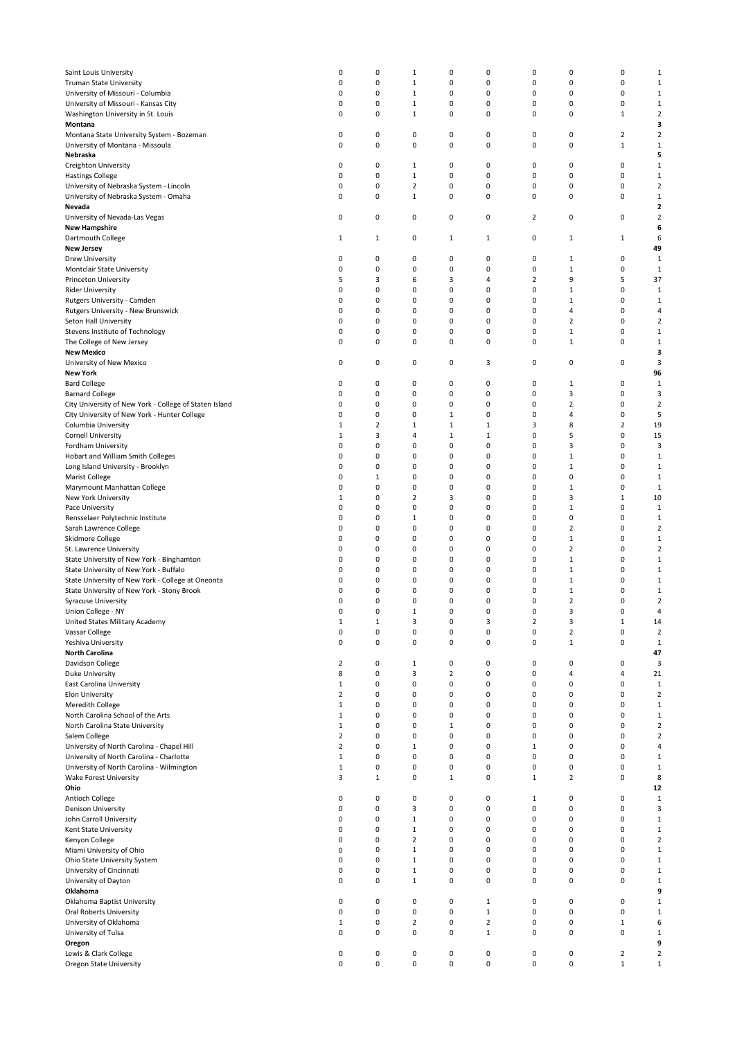| | | | | | | | | | |
|---|---|---|---|---|---|---|---|---|---|
| Saint Louis University | 0 | 0 | 1 | 0 | 0 | 0 | 0 | 0 | 1 |
| Truman State University | 0 | 0 | 1 | 0 | 0 | 0 | 0 | 0 | 1 |
| University of Missouri - Columbia | 0 | 0 | 1 | 0 | 0 | 0 | 0 | 0 | 1 |
| University of Missouri - Kansas City | 0 | 0 | 1 | 0 | 0 | 0 | 0 | 0 | 1 |
| Washington University in St. Louis | 0 | 0 | 1 | 0 | 0 | 0 | 0 | 1 | 2 |
| **Montana** | | | | | | | | | **3** |
| Montana State University System - Bozeman | 0 | 0 | 0 | 0 | 0 | 0 | 0 | 2 | 2 |
| University of Montana - Missoula | 0 | 0 | 0 | 0 | 0 | 0 | 0 | 1 | 1 |
| **Nebraska** | | | | | | | | | **5** |
| Creighton University | 0 | 0 | 1 | 0 | 0 | 0 | 0 | 0 | 1 |
| Hastings College | 0 | 0 | 1 | 0 | 0 | 0 | 0 | 0 | 1 |
| University of Nebraska System - Lincoln | 0 | 0 | 2 | 0 | 0 | 0 | 0 | 0 | 2 |
| University of Nebraska System - Omaha | 0 | 0 | 1 | 0 | 0 | 0 | 0 | 0 | 1 |
| **Nevada** | | | | | | | | | **2** |
| University of Nevada-Las Vegas | 0 | 0 | 0 | 0 | 0 | 2 | 0 | 0 | 2 |
| **New Hampshire** | | | | | | | | | **6** |
| Dartmouth College | 1 | 1 | 0 | 1 | 1 | 0 | 1 | 1 | 6 |
| **New Jersey** | | | | | | | | | **49** |
| Drew University | 0 | 0 | 0 | 0 | 0 | 0 | 1 | 0 | 1 |
| Montclair State University | 0 | 0 | 0 | 0 | 0 | 0 | 1 | 0 | 1 |
| Princeton University | 5 | 3 | 6 | 3 | 4 | 2 | 9 | 5 | 37 |
| Rider University | 0 | 0 | 0 | 0 | 0 | 0 | 1 | 0 | 1 |
| Rutgers University - Camden | 0 | 0 | 0 | 0 | 0 | 0 | 1 | 0 | 1 |
| Rutgers University - New Brunswick | 0 | 0 | 0 | 0 | 0 | 0 | 4 | 0 | 4 |
| Seton Hall University | 0 | 0 | 0 | 0 | 0 | 0 | 2 | 0 | 2 |
| Stevens Institute of Technology | 0 | 0 | 0 | 0 | 0 | 0 | 1 | 0 | 1 |
| The College of New Jersey | 0 | 0 | 0 | 0 | 0 | 0 | 1 | 0 | 1 |
| **New Mexico** | | | | | | | | | **3** |
| University of New Mexico | 0 | 0 | 0 | 0 | 3 | 0 | 0 | 0 | 3 |
| **New York** | | | | | | | | | **96** |
| Bard College | 0 | 0 | 0 | 0 | 0 | 0 | 1 | 0 | 1 |
| Barnard College | 0 | 0 | 0 | 0 | 0 | 0 | 3 | 0 | 3 |
| City University of New York - College of Staten Island | 0 | 0 | 0 | 0 | 0 | 0 | 2 | 0 | 2 |
| City University of New York - Hunter College | 0 | 0 | 0 | 1 | 0 | 0 | 4 | 0 | 5 |
| Columbia University | 1 | 2 | 1 | 1 | 1 | 3 | 8 | 2 | 19 |
| Cornell University | 1 | 3 | 4 | 1 | 1 | 0 | 5 | 0 | 15 |
| Fordham University | 0 | 0 | 0 | 0 | 0 | 0 | 3 | 0 | 3 |
| Hobart and William Smith Colleges | 0 | 0 | 0 | 0 | 0 | 0 | 1 | 0 | 1 |
| Long Island University - Brooklyn | 0 | 0 | 0 | 0 | 0 | 0 | 1 | 0 | 1 |
| Marist College | 0 | 1 | 0 | 0 | 0 | 0 | 0 | 0 | 1 |
| Marymount Manhattan College | 0 | 0 | 0 | 0 | 0 | 0 | 1 | 0 | 1 |
| New York University | 1 | 0 | 2 | 3 | 0 | 0 | 3 | 1 | 10 |
| Pace University | 0 | 0 | 0 | 0 | 0 | 0 | 1 | 0 | 1 |
| Rensselaer Polytechnic Institute | 0 | 0 | 1 | 0 | 0 | 0 | 0 | 0 | 1 |
| Sarah Lawrence College | 0 | 0 | 0 | 0 | 0 | 0 | 2 | 0 | 2 |
| Skidmore College | 0 | 0 | 0 | 0 | 0 | 0 | 1 | 0 | 1 |
| St. Lawrence University | 0 | 0 | 0 | 0 | 0 | 0 | 2 | 0 | 2 |
| State University of New York - Binghamton | 0 | 0 | 0 | 0 | 0 | 0 | 1 | 0 | 1 |
| State University of New York - Buffalo | 0 | 0 | 0 | 0 | 0 | 0 | 1 | 0 | 1 |
| State University of New York - College at Oneonta | 0 | 0 | 0 | 0 | 0 | 0 | 1 | 0 | 1 |
| State University of New York - Stony Brook | 0 | 0 | 0 | 0 | 0 | 0 | 1 | 0 | 1 |
| Syracuse University | 0 | 0 | 0 | 0 | 0 | 0 | 2 | 0 | 2 |
| Union College - NY | 0 | 0 | 1 | 0 | 0 | 0 | 3 | 0 | 4 |
| United States Military Academy | 1 | 1 | 3 | 0 | 3 | 2 | 3 | 1 | 14 |
| Vassar College | 0 | 0 | 0 | 0 | 0 | 0 | 2 | 0 | 2 |
| Yeshiva University | 0 | 0 | 0 | 0 | 0 | 0 | 1 | 0 | 1 |
| **North Carolina** | | | | | | | | | **47** |
| Davidson College | 2 | 0 | 1 | 0 | 0 | 0 | 0 | 0 | 3 |
| Duke University | 8 | 0 | 3 | 2 | 0 | 0 | 4 | 4 | 21 |
| East Carolina University | 1 | 0 | 0 | 0 | 0 | 0 | 0 | 0 | 1 |
| Elon University | 2 | 0 | 0 | 0 | 0 | 0 | 0 | 0 | 2 |
| Meredith College | 1 | 0 | 0 | 0 | 0 | 0 | 0 | 0 | 1 |
| North Carolina School of the Arts | 1 | 0 | 0 | 0 | 0 | 0 | 0 | 0 | 1 |
| North Carolina State University | 1 | 0 | 0 | 1 | 0 | 0 | 0 | 0 | 2 |
| Salem College | 2 | 0 | 0 | 0 | 0 | 0 | 0 | 0 | 2 |
| University of North Carolina - Chapel Hill | 2 | 0 | 1 | 0 | 0 | 1 | 0 | 0 | 4 |
| University of North Carolina - Charlotte | 1 | 0 | 0 | 0 | 0 | 0 | 0 | 0 | 1 |
| University of North Carolina - Wilmington | 1 | 0 | 0 | 0 | 0 | 0 | 0 | 0 | 1 |
| Wake Forest University | 3 | 1 | 0 | 1 | 0 | 1 | 2 | 0 | 8 |
| **Ohio** | | | | | | | | | **12** |
| Antioch College | 0 | 0 | 0 | 0 | 0 | 1 | 0 | 0 | 1 |
| Denison University | 0 | 0 | 3 | 0 | 0 | 0 | 0 | 0 | 3 |
| John Carroll University | 0 | 0 | 1 | 0 | 0 | 0 | 0 | 0 | 1 |
| Kent State University | 0 | 0 | 1 | 0 | 0 | 0 | 0 | 0 | 1 |
| Kenyon College | 0 | 0 | 2 | 0 | 0 | 0 | 0 | 0 | 2 |
| Miami University of Ohio | 0 | 0 | 1 | 0 | 0 | 0 | 0 | 0 | 1 |
| Ohio State University System | 0 | 0 | 1 | 0 | 0 | 0 | 0 | 0 | 1 |
| University of Cincinnati | 0 | 0 | 1 | 0 | 0 | 0 | 0 | 0 | 1 |
| University of Dayton | 0 | 0 | 1 | 0 | 0 | 0 | 0 | 0 | 1 |
| **Oklahoma** | | | | | | | | | **9** |
| Oklahoma Baptist University | 0 | 0 | 0 | 0 | 1 | 0 | 0 | 0 | 1 |
| Oral Roberts University | 0 | 0 | 0 | 0 | 1 | 0 | 0 | 0 | 1 |
| University of Oklahoma | 1 | 0 | 2 | 0 | 2 | 0 | 0 | 1 | 6 |
| University of Tulsa | 0 | 0 | 0 | 0 | 1 | 0 | 0 | 0 | 1 |
| **Oregon** | | | | | | | | | **9** |
| Lewis & Clark College | 0 | 0 | 0 | 0 | 0 | 0 | 0 | 2 | 2 |
| Oregon State University | 0 | 0 | 0 | 0 | 0 | 0 | 0 | 1 | 1 |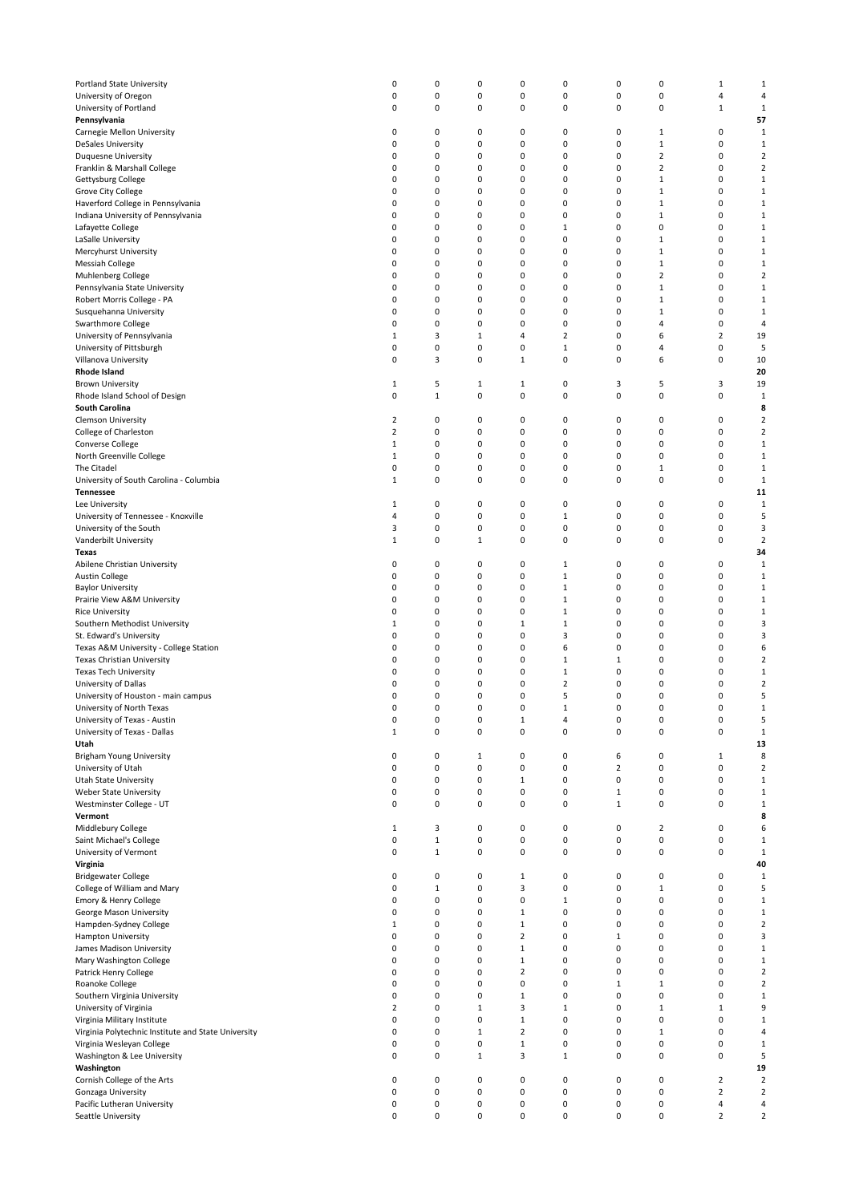| | | | | | | | | | |
|---|---|---|---|---|---|---|---|---|---|
| Portland State University | 0 | 0 | 0 | 0 | 0 | 0 | 0 | 1 | 1 |
| University of Oregon | 0 | 0 | 0 | 0 | 0 | 0 | 0 | 4 | 4 |
| University of Portland | 0 | 0 | 0 | 0 | 0 | 0 | 0 | 1 | 1 |
| **Pennsylvania** | | | | | | | | | **57** |
| Carnegie Mellon University | 0 | 0 | 0 | 0 | 0 | 0 | 1 | 0 | 1 |
| DeSales University | 0 | 0 | 0 | 0 | 0 | 0 | 1 | 0 | 1 |
| Duquesne University | 0 | 0 | 0 | 0 | 0 | 0 | 2 | 0 | 2 |
| Franklin & Marshall College | 0 | 0 | 0 | 0 | 0 | 0 | 2 | 0 | 2 |
| Gettysburg College | 0 | 0 | 0 | 0 | 0 | 0 | 1 | 0 | 1 |
| Grove City College | 0 | 0 | 0 | 0 | 0 | 0 | 1 | 0 | 1 |
| Haverford College in Pennsylvania | 0 | 0 | 0 | 0 | 0 | 0 | 1 | 0 | 1 |
| Indiana University of Pennsylvania | 0 | 0 | 0 | 0 | 0 | 0 | 1 | 0 | 1 |
| Lafayette College | 0 | 0 | 0 | 0 | 1 | 0 | 0 | 0 | 1 |
| LaSalle University | 0 | 0 | 0 | 0 | 0 | 0 | 1 | 0 | 1 |
| Mercyhurst University | 0 | 0 | 0 | 0 | 0 | 0 | 1 | 0 | 1 |
| Messiah College | 0 | 0 | 0 | 0 | 0 | 0 | 1 | 0 | 1 |
| Muhlenberg College | 0 | 0 | 0 | 0 | 0 | 0 | 2 | 0 | 2 |
| Pennsylvania State University | 0 | 0 | 0 | 0 | 0 | 0 | 1 | 0 | 1 |
| Robert Morris College - PA | 0 | 0 | 0 | 0 | 0 | 0 | 1 | 0 | 1 |
| Susquehanna University | 0 | 0 | 0 | 0 | 0 | 0 | 1 | 0 | 1 |
| Swarthmore College | 0 | 0 | 0 | 0 | 0 | 0 | 4 | 0 | 4 |
| University of Pennsylvania | 1 | 3 | 1 | 4 | 2 | 0 | 6 | 2 | 19 |
| University of Pittsburgh | 0 | 0 | 0 | 0 | 1 | 0 | 4 | 0 | 5 |
| Villanova University | 0 | 3 | 0 | 1 | 0 | 0 | 6 | 0 | 10 |
| **Rhode Island** | | | | | | | | | **20** |
| Brown University | 1 | 5 | 1 | 1 | 0 | 3 | 5 | 3 | 19 |
| Rhode Island School of Design | 0 | 1 | 0 | 0 | 0 | 0 | 0 | 0 | 1 |
| **South Carolina** | | | | | | | | | **8** |
| Clemson University | 2 | 0 | 0 | 0 | 0 | 0 | 0 | 0 | 2 |
| College of Charleston | 2 | 0 | 0 | 0 | 0 | 0 | 0 | 0 | 2 |
| Converse College | 1 | 0 | 0 | 0 | 0 | 0 | 0 | 0 | 1 |
| North Greenville College | 1 | 0 | 0 | 0 | 0 | 0 | 0 | 0 | 1 |
| The Citadel | 0 | 0 | 0 | 0 | 0 | 0 | 1 | 0 | 1 |
| University of South Carolina - Columbia | 1 | 0 | 0 | 0 | 0 | 0 | 0 | 0 | 1 |
| **Tennessee** | | | | | | | | | **11** |
| Lee University | 1 | 0 | 0 | 0 | 0 | 0 | 0 | 0 | 1 |
| University of Tennessee - Knoxville | 4 | 0 | 0 | 0 | 1 | 0 | 0 | 0 | 5 |
| University of the South | 3 | 0 | 0 | 0 | 0 | 0 | 0 | 0 | 3 |
| Vanderbilt University | 1 | 0 | 1 | 0 | 0 | 0 | 0 | 0 | 2 |
| **Texas** | | | | | | | | | **34** |
| Abilene Christian University | 0 | 0 | 0 | 0 | 1 | 0 | 0 | 0 | 1 |
| Austin College | 0 | 0 | 0 | 0 | 1 | 0 | 0 | 0 | 1 |
| Baylor University | 0 | 0 | 0 | 0 | 1 | 0 | 0 | 0 | 1 |
| Prairie View A&M University | 0 | 0 | 0 | 0 | 1 | 0 | 0 | 0 | 1 |
| Rice University | 0 | 0 | 0 | 0 | 1 | 0 | 0 | 0 | 1 |
| Southern Methodist University | 1 | 0 | 0 | 1 | 1 | 0 | 0 | 0 | 3 |
| St. Edward's University | 0 | 0 | 0 | 0 | 3 | 0 | 0 | 0 | 3 |
| Texas A&M University - College Station | 0 | 0 | 0 | 0 | 6 | 0 | 0 | 0 | 6 |
| Texas Christian University | 0 | 0 | 0 | 0 | 1 | 1 | 0 | 0 | 2 |
| Texas Tech University | 0 | 0 | 0 | 0 | 1 | 0 | 0 | 0 | 1 |
| University of Dallas | 0 | 0 | 0 | 0 | 2 | 0 | 0 | 0 | 2 |
| University of Houston - main campus | 0 | 0 | 0 | 0 | 5 | 0 | 0 | 0 | 5 |
| University of North Texas | 0 | 0 | 0 | 0 | 1 | 0 | 0 | 0 | 1 |
| University of Texas - Austin | 0 | 0 | 0 | 1 | 4 | 0 | 0 | 0 | 5 |
| University of Texas - Dallas | 1 | 0 | 0 | 0 | 0 | 0 | 0 | 0 | 1 |
| **Utah** | | | | | | | | | **13** |
| Brigham Young University | 0 | 0 | 1 | 0 | 0 | 6 | 0 | 1 | 8 |
| University of Utah | 0 | 0 | 0 | 0 | 0 | 2 | 0 | 0 | 2 |
| Utah State University | 0 | 0 | 0 | 1 | 0 | 0 | 0 | 0 | 1 |
| Weber State University | 0 | 0 | 0 | 0 | 0 | 1 | 0 | 0 | 1 |
| Westminster College - UT | 0 | 0 | 0 | 0 | 0 | 1 | 0 | 0 | 1 |
| **Vermont** | | | | | | | | | **8** |
| Middlebury College | 1 | 3 | 0 | 0 | 0 | 0 | 2 | 0 | 6 |
| Saint Michael's College | 0 | 1 | 0 | 0 | 0 | 0 | 0 | 0 | 1 |
| University of Vermont | 0 | 1 | 0 | 0 | 0 | 0 | 0 | 0 | 1 |
| **Virginia** | | | | | | | | | **40** |
| Bridgewater College | 0 | 0 | 0 | 1 | 0 | 0 | 0 | 0 | 1 |
| College of William and Mary | 0 | 1 | 0 | 3 | 0 | 0 | 1 | 0 | 5 |
| Emory & Henry College | 0 | 0 | 0 | 0 | 1 | 0 | 0 | 0 | 1 |
| George Mason University | 0 | 0 | 0 | 1 | 0 | 0 | 0 | 0 | 1 |
| Hampden-Sydney College | 1 | 0 | 0 | 1 | 0 | 0 | 0 | 0 | 2 |
| Hampton University | 0 | 0 | 0 | 2 | 0 | 1 | 0 | 0 | 3 |
| James Madison University | 0 | 0 | 0 | 1 | 0 | 0 | 0 | 0 | 1 |
| Mary Washington College | 0 | 0 | 0 | 1 | 0 | 0 | 0 | 0 | 1 |
| Patrick Henry College | 0 | 0 | 0 | 2 | 0 | 0 | 0 | 0 | 2 |
| Roanoke College | 0 | 0 | 0 | 0 | 0 | 1 | 1 | 0 | 2 |
| Southern Virginia University | 0 | 0 | 0 | 1 | 0 | 0 | 0 | 0 | 1 |
| University of Virginia | 2 | 0 | 1 | 3 | 1 | 0 | 1 | 1 | 9 |
| Virginia Military Institute | 0 | 0 | 0 | 1 | 0 | 0 | 0 | 0 | 1 |
| Virginia Polytechnic Institute and State University | 0 | 0 | 1 | 2 | 0 | 0 | 1 | 0 | 4 |
| Virginia Wesleyan College | 0 | 0 | 0 | 1 | 0 | 0 | 0 | 0 | 1 |
| Washington & Lee University | 0 | 0 | 1 | 3 | 1 | 0 | 0 | 0 | 5 |
| **Washington** | | | | | | | | | **19** |
| Cornish College of the Arts | 0 | 0 | 0 | 0 | 0 | 0 | 0 | 2 | 2 |
| Gonzaga University | 0 | 0 | 0 | 0 | 0 | 0 | 0 | 2 | 2 |
| Pacific Lutheran University | 0 | 0 | 0 | 0 | 0 | 0 | 0 | 4 | 4 |
| Seattle University | 0 | 0 | 0 | 0 | 0 | 0 | 0 | 2 | 2 |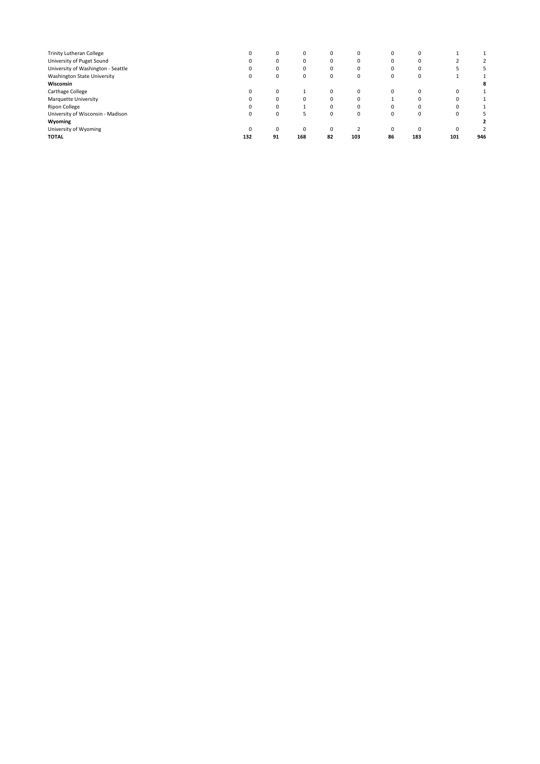| | | | | | | | | | |
|---|---|---|---|---|---|---|---|---|---|
| Trinity Lutheran College | 0 | 0 | 0 | 0 | 0 | 0 | 0 | 1 | 1 |
| University of Puget Sound | 0 | 0 | 0 | 0 | 0 | 0 | 0 | 2 | 2 |
| University of Washington - Seattle | 0 | 0 | 0 | 0 | 0 | 0 | 0 | 5 | 5 |
| Washington State University | 0 | 0 | 0 | 0 | 0 | 0 | 0 | 1 | 1 |
| **Wisconsin** | | | | | | | | | **8** |
| Carthage College | 0 | 0 | 1 | 0 | 0 | 0 | 0 | 0 | 1 |
| Marquette University | 0 | 0 | 0 | 0 | 0 | 1 | 0 | 0 | 1 |
| Ripon College | 0 | 0 | 1 | 0 | 0 | 0 | 0 | 0 | 1 |
| University of Wisconsin - Madison | 0 | 0 | 5 | 0 | 0 | 0 | 0 | 0 | 5 |
| **Wyoming** | | | | | | | | | **2** |
| University of Wyoming | 0 | 0 | 0 | 0 | 2 | 0 | 0 | 0 | 2 |
| **TOTAL** | **132** | **91** | **168** | **82** | **103** | **86** | **183** | **101** | **946** |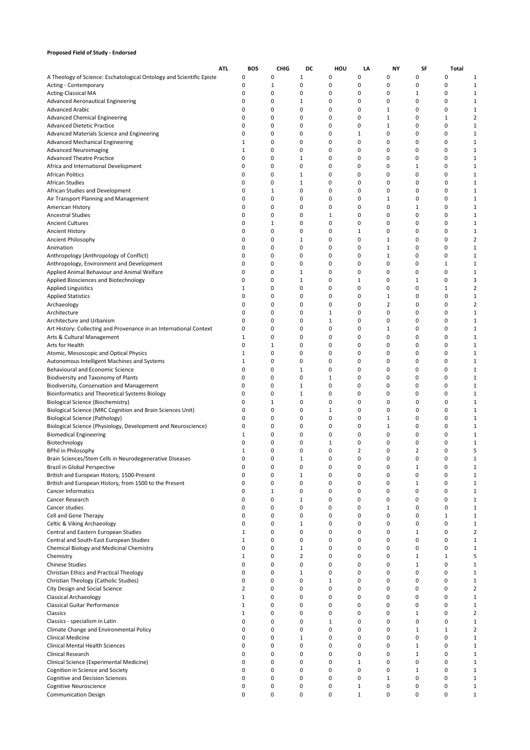**Proposed Field of Study - Endorsed**

| | ATL | BOS | CHIG | DC | HOU | LA | NY | SF | Total |
|---|---|---|---|---|---|---|---|---|---|
| A Theology of Science: Eschatological Ontology and Scientific Episte | 0 | 0 | 1 | 0 | 0 | 0 | 0 | 0 | 1 |
| Acting - Contemporary | 0 | 1 | 0 | 0 | 0 | 0 | 0 | 0 | 1 |
| Acting-Classical MA | 0 | 0 | 0 | 0 | 0 | 0 | 1 | 0 | 1 |
| Advanced Aeronautical Engineering | 0 | 0 | 1 | 0 | 0 | 0 | 0 | 0 | 1 |
| Advanced Arabic | 0 | 0 | 0 | 0 | 0 | 1 | 0 | 0 | 1 |
| Advanced Chemical Engineering | 0 | 0 | 0 | 0 | 0 | 1 | 0 | 1 | 2 |
| Advanced Dietetic Practice | 0 | 0 | 0 | 0 | 0 | 1 | 0 | 0 | 1 |
| Advanced Materials Science and Engineering | 0 | 0 | 0 | 0 | 1 | 0 | 0 | 0 | 1 |
| Advanced Mechanical Engineering | 1 | 0 | 0 | 0 | 0 | 0 | 0 | 0 | 1 |
| Advanced Neuroimaging | 1 | 0 | 0 | 0 | 0 | 0 | 0 | 0 | 1 |
| Advanced Theatre Practice | 0 | 0 | 1 | 0 | 0 | 0 | 0 | 0 | 1 |
| Africa and International Development | 0 | 0 | 0 | 0 | 0 | 0 | 1 | 0 | 1 |
| African Politics | 0 | 0 | 1 | 0 | 0 | 0 | 0 | 0 | 1 |
| African Studies | 0 | 0 | 1 | 0 | 0 | 0 | 0 | 0 | 1 |
| African Studies and Development | 0 | 1 | 0 | 0 | 0 | 0 | 0 | 0 | 1 |
| Air Transport Planning and Management | 0 | 0 | 0 | 0 | 0 | 1 | 0 | 0 | 1 |
| American History | 0 | 0 | 0 | 0 | 0 | 0 | 1 | 0 | 1 |
| Ancestral Studies | 0 | 0 | 0 | 1 | 0 | 0 | 0 | 0 | 1 |
| Ancient Cultures | 0 | 1 | 0 | 0 | 0 | 0 | 0 | 0 | 1 |
| Ancient History | 0 | 0 | 0 | 0 | 1 | 0 | 0 | 0 | 1 |
| Ancient Philosophy | 0 | 0 | 1 | 0 | 0 | 1 | 0 | 0 | 2 |
| Animation | 0 | 0 | 0 | 0 | 0 | 1 | 0 | 0 | 1 |
| Anthropology (Anthropology of Conflict) | 0 | 0 | 0 | 0 | 0 | 1 | 0 | 0 | 1 |
| Anthropology, Environment and Development | 0 | 0 | 0 | 0 | 0 | 0 | 0 | 1 | 1 |
| Applied Animal Behaviour and Animal Welfare | 0 | 0 | 1 | 0 | 0 | 0 | 0 | 0 | 1 |
| Applied Biosciences and Biotechnology | 0 | 0 | 1 | 0 | 1 | 0 | 1 | 0 | 3 |
| Applied Linguistics | 1 | 0 | 0 | 0 | 0 | 0 | 0 | 1 | 2 |
| Applied Statistics | 0 | 0 | 0 | 0 | 0 | 1 | 0 | 0 | 1 |
| Archaeology | 0 | 0 | 0 | 0 | 0 | 2 | 0 | 0 | 2 |
| Architecture | 0 | 0 | 0 | 1 | 0 | 0 | 0 | 0 | 1 |
| Architecture and Urbanism | 0 | 0 | 0 | 1 | 0 | 0 | 0 | 0 | 1 |
| Art History: Collecting and Provenance in an International Context | 0 | 0 | 0 | 0 | 0 | 1 | 0 | 0 | 1 |
| Arts & Cultural Management | 1 | 0 | 0 | 0 | 0 | 0 | 0 | 0 | 1 |
| Arts for Health | 0 | 1 | 0 | 0 | 0 | 0 | 0 | 0 | 1 |
| Atomic, Mesoscopic and Optical Physics | 1 | 0 | 0 | 0 | 0 | 0 | 0 | 0 | 1 |
| Autonomous Intelligent Machines and Systems | 1 | 0 | 0 | 0 | 0 | 0 | 0 | 0 | 1 |
| Behavioural and Economic Science | 0 | 0 | 1 | 0 | 0 | 0 | 0 | 0 | 1 |
| Biodiversity and Taxonomy of Plants | 0 | 0 | 0 | 1 | 0 | 0 | 0 | 0 | 1 |
| Biodiversity, Conservation and Management | 0 | 0 | 1 | 0 | 0 | 0 | 0 | 0 | 1 |
| Bioinformatics and Theoretical Systems Biology | 0 | 0 | 1 | 0 | 0 | 0 | 0 | 0 | 1 |
| Biological Science (Biochemistry) | 0 | 1 | 0 | 0 | 0 | 0 | 0 | 0 | 1 |
| Biological Science (MRC Cognition and Brain Sciences Unit) | 0 | 0 | 0 | 1 | 0 | 0 | 0 | 0 | 1 |
| Biological Science (Pathology) | 0 | 0 | 0 | 0 | 0 | 1 | 0 | 0 | 1 |
| Biological Science (Physiology, Development and Neuroscience) | 0 | 0 | 0 | 0 | 0 | 1 | 0 | 0 | 1 |
| Biomedical Engineering | 1 | 0 | 0 | 0 | 0 | 0 | 0 | 0 | 1 |
| Biotechnology | 0 | 0 | 0 | 1 | 0 | 0 | 0 | 0 | 1 |
| BPhil in Philosophy | 1 | 0 | 0 | 0 | 2 | 0 | 2 | 0 | 5 |
| Brain Sciences/Stem Cells in Neurodegenerative Diseases | 0 | 0 | 1 | 0 | 0 | 0 | 0 | 0 | 1 |
| Brazil in Global Perspective | 0 | 0 | 0 | 0 | 0 | 0 | 1 | 0 | 1 |
| British and European History, 1500-Present | 0 | 0 | 1 | 0 | 0 | 0 | 0 | 0 | 1 |
| British and European History, from 1500 to the Present | 0 | 0 | 0 | 0 | 0 | 0 | 1 | 0 | 1 |
| Cancer Informatics | 0 | 1 | 0 | 0 | 0 | 0 | 0 | 0 | 1 |
| Cancer Research | 0 | 0 | 1 | 0 | 0 | 0 | 0 | 0 | 1 |
| Cancer studies | 0 | 0 | 0 | 0 | 0 | 1 | 0 | 0 | 1 |
| Cell and Gene Therapy | 0 | 0 | 0 | 0 | 0 | 0 | 0 | 1 | 1 |
| Celtic & Viking Archaeology | 0 | 0 | 1 | 0 | 0 | 0 | 0 | 0 | 1 |
| Central and Eastern European Studies | 1 | 0 | 0 | 0 | 0 | 0 | 1 | 0 | 2 |
| Central and South-East European Studies | 1 | 0 | 0 | 0 | 0 | 0 | 0 | 0 | 1 |
| Chemical Biology and Medicinal Chemistry | 0 | 0 | 1 | 0 | 0 | 0 | 0 | 0 | 1 |
| Chemistry | 1 | 0 | 2 | 0 | 0 | 0 | 1 | 1 | 5 |
| Chinese Studies | 0 | 0 | 0 | 0 | 0 | 0 | 1 | 0 | 1 |
| Christian Ethics and Practical Theology | 0 | 0 | 1 | 0 | 0 | 0 | 0 | 0 | 1 |
| Christian Theology (Catholic Studies) | 0 | 0 | 0 | 1 | 0 | 0 | 0 | 0 | 1 |
| City Design and Social Science | 2 | 0 | 0 | 0 | 0 | 0 | 0 | 0 | 2 |
| Classical Archaeology | 1 | 0 | 0 | 0 | 0 | 0 | 0 | 0 | 1 |
| Classical Guitar Performance | 1 | 0 | 0 | 0 | 0 | 0 | 0 | 0 | 1 |
| Classics | 1 | 0 | 0 | 0 | 0 | 0 | 1 | 0 | 2 |
| Classics - specialism in Latin | 0 | 0 | 0 | 1 | 0 | 0 | 0 | 0 | 1 |
| Climate Change and Environmental Policy | 0 | 0 | 0 | 0 | 0 | 0 | 1 | 1 | 2 |
| Clinical Medicine | 0 | 0 | 1 | 0 | 0 | 0 | 0 | 0 | 1 |
| Clinical Mental Health Sciences | 0 | 0 | 0 | 0 | 0 | 0 | 1 | 0 | 1 |
| Clinical Research | 0 | 0 | 0 | 0 | 0 | 0 | 1 | 0 | 1 |
| Clinical Science (Experimental Medicine) | 0 | 0 | 0 | 0 | 1 | 0 | 0 | 0 | 1 |
| Cognition in Science and Society | 0 | 0 | 0 | 0 | 0 | 0 | 1 | 0 | 1 |
| Cognitive and Decision Sciences | 0 | 0 | 0 | 0 | 0 | 1 | 0 | 0 | 1 |
| Cognitive Neuroscience | 0 | 0 | 0 | 0 | 1 | 0 | 0 | 0 | 1 |
| Communication Design | 0 | 0 | 0 | 0 | 1 | 0 | 0 | 0 | 1 |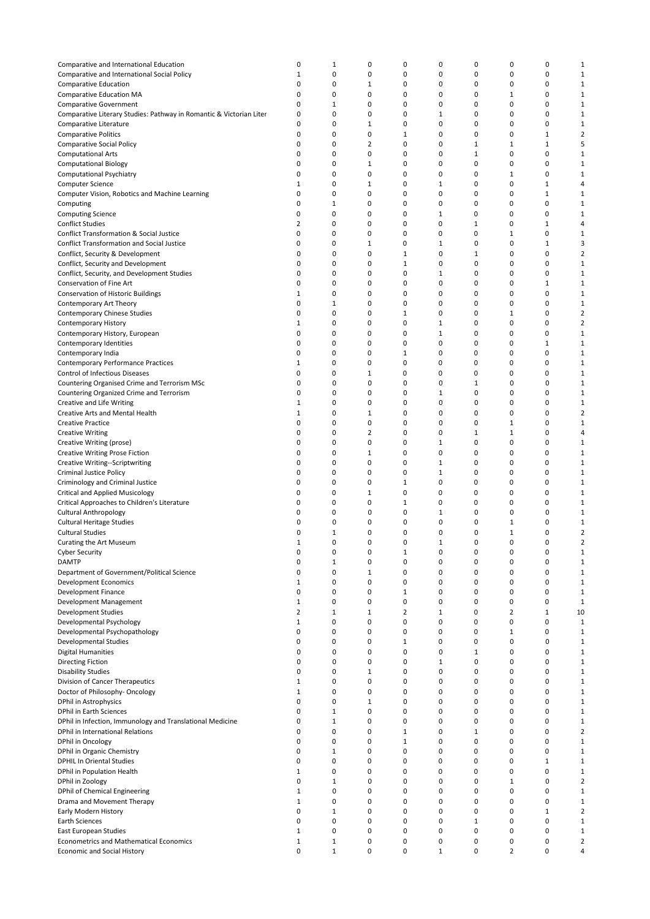| | | | | | | | | | |
|---|---|---|---|---|---|---|---|---|---|
| Comparative and International Education | 0 | 1 | 0 | 0 | 0 | 0 | 0 | 0 | 1 |
| Comparative and International Social Policy | 1 | 0 | 0 | 0 | 0 | 0 | 0 | 0 | 1 |
| Comparative Education | 0 | 0 | 1 | 0 | 0 | 0 | 0 | 0 | 1 |
| Comparative Education MA | 0 | 0 | 0 | 0 | 0 | 0 | 1 | 0 | 1 |
| Comparative Government | 0 | 1 | 0 | 0 | 0 | 0 | 0 | 0 | 1 |
| Comparative Literary Studies: Pathway in Romantic & Victorian Liter | 0 | 0 | 0 | 0 | 1 | 0 | 0 | 0 | 1 |
| Comparative Literature | 0 | 0 | 1 | 0 | 0 | 0 | 0 | 0 | 1 |
| Comparative Politics | 0 | 0 | 0 | 1 | 0 | 0 | 0 | 1 | 2 |
| Comparative Social Policy | 0 | 0 | 2 | 0 | 0 | 1 | 1 | 1 | 5 |
| Computational Arts | 0 | 0 | 0 | 0 | 0 | 1 | 0 | 0 | 1 |
| Computational Biology | 0 | 0 | 1 | 0 | 0 | 0 | 0 | 0 | 1 |
| Computational Psychiatry | 0 | 0 | 0 | 0 | 0 | 0 | 1 | 0 | 1 |
| Computer Science | 1 | 0 | 1 | 0 | 1 | 0 | 0 | 1 | 4 |
| Computer Vision, Robotics and Machine Learning | 0 | 0 | 0 | 0 | 0 | 0 | 0 | 1 | 1 |
| Computing | 0 | 1 | 0 | 0 | 0 | 0 | 0 | 0 | 1 |
| Computing Science | 0 | 0 | 0 | 0 | 1 | 0 | 0 | 0 | 1 |
| Conflict Studies | 2 | 0 | 0 | 0 | 0 | 1 | 0 | 1 | 4 |
| Conflict Transformation & Social Justice | 0 | 0 | 0 | 0 | 0 | 0 | 1 | 0 | 1 |
| Conflict Transformation and Social Justice | 0 | 0 | 1 | 0 | 1 | 0 | 0 | 1 | 3 |
| Conflict, Security & Development | 0 | 0 | 0 | 1 | 0 | 1 | 0 | 0 | 2 |
| Conflict, Security and Development | 0 | 0 | 0 | 1 | 0 | 0 | 0 | 0 | 1 |
| Conflict, Security, and Development Studies | 0 | 0 | 0 | 0 | 1 | 0 | 0 | 0 | 1 |
| Conservation of Fine Art | 0 | 0 | 0 | 0 | 0 | 0 | 0 | 1 | 1 |
| Conservation of Historic Buildings | 1 | 0 | 0 | 0 | 0 | 0 | 0 | 0 | 1 |
| Contemporary Art Theory | 0 | 1 | 0 | 0 | 0 | 0 | 0 | 0 | 1 |
| Contemporary Chinese Studies | 0 | 0 | 0 | 1 | 0 | 0 | 1 | 0 | 2 |
| Contemporary History | 1 | 0 | 0 | 0 | 1 | 0 | 0 | 0 | 2 |
| Contemporary History, European | 0 | 0 | 0 | 0 | 1 | 0 | 0 | 0 | 1 |
| Contemporary Identities | 0 | 0 | 0 | 0 | 0 | 0 | 0 | 1 | 1 |
| Contemporary India | 0 | 0 | 0 | 1 | 0 | 0 | 0 | 0 | 1 |
| Contemporary Performance Practices | 1 | 0 | 0 | 0 | 0 | 0 | 0 | 0 | 1 |
| Control of Infectious Diseases | 0 | 0 | 1 | 0 | 0 | 0 | 0 | 0 | 1 |
| Countering Organised Crime and Terrorism MSc | 0 | 0 | 0 | 0 | 0 | 1 | 0 | 0 | 1 |
| Countering Organized Crime and Terrorism | 0 | 0 | 0 | 0 | 1 | 0 | 0 | 0 | 1 |
| Creative and Life Writing | 1 | 0 | 0 | 0 | 0 | 0 | 0 | 0 | 1 |
| Creative Arts and Mental Health | 1 | 0 | 1 | 0 | 0 | 0 | 0 | 0 | 2 |
| Creative Practice | 0 | 0 | 0 | 0 | 0 | 0 | 1 | 0 | 1 |
| Creative Writing | 0 | 0 | 2 | 0 | 0 | 1 | 1 | 0 | 4 |
| Creative Writing (prose) | 0 | 0 | 0 | 0 | 1 | 0 | 0 | 0 | 1 |
| Creative Writing Prose Fiction | 0 | 0 | 1 | 0 | 0 | 0 | 0 | 0 | 1 |
| Creative Writing--Scriptwriting | 0 | 0 | 0 | 0 | 1 | 0 | 0 | 0 | 1 |
| Criminal Justice Policy | 0 | 0 | 0 | 0 | 1 | 0 | 0 | 0 | 1 |
| Criminology and Criminal Justice | 0 | 0 | 0 | 1 | 0 | 0 | 0 | 0 | 1 |
| Critical and Applied Musicology | 0 | 0 | 1 | 0 | 0 | 0 | 0 | 0 | 1 |
| Critical Approaches to Children's Literature | 0 | 0 | 0 | 1 | 0 | 0 | 0 | 0 | 1 |
| Cultural Anthropology | 0 | 0 | 0 | 0 | 1 | 0 | 0 | 0 | 1 |
| Cultural Heritage Studies | 0 | 0 | 0 | 0 | 0 | 0 | 1 | 0 | 1 |
| Cultural Studies | 0 | 1 | 0 | 0 | 0 | 0 | 1 | 0 | 2 |
| Curating the Art Museum | 1 | 0 | 0 | 0 | 1 | 0 | 0 | 0 | 2 |
| Cyber Security | 0 | 0 | 0 | 1 | 0 | 0 | 0 | 0 | 1 |
| DAMTP | 0 | 1 | 0 | 0 | 0 | 0 | 0 | 0 | 1 |
| Department of Government/Political Science | 0 | 0 | 1 | 0 | 0 | 0 | 0 | 0 | 1 |
| Development Economics | 1 | 0 | 0 | 0 | 0 | 0 | 0 | 0 | 1 |
| Development Finance | 0 | 0 | 0 | 1 | 0 | 0 | 0 | 0 | 1 |
| Development Management | 1 | 0 | 0 | 0 | 0 | 0 | 0 | 0 | 1 |
| Development Studies | 2 | 1 | 1 | 2 | 1 | 0 | 2 | 1 | 10 |
| Developmental Psychology | 1 | 0 | 0 | 0 | 0 | 0 | 0 | 0 | 1 |
| Developmental Psychopathology | 0 | 0 | 0 | 0 | 0 | 0 | 1 | 0 | 1 |
| Developmental Studies | 0 | 0 | 0 | 1 | 0 | 0 | 0 | 0 | 1 |
| Digital Humanities | 0 | 0 | 0 | 0 | 0 | 1 | 0 | 0 | 1 |
| Directing Fiction | 0 | 0 | 0 | 0 | 1 | 0 | 0 | 0 | 1 |
| Disability Studies | 0 | 0 | 1 | 0 | 0 | 0 | 0 | 0 | 1 |
| Division of Cancer Therapeutics | 1 | 0 | 0 | 0 | 0 | 0 | 0 | 0 | 1 |
| Doctor of Philosophy- Oncology | 1 | 0 | 0 | 0 | 0 | 0 | 0 | 0 | 1 |
| DPhil in Astrophysics | 0 | 0 | 1 | 0 | 0 | 0 | 0 | 0 | 1 |
| DPhil in Earth Sciences | 0 | 1 | 0 | 0 | 0 | 0 | 0 | 0 | 1 |
| DPhil in Infection, Immunology and Translational Medicine | 0 | 1 | 0 | 0 | 0 | 0 | 0 | 0 | 1 |
| DPhil in International Relations | 0 | 0 | 0 | 1 | 0 | 1 | 0 | 0 | 2 |
| DPhil in Oncology | 0 | 0 | 0 | 1 | 0 | 0 | 0 | 0 | 1 |
| DPhil in Organic Chemistry | 0 | 1 | 0 | 0 | 0 | 0 | 0 | 0 | 1 |
| DPHIL In Oriental Studies | 0 | 0 | 0 | 0 | 0 | 0 | 0 | 1 | 1 |
| DPhil in Population Health | 1 | 0 | 0 | 0 | 0 | 0 | 0 | 0 | 1 |
| DPhil in Zoology | 0 | 1 | 0 | 0 | 0 | 0 | 1 | 0 | 2 |
| DPhil of Chemical Engineering | 1 | 0 | 0 | 0 | 0 | 0 | 0 | 0 | 1 |
| Drama and Movement Therapy | 1 | 0 | 0 | 0 | 0 | 0 | 0 | 0 | 1 |
| Early Modern History | 0 | 1 | 0 | 0 | 0 | 0 | 0 | 1 | 2 |
| Earth Sciences | 0 | 0 | 0 | 0 | 0 | 1 | 0 | 0 | 1 |
| East European Studies | 1 | 0 | 0 | 0 | 0 | 0 | 0 | 0 | 1 |
| Econometrics and Mathematical Economics | 1 | 1 | 0 | 0 | 0 | 0 | 0 | 0 | 2 |
| Economic and Social History | 0 | 1 | 0 | 0 | 1 | 0 | 2 | 0 | 4 |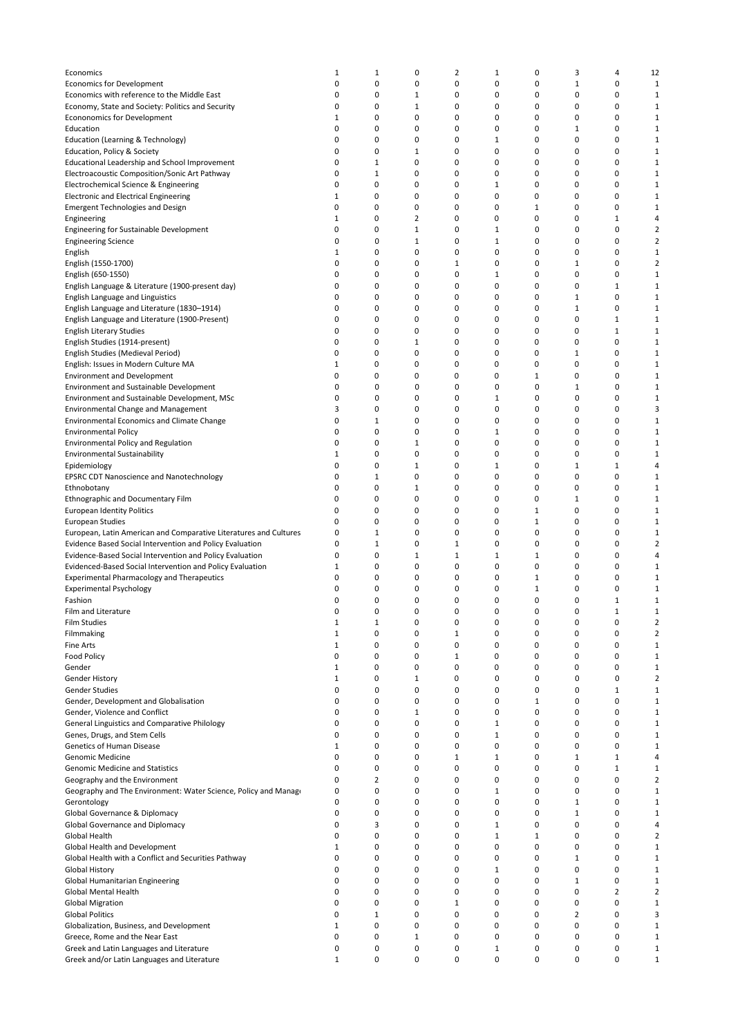| | | | | | | | | | |
|---|---|---|---|---|---|---|---|---|---|
| Economics | 1 | 1 | 0 | 2 | 1 | 0 | 3 | 4 | 12 |
| Economics for Development | 0 | 0 | 0 | 0 | 0 | 0 | 1 | 0 | 1 |
| Economics with reference to the Middle East | 0 | 0 | 1 | 0 | 0 | 0 | 0 | 0 | 1 |
| Economy, State and Society: Politics and Security | 0 | 0 | 1 | 0 | 0 | 0 | 0 | 0 | 1 |
| Econonomics for Development | 1 | 0 | 0 | 0 | 0 | 0 | 0 | 0 | 1 |
| Education | 0 | 0 | 0 | 0 | 0 | 0 | 1 | 0 | 1 |
| Education (Learning & Technology) | 0 | 0 | 0 | 0 | 1 | 0 | 0 | 0 | 1 |
| Education, Policy & Society | 0 | 0 | 1 | 0 | 0 | 0 | 0 | 0 | 1 |
| Educational Leadership and School Improvement | 0 | 1 | 0 | 0 | 0 | 0 | 0 | 0 | 1 |
| Electroacoustic Composition/Sonic Art Pathway | 0 | 1 | 0 | 0 | 0 | 0 | 0 | 0 | 1 |
| Electrochemical Science & Engineering | 0 | 0 | 0 | 0 | 1 | 0 | 0 | 0 | 1 |
| Electronic and Electrical Engineering | 1 | 0 | 0 | 0 | 0 | 0 | 0 | 0 | 1 |
| Emergent Technologies and Design | 0 | 0 | 0 | 0 | 0 | 1 | 0 | 0 | 1 |
| Engineering | 1 | 0 | 2 | 0 | 0 | 0 | 0 | 1 | 4 |
| Engineering for Sustainable Development | 0 | 0 | 1 | 0 | 1 | 0 | 0 | 0 | 2 |
| Engineering Science | 0 | 0 | 1 | 0 | 1 | 0 | 0 | 0 | 2 |
| English | 1 | 0 | 0 | 0 | 0 | 0 | 0 | 0 | 1 |
| English (1550-1700) | 0 | 0 | 0 | 1 | 0 | 0 | 1 | 0 | 2 |
| English (650-1550) | 0 | 0 | 0 | 0 | 1 | 0 | 0 | 0 | 1 |
| English Language & Literature (1900-present day) | 0 | 0 | 0 | 0 | 0 | 0 | 0 | 1 | 1 |
| English Language and Linguistics | 0 | 0 | 0 | 0 | 0 | 0 | 1 | 0 | 1 |
| English Language and Literature (1830–1914) | 0 | 0 | 0 | 0 | 0 | 0 | 1 | 0 | 1 |
| English Language and Literature (1900-Present) | 0 | 0 | 0 | 0 | 0 | 0 | 0 | 1 | 1 |
| English Literary Studies | 0 | 0 | 0 | 0 | 0 | 0 | 0 | 1 | 1 |
| English Studies (1914-present) | 0 | 0 | 1 | 0 | 0 | 0 | 0 | 0 | 1 |
| English Studies (Medieval Period) | 0 | 0 | 0 | 0 | 0 | 0 | 1 | 0 | 1 |
| English: Issues in Modern Culture MA | 1 | 0 | 0 | 0 | 0 | 0 | 0 | 0 | 1 |
| Environment and Development | 0 | 0 | 0 | 0 | 0 | 1 | 0 | 0 | 1 |
| Environment and Sustainable Development | 0 | 0 | 0 | 0 | 0 | 0 | 1 | 0 | 1 |
| Environment and Sustainable Development, MSc | 0 | 0 | 0 | 0 | 1 | 0 | 0 | 0 | 1 |
| Environmental Change and Management | 3 | 0 | 0 | 0 | 0 | 0 | 0 | 0 | 3 |
| Environmental Economics and Climate Change | 0 | 1 | 0 | 0 | 0 | 0 | 0 | 0 | 1 |
| Environmental Policy | 0 | 0 | 0 | 0 | 1 | 0 | 0 | 0 | 1 |
| Environmental Policy and Regulation | 0 | 0 | 1 | 0 | 0 | 0 | 0 | 0 | 1 |
| Environmental Sustainability | 1 | 0 | 0 | 0 | 0 | 0 | 0 | 0 | 1 |
| Epidemiology | 0 | 0 | 1 | 0 | 1 | 0 | 1 | 1 | 4 |
| EPSRC CDT Nanoscience and Nanotechnology | 0 | 1 | 0 | 0 | 0 | 0 | 0 | 0 | 1 |
| Ethnobotany | 0 | 0 | 1 | 0 | 0 | 0 | 0 | 0 | 1 |
| Ethnographic and Documentary Film | 0 | 0 | 0 | 0 | 0 | 0 | 1 | 0 | 1 |
| European Identity Politics | 0 | 0 | 0 | 0 | 0 | 1 | 0 | 0 | 1 |
| European Studies | 0 | 0 | 0 | 0 | 0 | 1 | 0 | 0 | 1 |
| European, Latin American and Comparative Literatures and Cultures | 0 | 1 | 0 | 0 | 0 | 0 | 0 | 0 | 1 |
| Evidence Based Social Intervention and Policy Evaluation | 0 | 1 | 0 | 1 | 0 | 0 | 0 | 0 | 2 |
| Evidence-Based Social Intervention and Policy Evaluation | 0 | 0 | 1 | 1 | 1 | 1 | 0 | 0 | 4 |
| Evidenced-Based Social Intervention and Policy Evaluation | 1 | 0 | 0 | 0 | 0 | 0 | 0 | 0 | 1 |
| Experimental Pharmacology and Therapeutics | 0 | 0 | 0 | 0 | 0 | 1 | 0 | 0 | 1 |
| Experimental Psychology | 0 | 0 | 0 | 0 | 0 | 1 | 0 | 0 | 1 |
| Fashion | 0 | 0 | 0 | 0 | 0 | 0 | 0 | 1 | 1 |
| Film and Literature | 0 | 0 | 0 | 0 | 0 | 0 | 0 | 1 | 1 |
| Film Studies | 1 | 1 | 0 | 0 | 0 | 0 | 0 | 0 | 2 |
| Filmmaking | 1 | 0 | 0 | 1 | 0 | 0 | 0 | 0 | 2 |
| Fine Arts | 1 | 0 | 0 | 0 | 0 | 0 | 0 | 0 | 1 |
| Food Policy | 0 | 0 | 0 | 1 | 0 | 0 | 0 | 0 | 1 |
| Gender | 1 | 0 | 0 | 0 | 0 | 0 | 0 | 0 | 1 |
| Gender History | 1 | 0 | 1 | 0 | 0 | 0 | 0 | 0 | 2 |
| Gender Studies | 0 | 0 | 0 | 0 | 0 | 0 | 0 | 1 | 1 |
| Gender, Development and Globalisation | 0 | 0 | 0 | 0 | 0 | 1 | 0 | 0 | 1 |
| Gender, Violence and Conflict | 0 | 0 | 1 | 0 | 0 | 0 | 0 | 0 | 1 |
| General Linguistics and Comparative Philology | 0 | 0 | 0 | 0 | 1 | 0 | 0 | 0 | 1 |
| Genes, Drugs, and Stem Cells | 0 | 0 | 0 | 0 | 1 | 0 | 0 | 0 | 1 |
| Genetics of Human Disease | 1 | 0 | 0 | 0 | 0 | 0 | 0 | 0 | 1 |
| Genomic Medicine | 0 | 0 | 0 | 1 | 1 | 0 | 1 | 1 | 4 |
| Genomic Medicine and Statistics | 0 | 0 | 0 | 0 | 0 | 0 | 0 | 1 | 1 |
| Geography and the Environment | 0 | 2 | 0 | 0 | 0 | 0 | 0 | 0 | 2 |
| Geography and The Environment: Water Science, Policy and Manag | 0 | 0 | 0 | 0 | 1 | 0 | 0 | 0 | 1 |
| Gerontology | 0 | 0 | 0 | 0 | 0 | 0 | 1 | 0 | 1 |
| Global Governance & Diplomacy | 0 | 0 | 0 | 0 | 0 | 0 | 1 | 0 | 1 |
| Global Governance and Diplomacy | 0 | 3 | 0 | 0 | 1 | 0 | 0 | 0 | 4 |
| Global Health | 0 | 0 | 0 | 0 | 1 | 1 | 0 | 0 | 2 |
| Global Health and Development | 1 | 0 | 0 | 0 | 0 | 0 | 0 | 0 | 1 |
| Global Health with a Conflict and Securities Pathway | 0 | 0 | 0 | 0 | 0 | 0 | 1 | 0 | 1 |
| Global History | 0 | 0 | 0 | 0 | 1 | 0 | 0 | 0 | 1 |
| Global Humanitarian Engineering | 0 | 0 | 0 | 0 | 0 | 0 | 1 | 0 | 1 |
| Global Mental Health | 0 | 0 | 0 | 0 | 0 | 0 | 0 | 2 | 2 |
| Global Migration | 0 | 0 | 0 | 1 | 0 | 0 | 0 | 0 | 1 |
| Global Politics | 0 | 1 | 0 | 0 | 0 | 0 | 2 | 0 | 3 |
| Globalization, Business, and Development | 1 | 0 | 0 | 0 | 0 | 0 | 0 | 0 | 1 |
| Greece, Rome and the Near East | 0 | 0 | 1 | 0 | 0 | 0 | 0 | 0 | 1 |
| Greek and Latin Languages and Literature | 0 | 0 | 0 | 0 | 1 | 0 | 0 | 0 | 1 |
| Greek and/or Latin Languages and Literature | 1 | 0 | 0 | 0 | 0 | 0 | 0 | 0 | 1 |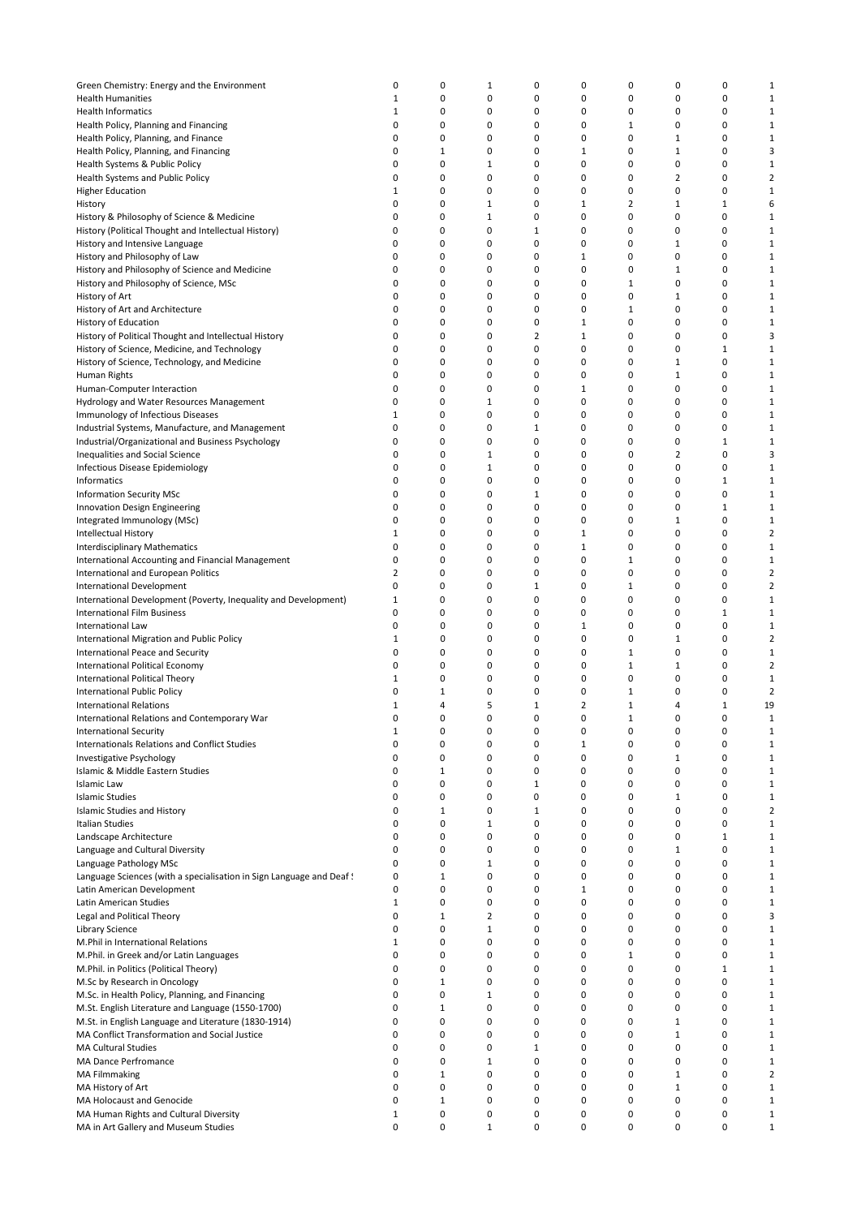| | | | | | | | | | |
|---|---|---|---|---|---|---|---|---|---|
| Green Chemistry: Energy and the Environment | 0 | 0 | 1 | 0 | 0 | 0 | 0 | 0 | 1 |
| Health Humanities | 1 | 0 | 0 | 0 | 0 | 0 | 0 | 0 | 1 |
| Health Informatics | 1 | 0 | 0 | 0 | 0 | 0 | 0 | 0 | 1 |
| Health Policy, Planning and Financing | 0 | 0 | 0 | 0 | 0 | 1 | 0 | 0 | 1 |
| Health Policy, Planning, and Finance | 0 | 0 | 0 | 0 | 0 | 0 | 1 | 0 | 1 |
| Health Policy, Planning, and Financing | 0 | 1 | 0 | 0 | 1 | 0 | 1 | 0 | 3 |
| Health Systems & Public Policy | 0 | 0 | 1 | 0 | 0 | 0 | 0 | 0 | 1 |
| Health Systems and Public Policy | 0 | 0 | 0 | 0 | 0 | 0 | 2 | 0 | 2 |
| Higher Education | 1 | 0 | 0 | 0 | 0 | 0 | 0 | 0 | 1 |
| History | 0 | 0 | 1 | 0 | 1 | 2 | 1 | 1 | 6 |
| History & Philosophy of Science & Medicine | 0 | 0 | 1 | 0 | 0 | 0 | 0 | 0 | 1 |
| History (Political Thought and Intellectual History) | 0 | 0 | 0 | 1 | 0 | 0 | 0 | 0 | 1 |
| History and Intensive Language | 0 | 0 | 0 | 0 | 0 | 0 | 1 | 0 | 1 |
| History and Philosophy of Law | 0 | 0 | 0 | 0 | 1 | 0 | 0 | 0 | 1 |
| History and Philosophy of Science and Medicine | 0 | 0 | 0 | 0 | 0 | 0 | 1 | 0 | 1 |
| History and Philosophy of Science, MSc | 0 | 0 | 0 | 0 | 0 | 1 | 0 | 0 | 1 |
| History of Art | 0 | 0 | 0 | 0 | 0 | 0 | 1 | 0 | 1 |
| History of Art and Architecture | 0 | 0 | 0 | 0 | 0 | 1 | 0 | 0 | 1 |
| History of Education | 0 | 0 | 0 | 0 | 1 | 0 | 0 | 0 | 1 |
| History of Political Thought and Intellectual History | 0 | 0 | 0 | 2 | 1 | 0 | 0 | 0 | 3 |
| History of Science, Medicine, and Technology | 0 | 0 | 0 | 0 | 0 | 0 | 0 | 1 | 1 |
| History of Science, Technology, and Medicine | 0 | 0 | 0 | 0 | 0 | 0 | 1 | 0 | 1 |
| Human Rights | 0 | 0 | 0 | 0 | 0 | 0 | 1 | 0 | 1 |
| Human-Computer Interaction | 0 | 0 | 0 | 0 | 1 | 0 | 0 | 0 | 1 |
| Hydrology and Water Resources Management | 0 | 0 | 1 | 0 | 0 | 0 | 0 | 0 | 1 |
| Immunology of Infectious Diseases | 1 | 0 | 0 | 0 | 0 | 0 | 0 | 0 | 1 |
| Industrial Systems, Manufacture, and Management | 0 | 0 | 0 | 1 | 0 | 0 | 0 | 0 | 1 |
| Industrial/Organizational and Business Psychology | 0 | 0 | 0 | 0 | 0 | 0 | 0 | 1 | 1 |
| Inequalities and Social Science | 0 | 0 | 1 | 0 | 0 | 0 | 2 | 0 | 3 |
| Infectious Disease Epidemiology | 0 | 0 | 1 | 0 | 0 | 0 | 0 | 0 | 1 |
| Informatics | 0 | 0 | 0 | 0 | 0 | 0 | 0 | 1 | 1 |
| Information Security MSc | 0 | 0 | 0 | 1 | 0 | 0 | 0 | 0 | 1 |
| Innovation Design Engineering | 0 | 0 | 0 | 0 | 0 | 0 | 0 | 1 | 1 |
| Integrated Immunology (MSc) | 0 | 0 | 0 | 0 | 0 | 0 | 1 | 0 | 1 |
| Intellectual History | 1 | 0 | 0 | 0 | 1 | 0 | 0 | 0 | 2 |
| Interdisciplinary Mathematics | 0 | 0 | 0 | 0 | 1 | 0 | 0 | 0 | 1 |
| International Accounting and Financial Management | 0 | 0 | 0 | 0 | 0 | 1 | 0 | 0 | 1 |
| International and European Politics | 2 | 0 | 0 | 0 | 0 | 0 | 0 | 0 | 2 |
| International Development | 0 | 0 | 0 | 1 | 0 | 1 | 0 | 0 | 2 |
| International Development (Poverty, Inequality and Development) | 1 | 0 | 0 | 0 | 0 | 0 | 0 | 0 | 1 |
| International Film Business | 0 | 0 | 0 | 0 | 0 | 0 | 0 | 1 | 1 |
| International Law | 0 | 0 | 0 | 0 | 1 | 0 | 0 | 0 | 1 |
| International Migration and Public Policy | 1 | 0 | 0 | 0 | 0 | 0 | 1 | 0 | 2 |
| International Peace and Security | 0 | 0 | 0 | 0 | 0 | 1 | 0 | 0 | 1 |
| International Political Economy | 0 | 0 | 0 | 0 | 0 | 1 | 1 | 0 | 2 |
| International Political Theory | 1 | 0 | 0 | 0 | 0 | 0 | 0 | 0 | 1 |
| International Public Policy | 0 | 1 | 0 | 0 | 0 | 1 | 0 | 0 | 2 |
| International Relations | 1 | 4 | 5 | 1 | 2 | 1 | 4 | 1 | 19 |
| International Relations and Contemporary War | 0 | 0 | 0 | 0 | 0 | 1 | 0 | 0 | 1 |
| International Security | 1 | 0 | 0 | 0 | 0 | 0 | 0 | 0 | 1 |
| Internationals Relations and Conflict Studies | 0 | 0 | 0 | 0 | 1 | 0 | 0 | 0 | 1 |
| Investigative Psychology | 0 | 0 | 0 | 0 | 0 | 0 | 1 | 0 | 1 |
| Islamic & Middle Eastern Studies | 0 | 1 | 0 | 0 | 0 | 0 | 0 | 0 | 1 |
| Islamic Law | 0 | 0 | 0 | 1 | 0 | 0 | 0 | 0 | 1 |
| Islamic Studies | 0 | 0 | 0 | 0 | 0 | 0 | 1 | 0 | 1 |
| Islamic Studies and History | 0 | 1 | 0 | 1 | 0 | 0 | 0 | 0 | 2 |
| Italian Studies | 0 | 0 | 1 | 0 | 0 | 0 | 0 | 0 | 1 |
| Landscape Architecture | 0 | 0 | 0 | 0 | 0 | 0 | 0 | 1 | 1 |
| Language and Cultural Diversity | 0 | 0 | 0 | 0 | 0 | 0 | 1 | 0 | 1 |
| Language Pathology MSc | 0 | 0 | 1 | 0 | 0 | 0 | 0 | 0 | 1 |
| Language Sciences (with a specialisation in Sign Language and Deaf ! | 0 | 1 | 0 | 0 | 0 | 0 | 0 | 0 | 1 |
| Latin American Development | 0 | 0 | 0 | 0 | 1 | 0 | 0 | 0 | 1 |
| Latin American Studies | 1 | 0 | 0 | 0 | 0 | 0 | 0 | 0 | 1 |
| Legal and Political Theory | 0 | 1 | 2 | 0 | 0 | 0 | 0 | 0 | 3 |
| Library Science | 0 | 0 | 1 | 0 | 0 | 0 | 0 | 0 | 1 |
| M.Phil in International Relations | 1 | 0 | 0 | 0 | 0 | 0 | 0 | 0 | 1 |
| M.Phil. in Greek and/or Latin Languages | 0 | 0 | 0 | 0 | 0 | 1 | 0 | 0 | 1 |
| M.Phil. in Politics (Political Theory) | 0 | 0 | 0 | 0 | 0 | 0 | 0 | 1 | 1 |
| M.Sc by Research in Oncology | 0 | 1 | 0 | 0 | 0 | 0 | 0 | 0 | 1 |
| M.Sc. in Health Policy, Planning, and Financing | 0 | 0 | 1 | 0 | 0 | 0 | 0 | 0 | 1 |
| M.St. English Literature and Language (1550-1700) | 0 | 1 | 0 | 0 | 0 | 0 | 0 | 0 | 1 |
| M.St. in English Language and Literature (1830-1914) | 0 | 0 | 0 | 0 | 0 | 0 | 1 | 0 | 1 |
| MA Conflict Transformation and Social Justice | 0 | 0 | 0 | 0 | 0 | 0 | 1 | 0 | 1 |
| MA Cultural Studies | 0 | 0 | 0 | 1 | 0 | 0 | 0 | 0 | 1 |
| MA Dance Perfromance | 0 | 0 | 1 | 0 | 0 | 0 | 0 | 0 | 1 |
| MA Filmmaking | 0 | 1 | 0 | 0 | 0 | 0 | 1 | 0 | 2 |
| MA History of Art | 0 | 0 | 0 | 0 | 0 | 0 | 1 | 0 | 1 |
| MA Holocaust and Genocide | 0 | 1 | 0 | 0 | 0 | 0 | 0 | 0 | 1 |
| MA Human Rights and Cultural Diversity | 1 | 0 | 0 | 0 | 0 | 0 | 0 | 0 | 1 |
| MA in Art Gallery and Museum Studies | 0 | 0 | 1 | 0 | 0 | 0 | 0 | 0 | 1 |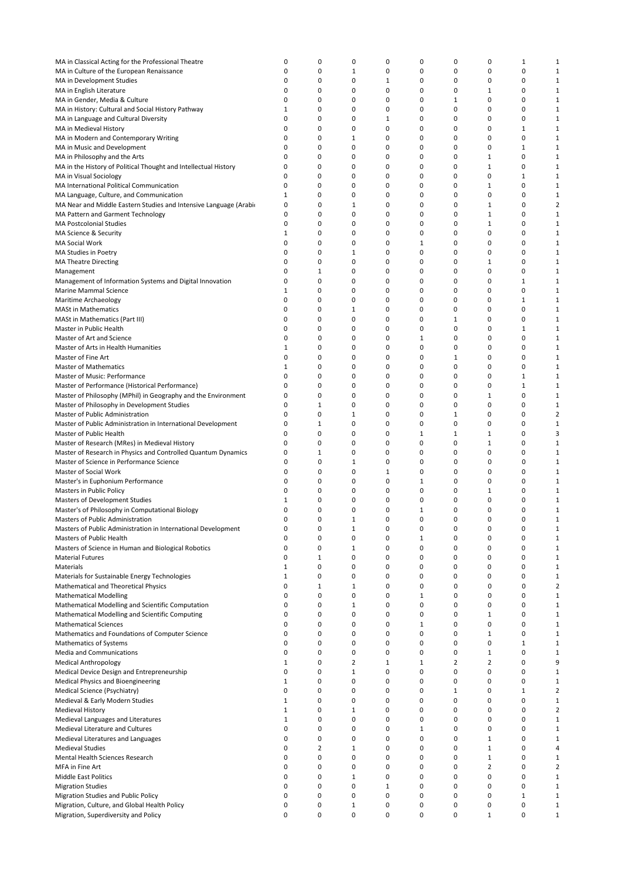| | | | | | | | | | |
|---|---|---|---|---|---|---|---|---|---|
| MA in Classical Acting for the Professional Theatre | 0 | 0 | 0 | 0 | 0 | 0 | 0 | 1 | 1 |
| MA in Culture of the European Renaissance | 0 | 0 | 1 | 0 | 0 | 0 | 0 | 0 | 1 |
| MA in Development Studies | 0 | 0 | 0 | 1 | 0 | 0 | 0 | 0 | 1 |
| MA in English Literature | 0 | 0 | 0 | 0 | 0 | 0 | 1 | 0 | 1 |
| MA in Gender, Media & Culture | 0 | 0 | 0 | 0 | 0 | 1 | 0 | 0 | 1 |
| MA in History: Cultural and Social History Pathway | 1 | 0 | 0 | 0 | 0 | 0 | 0 | 0 | 1 |
| MA in Language and Cultural Diversity | 0 | 0 | 0 | 1 | 0 | 0 | 0 | 0 | 1 |
| MA in Medieval History | 0 | 0 | 0 | 0 | 0 | 0 | 0 | 1 | 1 |
| MA in Modern and Contemporary Writing | 0 | 0 | 1 | 0 | 0 | 0 | 0 | 0 | 1 |
| MA in Music and Development | 0 | 0 | 0 | 0 | 0 | 0 | 0 | 1 | 1 |
| MA in Philosophy and the Arts | 0 | 0 | 0 | 0 | 0 | 0 | 1 | 0 | 1 |
| MA in the History of Political Thought and Intellectual History | 0 | 0 | 0 | 0 | 0 | 0 | 1 | 0 | 1 |
| MA in Visual Sociology | 0 | 0 | 0 | 0 | 0 | 0 | 0 | 1 | 1 |
| MA International Political Communication | 0 | 0 | 0 | 0 | 0 | 0 | 1 | 0 | 1 |
| MA Language, Culture, and Communication | 1 | 0 | 0 | 0 | 0 | 0 | 0 | 0 | 1 |
| MA Near and Middle Eastern Studies and Intensive Language (Arabi | 0 | 0 | 1 | 0 | 0 | 0 | 1 | 0 | 2 |
| MA Pattern and Garment Technology | 0 | 0 | 0 | 0 | 0 | 0 | 1 | 0 | 1 |
| MA Postcolonial Studies | 0 | 0 | 0 | 0 | 0 | 0 | 1 | 0 | 1 |
| MA Science & Security | 1 | 0 | 0 | 0 | 0 | 0 | 0 | 0 | 1 |
| MA Social Work | 0 | 0 | 0 | 0 | 1 | 0 | 0 | 0 | 1 |
| MA Studies in Poetry | 0 | 0 | 1 | 0 | 0 | 0 | 0 | 0 | 1 |
| MA Theatre Directing | 0 | 0 | 0 | 0 | 0 | 0 | 1 | 0 | 1 |
| Management | 0 | 1 | 0 | 0 | 0 | 0 | 0 | 0 | 1 |
| Management of Information Systems and Digital Innovation | 0 | 0 | 0 | 0 | 0 | 0 | 0 | 1 | 1 |
| Marine Mammal Science | 1 | 0 | 0 | 0 | 0 | 0 | 0 | 0 | 1 |
| Maritime Archaeology | 0 | 0 | 0 | 0 | 0 | 0 | 0 | 1 | 1 |
| MASt in Mathematics | 0 | 0 | 1 | 0 | 0 | 0 | 0 | 0 | 1 |
| MASt in Mathematics (Part III) | 0 | 0 | 0 | 0 | 0 | 1 | 0 | 0 | 1 |
| Master in Public Health | 0 | 0 | 0 | 0 | 0 | 0 | 0 | 1 | 1 |
| Master of Art and Science | 0 | 0 | 0 | 0 | 1 | 0 | 0 | 0 | 1 |
| Master of Arts in Health Humanities | 1 | 0 | 0 | 0 | 0 | 0 | 0 | 0 | 1 |
| Master of Fine Art | 0 | 0 | 0 | 0 | 0 | 1 | 0 | 0 | 1 |
| Master of Mathematics | 1 | 0 | 0 | 0 | 0 | 0 | 0 | 0 | 1 |
| Master of Music: Performance | 0 | 0 | 0 | 0 | 0 | 0 | 0 | 1 | 1 |
| Master of Performance (Historical Performance) | 0 | 0 | 0 | 0 | 0 | 0 | 0 | 1 | 1 |
| Master of Philosophy (MPhil) in Geography and the Environment | 0 | 0 | 0 | 0 | 0 | 0 | 1 | 0 | 1 |
| Master of Philosophy in Development Studies | 0 | 1 | 0 | 0 | 0 | 0 | 0 | 0 | 1 |
| Master of Public Administration | 0 | 0 | 1 | 0 | 0 | 1 | 0 | 0 | 2 |
| Master of Public Administration in International Development | 0 | 1 | 0 | 0 | 0 | 0 | 0 | 0 | 1 |
| Master of Public Health | 0 | 0 | 0 | 0 | 1 | 1 | 1 | 0 | 3 |
| Master of Research (MRes) in Medieval History | 0 | 0 | 0 | 0 | 0 | 0 | 1 | 0 | 1 |
| Master of Research in Physics and Controlled Quantum Dynamics | 0 | 1 | 0 | 0 | 0 | 0 | 0 | 0 | 1 |
| Master of Science in Performance Science | 0 | 0 | 1 | 0 | 0 | 0 | 0 | 0 | 1 |
| Master of Social Work | 0 | 0 | 0 | 1 | 0 | 0 | 0 | 0 | 1 |
| Master's in Euphonium Performance | 0 | 0 | 0 | 0 | 1 | 0 | 0 | 0 | 1 |
| Masters in Public Policy | 0 | 0 | 0 | 0 | 0 | 0 | 1 | 0 | 1 |
| Masters of Development Studies | 1 | 0 | 0 | 0 | 0 | 0 | 0 | 0 | 1 |
| Master's of Philosophy in Computational Biology | 0 | 0 | 0 | 0 | 1 | 0 | 0 | 0 | 1 |
| Masters of Public Administration | 0 | 0 | 1 | 0 | 0 | 0 | 0 | 0 | 1 |
| Masters of Public Administration in International Development | 0 | 0 | 1 | 0 | 0 | 0 | 0 | 0 | 1 |
| Masters of Public Health | 0 | 0 | 0 | 0 | 1 | 0 | 0 | 0 | 1 |
| Masters of Science in Human and Biological Robotics | 0 | 0 | 1 | 0 | 0 | 0 | 0 | 0 | 1 |
| Material Futures | 0 | 1 | 0 | 0 | 0 | 0 | 0 | 0 | 1 |
| Materials | 1 | 0 | 0 | 0 | 0 | 0 | 0 | 0 | 1 |
| Materials for Sustainable Energy Technologies | 1 | 0 | 0 | 0 | 0 | 0 | 0 | 0 | 1 |
| Mathematical and Theoretical Physics | 0 | 1 | 1 | 0 | 0 | 0 | 0 | 0 | 2 |
| Mathematical Modelling | 0 | 0 | 0 | 0 | 1 | 0 | 0 | 0 | 1 |
| Mathematical Modelling and Scientific Computation | 0 | 0 | 1 | 0 | 0 | 0 | 0 | 0 | 1 |
| Mathematical Modelling and Scientific Computing | 0 | 0 | 0 | 0 | 0 | 0 | 1 | 0 | 1 |
| Mathematical Sciences | 0 | 0 | 0 | 0 | 1 | 0 | 0 | 0 | 1 |
| Mathematics and Foundations of Computer Science | 0 | 0 | 0 | 0 | 0 | 0 | 1 | 0 | 1 |
| Mathematics of Systems | 0 | 0 | 0 | 0 | 0 | 0 | 0 | 1 | 1 |
| Media and Communications | 0 | 0 | 0 | 0 | 0 | 0 | 1 | 0 | 1 |
| Medical Anthropology | 1 | 0 | 2 | 1 | 1 | 2 | 2 | 0 | 9 |
| Medical Device Design and Entrepreneurship | 0 | 0 | 1 | 0 | 0 | 0 | 0 | 0 | 1 |
| Medical Physics and Bioengineering | 1 | 0 | 0 | 0 | 0 | 0 | 0 | 0 | 1 |
| Medical Science (Psychiatry) | 0 | 0 | 0 | 0 | 0 | 1 | 0 | 1 | 2 |
| Medieval & Early Modern Studies | 1 | 0 | 0 | 0 | 0 | 0 | 0 | 0 | 1 |
| Medieval History | 1 | 0 | 1 | 0 | 0 | 0 | 0 | 0 | 2 |
| Medieval Languages and Literatures | 1 | 0 | 0 | 0 | 0 | 0 | 0 | 0 | 1 |
| Medieval Literature and Cultures | 0 | 0 | 0 | 0 | 1 | 0 | 0 | 0 | 1 |
| Medieval Literatures and Languages | 0 | 0 | 0 | 0 | 0 | 0 | 1 | 0 | 1 |
| Medieval Studies | 0 | 2 | 1 | 0 | 0 | 0 | 1 | 0 | 4 |
| Mental Health Sciences Research | 0 | 0 | 0 | 0 | 0 | 0 | 1 | 0 | 1 |
| MFA in Fine Art | 0 | 0 | 0 | 0 | 0 | 0 | 2 | 0 | 2 |
| Middle East Politics | 0 | 0 | 1 | 0 | 0 | 0 | 0 | 0 | 1 |
| Migration Studies | 0 | 0 | 0 | 1 | 0 | 0 | 0 | 0 | 1 |
| Migration Studies and Public Policy | 0 | 0 | 0 | 0 | 0 | 0 | 0 | 1 | 1 |
| Migration, Culture, and Global Health Policy | 0 | 0 | 1 | 0 | 0 | 0 | 0 | 0 | 1 |
| Migration, Superdiversity and Policy | 0 | 0 | 0 | 0 | 0 | 0 | 1 | 0 | 1 |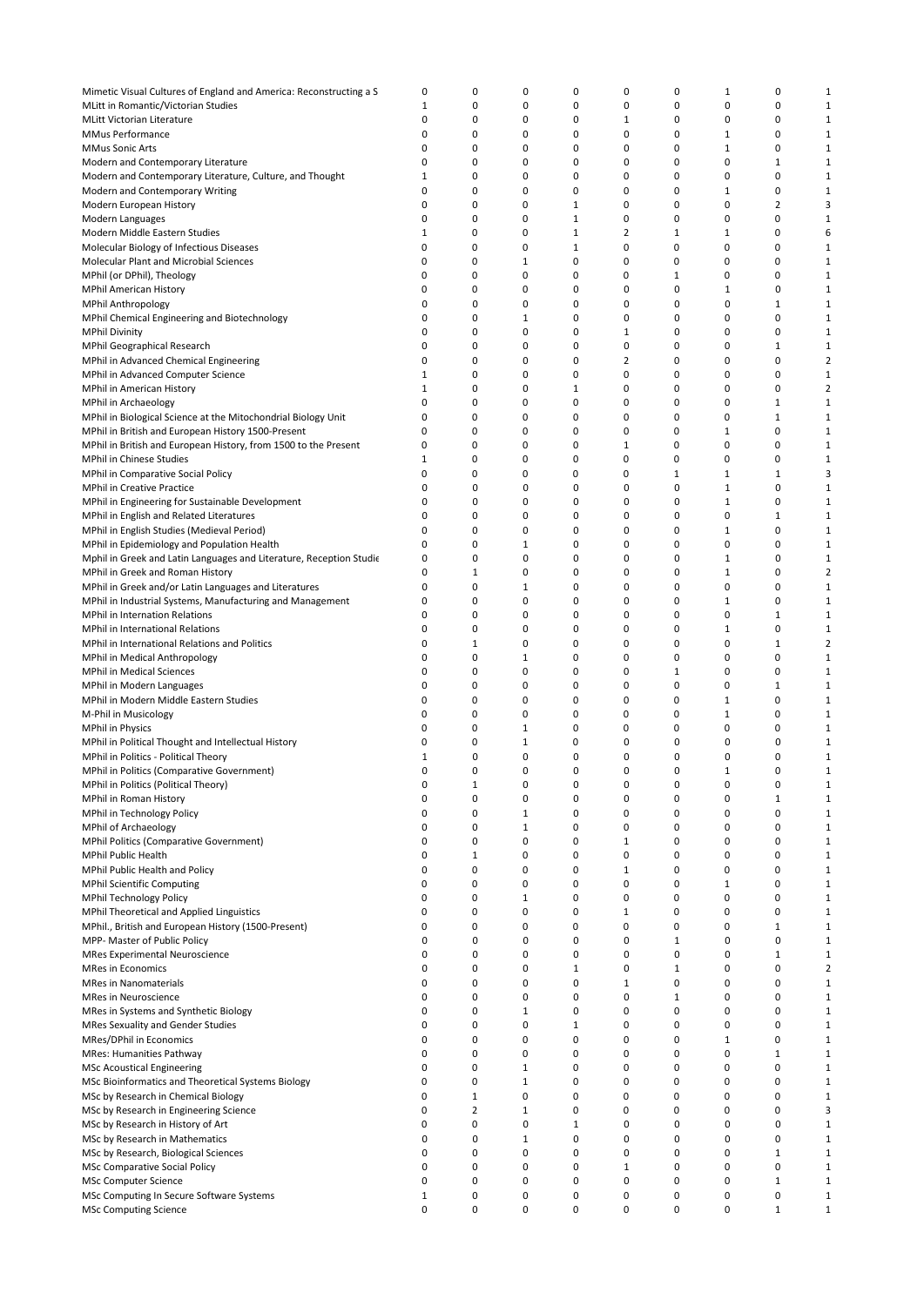| | | | | | | | | | |
|---|---|---|---|---|---|---|---|---|---|
| Mimetic Visual Cultures of England and America: Reconstructing a S | 0 | 0 | 0 | 0 | 0 | 0 | 1 | 0 | 1 |
| MLitt in Romantic/Victorian Studies | 1 | 0 | 0 | 0 | 0 | 0 | 0 | 0 | 1 |
| MLitt Victorian Literature | 0 | 0 | 0 | 0 | 1 | 0 | 0 | 0 | 1 |
| MMus Performance | 0 | 0 | 0 | 0 | 0 | 0 | 1 | 0 | 1 |
| MMus Sonic Arts | 0 | 0 | 0 | 0 | 0 | 0 | 1 | 0 | 1 |
| Modern and Contemporary Literature | 0 | 0 | 0 | 0 | 0 | 0 | 0 | 1 | 1 |
| Modern and Contemporary Literature, Culture, and Thought | 1 | 0 | 0 | 0 | 0 | 0 | 0 | 0 | 1 |
| Modern and Contemporary Writing | 0 | 0 | 0 | 0 | 0 | 0 | 1 | 0 | 1 |
| Modern European History | 0 | 0 | 0 | 1 | 0 | 0 | 0 | 2 | 3 |
| Modern Languages | 0 | 0 | 0 | 1 | 0 | 0 | 0 | 0 | 1 |
| Modern Middle Eastern Studies | 1 | 0 | 0 | 1 | 2 | 1 | 1 | 0 | 6 |
| Molecular Biology of Infectious Diseases | 0 | 0 | 0 | 1 | 0 | 0 | 0 | 0 | 1 |
| Molecular Plant and Microbial Sciences | 0 | 0 | 1 | 0 | 0 | 0 | 0 | 0 | 1 |
| MPhil (or DPhil), Theology | 0 | 0 | 0 | 0 | 0 | 1 | 0 | 0 | 1 |
| MPhil American History | 0 | 0 | 0 | 0 | 0 | 0 | 1 | 0 | 1 |
| MPhil Anthropology | 0 | 0 | 0 | 0 | 0 | 0 | 0 | 1 | 1 |
| MPhil Chemical Engineering and Biotechnology | 0 | 0 | 1 | 0 | 0 | 0 | 0 | 0 | 1 |
| MPhil Divinity | 0 | 0 | 0 | 0 | 1 | 0 | 0 | 0 | 1 |
| MPhil Geographical Research | 0 | 0 | 0 | 0 | 0 | 0 | 0 | 1 | 1 |
| MPhil in Advanced Chemical Engineering | 0 | 0 | 0 | 0 | 2 | 0 | 0 | 0 | 2 |
| MPhil in Advanced Computer Science | 1 | 0 | 0 | 0 | 0 | 0 | 0 | 0 | 1 |
| MPhil in American History | 1 | 0 | 0 | 1 | 0 | 0 | 0 | 0 | 2 |
| MPhil in Archaeology | 0 | 0 | 0 | 0 | 0 | 0 | 0 | 1 | 1 |
| MPhil in Biological Science at the Mitochondrial Biology Unit | 0 | 0 | 0 | 0 | 0 | 0 | 0 | 1 | 1 |
| MPhil in British and European History 1500-Present | 0 | 0 | 0 | 0 | 0 | 0 | 1 | 0 | 1 |
| MPhil in British and European History, from 1500 to the Present | 0 | 0 | 0 | 0 | 1 | 0 | 0 | 0 | 1 |
| MPhil in Chinese Studies | 1 | 0 | 0 | 0 | 0 | 0 | 0 | 0 | 1 |
| MPhil in Comparative Social Policy | 0 | 0 | 0 | 0 | 0 | 1 | 1 | 1 | 3 |
| MPhil in Creative Practice | 0 | 0 | 0 | 0 | 0 | 0 | 1 | 0 | 1 |
| MPhil in Engineering for Sustainable Development | 0 | 0 | 0 | 0 | 0 | 0 | 1 | 0 | 1 |
| MPhil in English and Related Literatures | 0 | 0 | 0 | 0 | 0 | 0 | 0 | 1 | 1 |
| MPhil in English Studies (Medieval Period) | 0 | 0 | 0 | 0 | 0 | 0 | 1 | 0 | 1 |
| MPhil in Epidemiology and Population Health | 0 | 0 | 1 | 0 | 0 | 0 | 0 | 0 | 1 |
| Mphil in Greek and Latin Languages and Literature, Reception Studie | 0 | 0 | 0 | 0 | 0 | 0 | 1 | 0 | 1 |
| MPhil in Greek and Roman History | 0 | 1 | 0 | 0 | 0 | 0 | 1 | 0 | 2 |
| MPhil in Greek and/or Latin Languages and Literatures | 0 | 0 | 1 | 0 | 0 | 0 | 0 | 0 | 1 |
| MPhil in Industrial Systems, Manufacturing and Management | 0 | 0 | 0 | 0 | 0 | 0 | 1 | 0 | 1 |
| MPhil in Internation Relations | 0 | 0 | 0 | 0 | 0 | 0 | 0 | 1 | 1 |
| MPhil in International Relations | 0 | 0 | 0 | 0 | 0 | 0 | 1 | 0 | 1 |
| MPhil in International Relations and Politics | 0 | 1 | 0 | 0 | 0 | 0 | 0 | 1 | 2 |
| MPhil in Medical Anthropology | 0 | 0 | 1 | 0 | 0 | 0 | 0 | 0 | 1 |
| MPhil in Medical Sciences | 0 | 0 | 0 | 0 | 0 | 1 | 0 | 0 | 1 |
| MPhil in Modern Languages | 0 | 0 | 0 | 0 | 0 | 0 | 0 | 1 | 1 |
| MPhil in Modern Middle Eastern Studies | 0 | 0 | 0 | 0 | 0 | 0 | 1 | 0 | 1 |
| M-Phil in Musicology | 0 | 0 | 0 | 0 | 0 | 0 | 1 | 0 | 1 |
| MPhil in Physics | 0 | 0 | 1 | 0 | 0 | 0 | 0 | 0 | 1 |
| MPhil in Political Thought and Intellectual History | 0 | 0 | 1 | 0 | 0 | 0 | 0 | 0 | 1 |
| MPhil in Politics - Political Theory | 1 | 0 | 0 | 0 | 0 | 0 | 0 | 0 | 1 |
| MPhil in Politics (Comparative Government) | 0 | 0 | 0 | 0 | 0 | 0 | 1 | 0 | 1 |
| MPhil in Politics (Political Theory) | 0 | 1 | 0 | 0 | 0 | 0 | 0 | 0 | 1 |
| MPhil in Roman History | 0 | 0 | 0 | 0 | 0 | 0 | 0 | 1 | 1 |
| MPhil in Technology Policy | 0 | 0 | 1 | 0 | 0 | 0 | 0 | 0 | 1 |
| MPhil of Archaeology | 0 | 0 | 1 | 0 | 0 | 0 | 0 | 0 | 1 |
| MPhil Politics (Comparative Government) | 0 | 0 | 0 | 0 | 1 | 0 | 0 | 0 | 1 |
| MPhil Public Health | 0 | 1 | 0 | 0 | 0 | 0 | 0 | 0 | 1 |
| MPhil Public Health and Policy | 0 | 0 | 0 | 0 | 1 | 0 | 0 | 0 | 1 |
| MPhil Scientific Computing | 0 | 0 | 0 | 0 | 0 | 0 | 1 | 0 | 1 |
| MPhil Technology Policy | 0 | 0 | 1 | 0 | 0 | 0 | 0 | 0 | 1 |
| MPhil Theoretical and Applied Linguistics | 0 | 0 | 0 | 0 | 1 | 0 | 0 | 0 | 1 |
| MPhil., British and European History (1500-Present) | 0 | 0 | 0 | 0 | 0 | 0 | 0 | 1 | 1 |
| MPP- Master of Public Policy | 0 | 0 | 0 | 0 | 0 | 1 | 0 | 0 | 1 |
| MRes Experimental Neuroscience | 0 | 0 | 0 | 0 | 0 | 0 | 0 | 1 | 1 |
| MRes in Economics | 0 | 0 | 0 | 1 | 0 | 1 | 0 | 0 | 2 |
| MRes in Nanomaterials | 0 | 0 | 0 | 0 | 1 | 0 | 0 | 0 | 1 |
| MRes in Neuroscience | 0 | 0 | 0 | 0 | 0 | 1 | 0 | 0 | 1 |
| MRes in Systems and Synthetic Biology | 0 | 0 | 1 | 0 | 0 | 0 | 0 | 0 | 1 |
| MRes Sexuality and Gender Studies | 0 | 0 | 0 | 1 | 0 | 0 | 0 | 0 | 1 |
| MRes/DPhil in Economics | 0 | 0 | 0 | 0 | 0 | 0 | 1 | 0 | 1 |
| MRes: Humanities Pathway | 0 | 0 | 0 | 0 | 0 | 0 | 0 | 1 | 1 |
| MSc Acoustical Engineering | 0 | 0 | 1 | 0 | 0 | 0 | 0 | 0 | 1 |
| MSc Bioinformatics and Theoretical Systems Biology | 0 | 0 | 1 | 0 | 0 | 0 | 0 | 0 | 1 |
| MSc by Research in Chemical Biology | 0 | 1 | 0 | 0 | 0 | 0 | 0 | 0 | 1 |
| MSc by Research in Engineering Science | 0 | 2 | 1 | 0 | 0 | 0 | 0 | 0 | 3 |
| MSc by Research in History of Art | 0 | 0 | 0 | 1 | 0 | 0 | 0 | 0 | 1 |
| MSc by Research in Mathematics | 0 | 0 | 1 | 0 | 0 | 0 | 0 | 0 | 1 |
| MSc by Research, Biological Sciences | 0 | 0 | 0 | 0 | 0 | 0 | 0 | 1 | 1 |
| MSc Comparative Social Policy | 0 | 0 | 0 | 0 | 1 | 0 | 0 | 0 | 1 |
| MSc Computer Science | 0 | 0 | 0 | 0 | 0 | 0 | 0 | 1 | 1 |
| MSc Computing In Secure Software Systems | 1 | 0 | 0 | 0 | 0 | 0 | 0 | 0 | 1 |
| MSc Computing Science | 0 | 0 | 0 | 0 | 0 | 0 | 0 | 1 | 1 |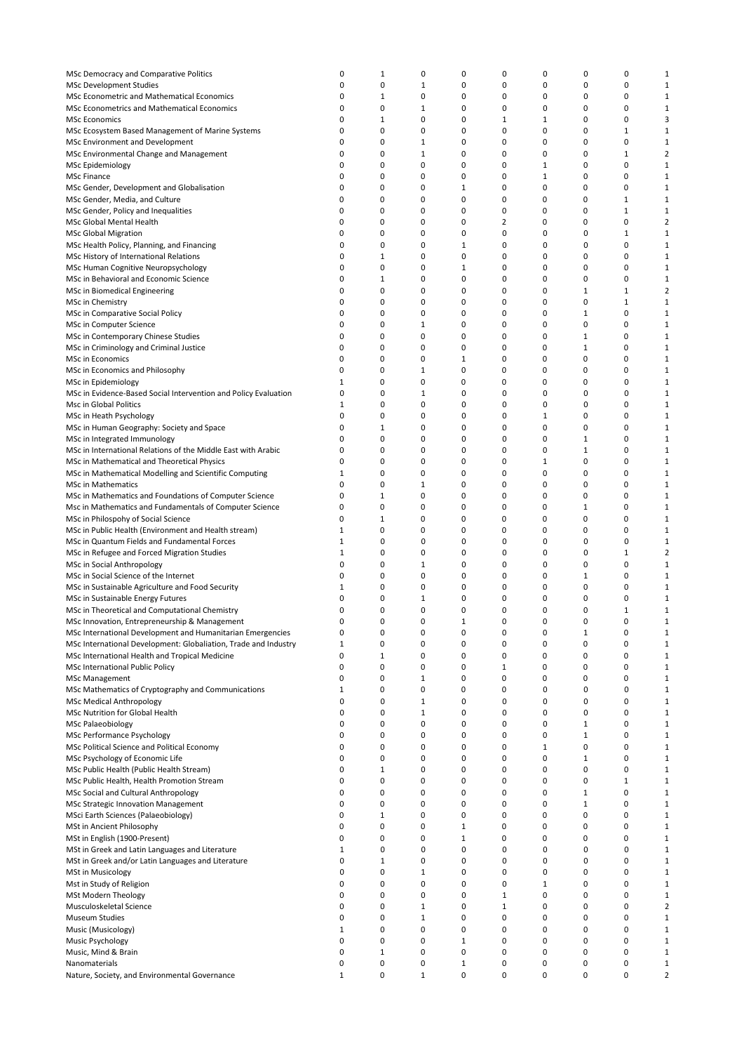| | | | | | | | | | |
|---|---|---|---|---|---|---|---|---|---|
| MSc Democracy and Comparative Politics | 0 | 1 | 0 | 0 | 0 | 0 | 0 | 0 | 1 |
| MSc Development Studies | 0 | 0 | 1 | 0 | 0 | 0 | 0 | 0 | 1 |
| MSc Econometric and Mathematical Economics | 0 | 1 | 0 | 0 | 0 | 0 | 0 | 0 | 1 |
| MSc Econometrics and Mathematical Economics | 0 | 0 | 1 | 0 | 0 | 0 | 0 | 0 | 1 |
| MSc Economics | 0 | 1 | 0 | 0 | 1 | 1 | 0 | 0 | 3 |
| MSc Ecosystem Based Management of Marine Systems | 0 | 0 | 0 | 0 | 0 | 0 | 0 | 1 | 1 |
| MSc Environment and Development | 0 | 0 | 1 | 0 | 0 | 0 | 0 | 0 | 1 |
| MSc Environmental Change and Management | 0 | 0 | 1 | 0 | 0 | 0 | 0 | 1 | 2 |
| MSc Epidemiology | 0 | 0 | 0 | 0 | 0 | 1 | 0 | 0 | 1 |
| MSc Finance | 0 | 0 | 0 | 0 | 0 | 1 | 0 | 0 | 1 |
| MSc Gender, Development and Globalisation | 0 | 0 | 0 | 1 | 0 | 0 | 0 | 0 | 1 |
| MSc Gender, Media, and Culture | 0 | 0 | 0 | 0 | 0 | 0 | 0 | 1 | 1 |
| MSc Gender, Policy and Inequalities | 0 | 0 | 0 | 0 | 0 | 0 | 0 | 1 | 1 |
| MSc Global Mental Health | 0 | 0 | 0 | 0 | 2 | 0 | 0 | 0 | 2 |
| MSc Global Migration | 0 | 0 | 0 | 0 | 0 | 0 | 0 | 1 | 1 |
| MSc Health Policy, Planning, and Financing | 0 | 0 | 0 | 1 | 0 | 0 | 0 | 0 | 1 |
| MSc History of International Relations | 0 | 1 | 0 | 0 | 0 | 0 | 0 | 0 | 1 |
| MSc Human Cognitive Neuropsychology | 0 | 0 | 0 | 1 | 0 | 0 | 0 | 0 | 1 |
| MSc in Behavioral and Economic Science | 0 | 1 | 0 | 0 | 0 | 0 | 0 | 0 | 1 |
| MSc in Biomedical Engineering | 0 | 0 | 0 | 0 | 0 | 0 | 1 | 1 | 2 |
| MSc in Chemistry | 0 | 0 | 0 | 0 | 0 | 0 | 0 | 1 | 1 |
| MSc in Comparative Social Policy | 0 | 0 | 0 | 0 | 0 | 0 | 1 | 0 | 1 |
| MSc in Computer Science | 0 | 0 | 1 | 0 | 0 | 0 | 0 | 0 | 1 |
| MSc in Contemporary Chinese Studies | 0 | 0 | 0 | 0 | 0 | 0 | 1 | 0 | 1 |
| MSc in Criminology and Criminal Justice | 0 | 0 | 0 | 0 | 0 | 0 | 1 | 0 | 1 |
| MSc in Economics | 0 | 0 | 0 | 1 | 0 | 0 | 0 | 0 | 1 |
| MSc in Economics and Philosophy | 0 | 0 | 1 | 0 | 0 | 0 | 0 | 0 | 1 |
| MSc in Epidemiology | 1 | 0 | 0 | 0 | 0 | 0 | 0 | 0 | 1 |
| MSc in Evidence-Based Social Intervention and Policy Evaluation | 0 | 0 | 1 | 0 | 0 | 0 | 0 | 0 | 1 |
| Msc in Global Politics | 1 | 0 | 0 | 0 | 0 | 0 | 0 | 0 | 1 |
| MSc in Heath Psychology | 0 | 0 | 0 | 0 | 0 | 1 | 0 | 0 | 1 |
| MSc in Human Geography: Society and Space | 0 | 1 | 0 | 0 | 0 | 0 | 0 | 0 | 1 |
| MSc in Integrated Immunology | 0 | 0 | 0 | 0 | 0 | 0 | 1 | 0 | 1 |
| MSc in International Relations of the Middle East with Arabic | 0 | 0 | 0 | 0 | 0 | 0 | 1 | 0 | 1 |
| MSc in Mathematical and Theoretical Physics | 0 | 0 | 0 | 0 | 0 | 1 | 0 | 0 | 1 |
| MSc in Mathematical Modelling and Scientific Computing | 1 | 0 | 0 | 0 | 0 | 0 | 0 | 0 | 1 |
| MSc in Mathematics | 0 | 0 | 1 | 0 | 0 | 0 | 0 | 0 | 1 |
| MSc in Mathematics and Foundations of Computer Science | 0 | 1 | 0 | 0 | 0 | 0 | 0 | 0 | 1 |
| Msc in Mathematics and Fundamentals of Computer Science | 0 | 0 | 0 | 0 | 0 | 0 | 1 | 0 | 1 |
| MSc in Philospohy of Social Science | 0 | 1 | 0 | 0 | 0 | 0 | 0 | 0 | 1 |
| MSc in Public Health (Environment and Health stream) | 1 | 0 | 0 | 0 | 0 | 0 | 0 | 0 | 1 |
| MSc in Quantum Fields and Fundamental Forces | 1 | 0 | 0 | 0 | 0 | 0 | 0 | 0 | 1 |
| MSc in Refugee and Forced Migration Studies | 1 | 0 | 0 | 0 | 0 | 0 | 0 | 1 | 2 |
| MSc in Social Anthropology | 0 | 0 | 1 | 0 | 0 | 0 | 0 | 0 | 1 |
| MSc in Social Science of the Internet | 0 | 0 | 0 | 0 | 0 | 0 | 1 | 0 | 1 |
| MSc in Sustainable Agriculture and Food Security | 1 | 0 | 0 | 0 | 0 | 0 | 0 | 0 | 1 |
| MSc in Sustainable Energy Futures | 0 | 0 | 1 | 0 | 0 | 0 | 0 | 0 | 1 |
| MSc in Theoretical and Computational Chemistry | 0 | 0 | 0 | 0 | 0 | 0 | 0 | 1 | 1 |
| MSc Innovation, Entrepreneurship & Management | 0 | 0 | 0 | 1 | 0 | 0 | 0 | 0 | 1 |
| MSc International Development and Humanitarian Emergencies | 0 | 0 | 0 | 0 | 0 | 0 | 1 | 0 | 1 |
| MSc International Development: Globaliation, Trade and Industry | 1 | 0 | 0 | 0 | 0 | 0 | 0 | 0 | 1 |
| MSc International Health and Tropical Medicine | 0 | 1 | 0 | 0 | 0 | 0 | 0 | 0 | 1 |
| MSc International Public Policy | 0 | 0 | 0 | 0 | 1 | 0 | 0 | 0 | 1 |
| MSc Management | 0 | 0 | 1 | 0 | 0 | 0 | 0 | 0 | 1 |
| MSc Mathematics of Cryptography and Communications | 1 | 0 | 0 | 0 | 0 | 0 | 0 | 0 | 1 |
| MSc Medical Anthropology | 0 | 0 | 1 | 0 | 0 | 0 | 0 | 0 | 1 |
| MSc Nutrition for Global Health | 0 | 0 | 1 | 0 | 0 | 0 | 0 | 0 | 1 |
| MSc Palaeobiology | 0 | 0 | 0 | 0 | 0 | 0 | 1 | 0 | 1 |
| MSc Performance Psychology | 0 | 0 | 0 | 0 | 0 | 0 | 1 | 0 | 1 |
| MSc Political Science and Political Economy | 0 | 0 | 0 | 0 | 0 | 1 | 0 | 0 | 1 |
| MSc Psychology of Economic Life | 0 | 0 | 0 | 0 | 0 | 0 | 1 | 0 | 1 |
| MSc Public Health (Public Health Stream) | 0 | 1 | 0 | 0 | 0 | 0 | 0 | 0 | 1 |
| MSc Public Health, Health Promotion Stream | 0 | 0 | 0 | 0 | 0 | 0 | 0 | 1 | 1 |
| MSc Social and Cultural Anthropology | 0 | 0 | 0 | 0 | 0 | 0 | 1 | 0 | 1 |
| MSc Strategic Innovation Management | 0 | 0 | 0 | 0 | 0 | 0 | 1 | 0 | 1 |
| MSci Earth Sciences (Palaeobiology) | 0 | 1 | 0 | 0 | 0 | 0 | 0 | 0 | 1 |
| MSt in Ancient Philosophy | 0 | 0 | 0 | 1 | 0 | 0 | 0 | 0 | 1 |
| MSt in English (1900-Present) | 0 | 0 | 0 | 1 | 0 | 0 | 0 | 0 | 1 |
| MSt in Greek and Latin Languages and Literature | 1 | 0 | 0 | 0 | 0 | 0 | 0 | 0 | 1 |
| MSt in Greek and/or Latin Languages and Literature | 0 | 1 | 0 | 0 | 0 | 0 | 0 | 0 | 1 |
| MSt in Musicology | 0 | 0 | 1 | 0 | 0 | 0 | 0 | 0 | 1 |
| Mst in Study of Religion | 0 | 0 | 0 | 0 | 0 | 1 | 0 | 0 | 1 |
| MSt Modern Theology | 0 | 0 | 0 | 0 | 1 | 0 | 0 | 0 | 1 |
| Musculoskeletal Science | 0 | 0 | 1 | 0 | 1 | 0 | 0 | 0 | 2 |
| Museum Studies | 0 | 0 | 1 | 0 | 0 | 0 | 0 | 0 | 1 |
| Music (Musicology) | 1 | 0 | 0 | 0 | 0 | 0 | 0 | 0 | 1 |
| Music Psychology | 0 | 0 | 0 | 1 | 0 | 0 | 0 | 0 | 1 |
| Music, Mind & Brain | 0 | 1 | 0 | 0 | 0 | 0 | 0 | 0 | 1 |
| Nanomaterials | 0 | 0 | 0 | 1 | 0 | 0 | 0 | 0 | 1 |
| Nature, Society, and Environmental Governance | 1 | 0 | 1 | 0 | 0 | 0 | 0 | 0 | 2 |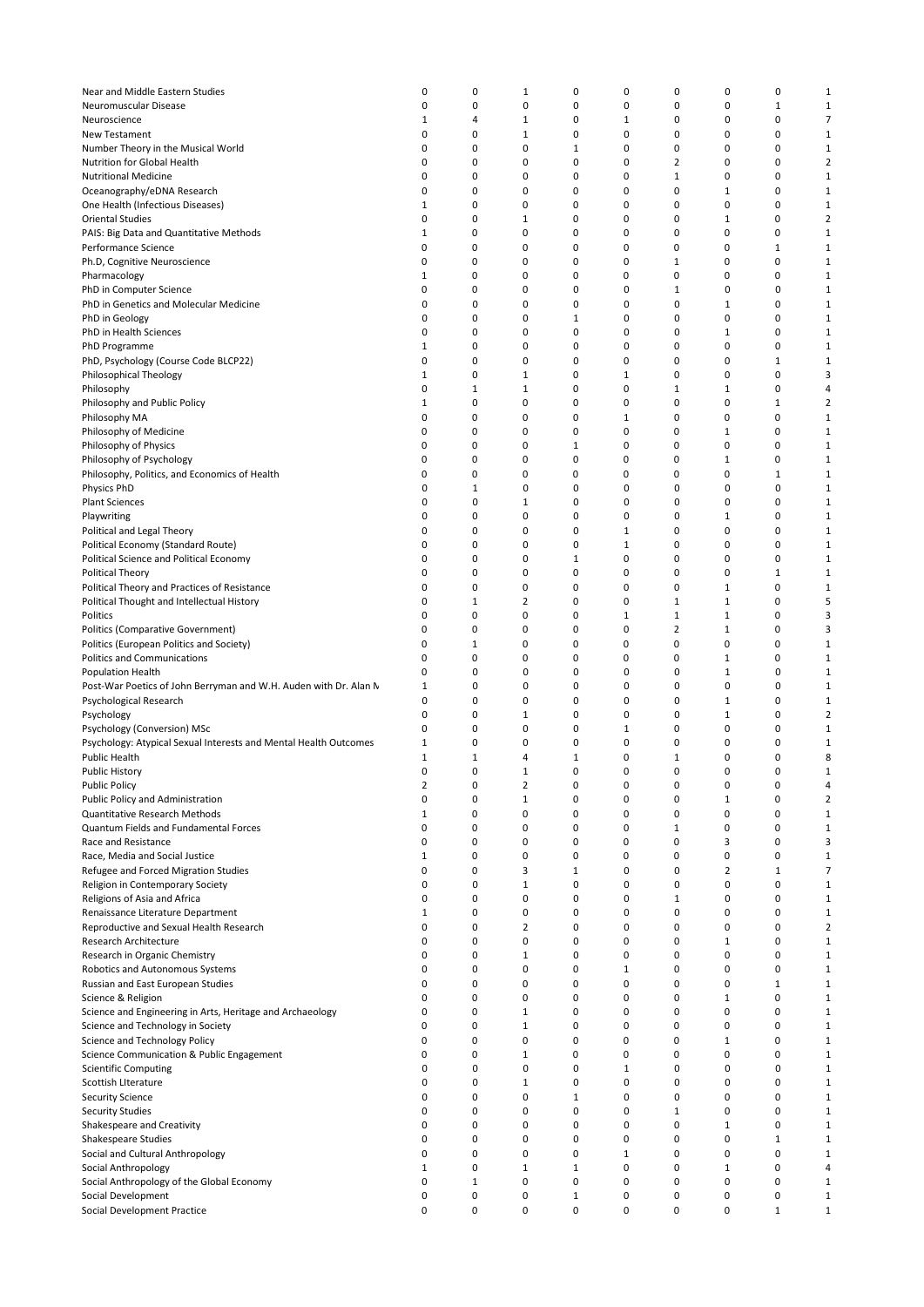| | | | | | | | | | |
|---|---|---|---|---|---|---|---|---|---|
| Near and Middle Eastern Studies | 0 | 0 | 1 | 0 | 0 | 0 | 0 | 0 | 1 |
| Neuromuscular Disease | 0 | 0 | 0 | 0 | 0 | 0 | 0 | 1 | 1 |
| Neuroscience | 1 | 4 | 1 | 0 | 1 | 0 | 0 | 0 | 7 |
| New Testament | 0 | 0 | 1 | 0 | 0 | 0 | 0 | 0 | 1 |
| Number Theory in the Musical World | 0 | 0 | 0 | 1 | 0 | 0 | 0 | 0 | 1 |
| Nutrition for Global Health | 0 | 0 | 0 | 0 | 0 | 2 | 0 | 0 | 2 |
| Nutritional Medicine | 0 | 0 | 0 | 0 | 0 | 1 | 0 | 0 | 1 |
| Oceanography/eDNA Research | 0 | 0 | 0 | 0 | 0 | 0 | 1 | 0 | 1 |
| One Health (Infectious Diseases) | 1 | 0 | 0 | 0 | 0 | 0 | 0 | 0 | 1 |
| Oriental Studies | 0 | 0 | 1 | 0 | 0 | 0 | 1 | 0 | 2 |
| PAIS: Big Data and Quantitative Methods | 1 | 0 | 0 | 0 | 0 | 0 | 0 | 0 | 1 |
| Performance Science | 0 | 0 | 0 | 0 | 0 | 0 | 0 | 1 | 1 |
| Ph.D, Cognitive Neuroscience | 0 | 0 | 0 | 0 | 0 | 1 | 0 | 0 | 1 |
| Pharmacology | 1 | 0 | 0 | 0 | 0 | 0 | 0 | 0 | 1 |
| PhD in Computer Science | 0 | 0 | 0 | 0 | 0 | 1 | 0 | 0 | 1 |
| PhD in Genetics and Molecular Medicine | 0 | 0 | 0 | 0 | 0 | 0 | 1 | 0 | 1 |
| PhD in Geology | 0 | 0 | 0 | 1 | 0 | 0 | 0 | 0 | 1 |
| PhD in Health Sciences | 0 | 0 | 0 | 0 | 0 | 0 | 1 | 0 | 1 |
| PhD Programme | 1 | 0 | 0 | 0 | 0 | 0 | 0 | 0 | 1 |
| PhD, Psychology (Course Code BLCP22) | 0 | 0 | 0 | 0 | 0 | 0 | 0 | 1 | 1 |
| Philosophical Theology | 1 | 0 | 1 | 0 | 1 | 0 | 0 | 0 | 3 |
| Philosophy | 0 | 1 | 1 | 0 | 0 | 1 | 1 | 0 | 4 |
| Philosophy and Public Policy | 1 | 0 | 0 | 0 | 0 | 0 | 0 | 1 | 2 |
| Philosophy MA | 0 | 0 | 0 | 0 | 1 | 0 | 0 | 0 | 1 |
| Philosophy of Medicine | 0 | 0 | 0 | 0 | 0 | 0 | 1 | 0 | 1 |
| Philosophy of Physics | 0 | 0 | 0 | 1 | 0 | 0 | 0 | 0 | 1 |
| Philosophy of Psychology | 0 | 0 | 0 | 0 | 0 | 0 | 1 | 0 | 1 |
| Philosophy, Politics, and Economics of Health | 0 | 0 | 0 | 0 | 0 | 0 | 0 | 1 | 1 |
| Physics PhD | 0 | 1 | 0 | 0 | 0 | 0 | 0 | 0 | 1 |
| Plant Sciences | 0 | 0 | 1 | 0 | 0 | 0 | 0 | 0 | 1 |
| Playwriting | 0 | 0 | 0 | 0 | 0 | 0 | 1 | 0 | 1 |
| Political and Legal Theory | 0 | 0 | 0 | 0 | 1 | 0 | 0 | 0 | 1 |
| Political Economy (Standard Route) | 0 | 0 | 0 | 0 | 1 | 0 | 0 | 0 | 1 |
| Political Science and Political Economy | 0 | 0 | 0 | 1 | 0 | 0 | 0 | 0 | 1 |
| Political Theory | 0 | 0 | 0 | 0 | 0 | 0 | 0 | 1 | 1 |
| Political Theory and Practices of Resistance | 0 | 0 | 0 | 0 | 0 | 0 | 1 | 0 | 1 |
| Political Thought and Intellectual History | 0 | 1 | 2 | 0 | 0 | 1 | 1 | 0 | 5 |
| Politics | 0 | 0 | 0 | 0 | 1 | 1 | 1 | 0 | 3 |
| Politics (Comparative Government) | 0 | 0 | 0 | 0 | 0 | 2 | 1 | 0 | 3 |
| Politics (European Politics and Society) | 0 | 1 | 0 | 0 | 0 | 0 | 0 | 0 | 1 |
| Politics and Communications | 0 | 0 | 0 | 0 | 0 | 0 | 1 | 0 | 1 |
| Population Health | 0 | 0 | 0 | 0 | 0 | 0 | 1 | 0 | 1 |
| Post-War Poetics of John Berryman and W.H. Auden with Dr. Alan M | 1 | 0 | 0 | 0 | 0 | 0 | 0 | 0 | 1 |
| Psychological Research | 0 | 0 | 0 | 0 | 0 | 0 | 1 | 0 | 1 |
| Psychology | 0 | 0 | 1 | 0 | 0 | 0 | 1 | 0 | 2 |
| Psychology (Conversion) MSc | 0 | 0 | 0 | 0 | 1 | 0 | 0 | 0 | 1 |
| Psychology: Atypical Sexual Interests and Mental Health Outcomes | 1 | 0 | 0 | 0 | 0 | 0 | 0 | 0 | 1 |
| Public Health | 1 | 1 | 4 | 1 | 0 | 1 | 0 | 0 | 8 |
| Public History | 0 | 0 | 1 | 0 | 0 | 0 | 0 | 0 | 1 |
| Public Policy | 2 | 0 | 2 | 0 | 0 | 0 | 0 | 0 | 4 |
| Public Policy and Administration | 0 | 0 | 1 | 0 | 0 | 0 | 1 | 0 | 2 |
| Quantitative Research Methods | 1 | 0 | 0 | 0 | 0 | 0 | 0 | 0 | 1 |
| Quantum Fields and Fundamental Forces | 0 | 0 | 0 | 0 | 0 | 1 | 0 | 0 | 1 |
| Race and Resistance | 0 | 0 | 0 | 0 | 0 | 0 | 3 | 0 | 3 |
| Race, Media and Social Justice | 1 | 0 | 0 | 0 | 0 | 0 | 0 | 0 | 1 |
| Refugee and Forced Migration Studies | 0 | 0 | 3 | 1 | 0 | 0 | 2 | 1 | 7 |
| Religion in Contemporary Society | 0 | 0 | 1 | 0 | 0 | 0 | 0 | 0 | 1 |
| Religions of Asia and Africa | 0 | 0 | 0 | 0 | 0 | 1 | 0 | 0 | 1 |
| Renaissance Literature Department | 1 | 0 | 0 | 0 | 0 | 0 | 0 | 0 | 1 |
| Reproductive and Sexual Health Research | 0 | 0 | 2 | 0 | 0 | 0 | 0 | 0 | 2 |
| Research Architecture | 0 | 0 | 0 | 0 | 0 | 0 | 1 | 0 | 1 |
| Research in Organic Chemistry | 0 | 0 | 1 | 0 | 0 | 0 | 0 | 0 | 1 |
| Robotics and Autonomous Systems | 0 | 0 | 0 | 0 | 1 | 0 | 0 | 0 | 1 |
| Russian and East European Studies | 0 | 0 | 0 | 0 | 0 | 0 | 0 | 1 | 1 |
| Science & Religion | 0 | 0 | 0 | 0 | 0 | 0 | 1 | 0 | 1 |
| Science and Engineering in Arts, Heritage and Archaeology | 0 | 0 | 1 | 0 | 0 | 0 | 0 | 0 | 1 |
| Science and Technology in Society | 0 | 0 | 1 | 0 | 0 | 0 | 0 | 0 | 1 |
| Science and Technology Policy | 0 | 0 | 0 | 0 | 0 | 0 | 1 | 0 | 1 |
| Science Communication & Public Engagement | 0 | 0 | 1 | 0 | 0 | 0 | 0 | 0 | 1 |
| Scientific Computing | 0 | 0 | 0 | 0 | 1 | 0 | 0 | 0 | 1 |
| Scottish LIterature | 0 | 0 | 1 | 0 | 0 | 0 | 0 | 0 | 1 |
| Security Science | 0 | 0 | 0 | 1 | 0 | 0 | 0 | 0 | 1 |
| Security Studies | 0 | 0 | 0 | 0 | 0 | 1 | 0 | 0 | 1 |
| Shakespeare and Creativity | 0 | 0 | 0 | 0 | 0 | 0 | 1 | 0 | 1 |
| Shakespeare Studies | 0 | 0 | 0 | 0 | 0 | 0 | 0 | 1 | 1 |
| Social and Cultural Anthropology | 0 | 0 | 0 | 0 | 1 | 0 | 0 | 0 | 1 |
| Social Anthropology | 1 | 0 | 1 | 1 | 0 | 0 | 1 | 0 | 4 |
| Social Anthropology of the Global Economy | 0 | 1 | 0 | 0 | 0 | 0 | 0 | 0 | 1 |
| Social Development | 0 | 0 | 0 | 1 | 0 | 0 | 0 | 0 | 1 |
| Social Development Practice | 0 | 0 | 0 | 0 | 0 | 0 | 0 | 1 | 1 |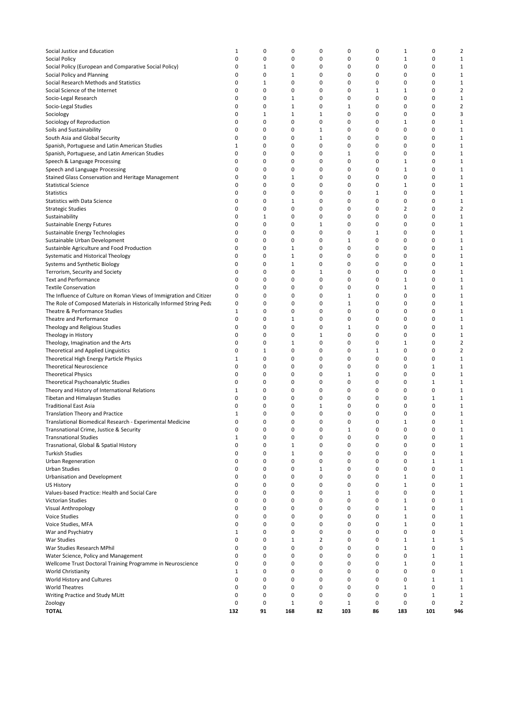| | | | | | | | | | |
|---|---|---|---|---|---|---|---|---|---|
| Social Justice and Education | 1 | 0 | 0 | 0 | 0 | 0 | 1 | 0 | 2 |
| Social Policy | 0 | 0 | 0 | 0 | 0 | 0 | 1 | 0 | 1 |
| Social Policy (European and Comparative Social Policy) | 0 | 1 | 0 | 0 | 0 | 0 | 0 | 0 | 1 |
| Social Policy and Planning | 0 | 0 | 1 | 0 | 0 | 0 | 0 | 0 | 1 |
| Social Research Methods and Statistics | 0 | 1 | 0 | 0 | 0 | 0 | 0 | 0 | 1 |
| Social Science of the Internet | 0 | 0 | 0 | 0 | 0 | 1 | 1 | 0 | 2 |
| Socio-Legal Research | 0 | 0 | 1 | 0 | 0 | 0 | 0 | 0 | 1 |
| Socio-Legal Studies | 0 | 0 | 1 | 0 | 1 | 0 | 0 | 0 | 2 |
| Sociology | 0 | 1 | 1 | 1 | 0 | 0 | 0 | 0 | 3 |
| Sociology of Reproduction | 0 | 0 | 0 | 0 | 0 | 0 | 1 | 0 | 1 |
| Soils and Sustainability | 0 | 0 | 0 | 1 | 0 | 0 | 0 | 0 | 1 |
| South Asia and Global Security | 0 | 0 | 0 | 1 | 0 | 0 | 0 | 0 | 1 |
| Spanish, Portuguese and Latin American Studies | 1 | 0 | 0 | 0 | 0 | 0 | 0 | 0 | 1 |
| Spanish, Portuguese, and Latin American Studies | 0 | 0 | 0 | 0 | 1 | 0 | 0 | 0 | 1 |
| Speech & Language Processing | 0 | 0 | 0 | 0 | 0 | 0 | 1 | 0 | 1 |
| Speech and Language Processing | 0 | 0 | 0 | 0 | 0 | 0 | 1 | 0 | 1 |
| Stained Glass Conservation and Heritage Management | 0 | 0 | 1 | 0 | 0 | 0 | 0 | 0 | 1 |
| Statistical Science | 0 | 0 | 0 | 0 | 0 | 0 | 1 | 0 | 1 |
| Statistics | 0 | 0 | 0 | 0 | 0 | 1 | 0 | 0 | 1 |
| Statistics with Data Science | 0 | 0 | 1 | 0 | 0 | 0 | 0 | 0 | 1 |
| Strategic Studies | 0 | 0 | 0 | 0 | 0 | 0 | 2 | 0 | 2 |
| Sustainability | 0 | 1 | 0 | 0 | 0 | 0 | 0 | 0 | 1 |
| Sustainable Energy Futures | 0 | 0 | 0 | 1 | 0 | 0 | 0 | 0 | 1 |
| Sustainable Energy Technologies | 0 | 0 | 0 | 0 | 0 | 1 | 0 | 0 | 1 |
| Sustainable Urban Development | 0 | 0 | 0 | 0 | 1 | 0 | 0 | 0 | 1 |
| Sustainble Agriculture and Food Production | 0 | 0 | 1 | 0 | 0 | 0 | 0 | 0 | 1 |
| Systematic and Historical Theology | 0 | 0 | 1 | 0 | 0 | 0 | 0 | 0 | 1 |
| Systems and Synthetic Biology | 0 | 0 | 1 | 0 | 0 | 0 | 0 | 0 | 1 |
| Terrorism, Security and Society | 0 | 0 | 0 | 1 | 0 | 0 | 0 | 0 | 1 |
| Text and Performance | 0 | 0 | 0 | 0 | 0 | 0 | 1 | 0 | 1 |
| Textile Conservation | 0 | 0 | 0 | 0 | 0 | 0 | 1 | 0 | 1 |
| The Influence of Culture on Roman Views of Immigration and Citizer | 0 | 0 | 0 | 0 | 1 | 0 | 0 | 0 | 1 |
| The Role of Composed Materials in Historically Informed String Peda | 0 | 0 | 0 | 0 | 1 | 0 | 0 | 0 | 1 |
| Theatre & Performance Studies | 1 | 0 | 0 | 0 | 0 | 0 | 0 | 0 | 1 |
| Theatre and Performance | 0 | 0 | 1 | 0 | 0 | 0 | 0 | 0 | 1 |
| Theology and Religious Studies | 0 | 0 | 0 | 0 | 1 | 0 | 0 | 0 | 1 |
| Theology in History | 0 | 0 | 0 | 1 | 0 | 0 | 0 | 0 | 1 |
| Theology, Imagination and the Arts | 0 | 0 | 1 | 0 | 0 | 0 | 1 | 0 | 2 |
| Theoretical and Applied Linguistics | 0 | 1 | 0 | 0 | 0 | 1 | 0 | 0 | 2 |
| Theoretical High Energy Particle Physics | 1 | 0 | 0 | 0 | 0 | 0 | 0 | 0 | 1 |
| Theoretical Neuroscience | 0 | 0 | 0 | 0 | 0 | 0 | 0 | 1 | 1 |
| Theoretical Physics | 0 | 0 | 0 | 0 | 1 | 0 | 0 | 0 | 1 |
| Theoretical Psychoanalytic Studies | 0 | 0 | 0 | 0 | 0 | 0 | 0 | 1 | 1 |
| Theory and History of International Relations | 1 | 0 | 0 | 0 | 0 | 0 | 0 | 0 | 1 |
| Tibetan and Himalayan Studies | 0 | 0 | 0 | 0 | 0 | 0 | 0 | 1 | 1 |
| Traditional East Asia | 0 | 0 | 0 | 1 | 0 | 0 | 0 | 0 | 1 |
| Translation Theory and Practice | 1 | 0 | 0 | 0 | 0 | 0 | 0 | 0 | 1 |
| Translational Biomedical Research - Experimental Medicine | 0 | 0 | 0 | 0 | 0 | 0 | 1 | 0 | 1 |
| Transnational Crime, Justice & Security | 0 | 0 | 0 | 0 | 1 | 0 | 0 | 0 | 1 |
| Transnational Studies | 1 | 0 | 0 | 0 | 0 | 0 | 0 | 0 | 1 |
| Trasnational, Global & Spatial History | 0 | 0 | 1 | 0 | 0 | 0 | 0 | 0 | 1 |
| Turkish Studies | 0 | 0 | 1 | 0 | 0 | 0 | 0 | 0 | 1 |
| Urban Regeneration | 0 | 0 | 0 | 0 | 0 | 0 | 0 | 1 | 1 |
| Urban Studies | 0 | 0 | 0 | 1 | 0 | 0 | 0 | 0 | 1 |
| Urbanisation and Development | 0 | 0 | 0 | 0 | 0 | 0 | 1 | 0 | 1 |
| US History | 0 | 0 | 0 | 0 | 0 | 0 | 1 | 0 | 1 |
| Values-based Practice: Health and Social Care | 0 | 0 | 0 | 0 | 1 | 0 | 0 | 0 | 1 |
| Victorian Studies | 0 | 0 | 0 | 0 | 0 | 0 | 1 | 0 | 1 |
| Visual Anthropology | 0 | 0 | 0 | 0 | 0 | 0 | 1 | 0 | 1 |
| Voice Studies | 0 | 0 | 0 | 0 | 0 | 0 | 1 | 0 | 1 |
| Voice Studies, MFA | 0 | 0 | 0 | 0 | 0 | 0 | 1 | 0 | 1 |
| War and Psychiatry | 1 | 0 | 0 | 0 | 0 | 0 | 0 | 0 | 1 |
| War Studies | 0 | 0 | 1 | 2 | 0 | 0 | 1 | 1 | 5 |
| War Studies Research MPhil | 0 | 0 | 0 | 0 | 0 | 0 | 1 | 0 | 1 |
| Water Science, Policy and Management | 0 | 0 | 0 | 0 | 0 | 0 | 0 | 1 | 1 |
| Wellcome Trust Doctoral Training Programme in Neuroscience | 0 | 0 | 0 | 0 | 0 | 0 | 1 | 0 | 1 |
| World Christianity | 1 | 0 | 0 | 0 | 0 | 0 | 0 | 0 | 1 |
| World History and Cultures | 0 | 0 | 0 | 0 | 0 | 0 | 0 | 1 | 1 |
| World Theatres | 0 | 0 | 0 | 0 | 0 | 0 | 1 | 0 | 1 |
| Writing Practice and Study MLitt | 0 | 0 | 0 | 0 | 0 | 0 | 0 | 1 | 1 |
| Zoology | 0 | 0 | 1 | 0 | 1 | 0 | 0 | 0 | 2 |
| **TOTAL** | **132** | **91** | **168** | **82** | **103** | **86** | **183** | **101** | **946** |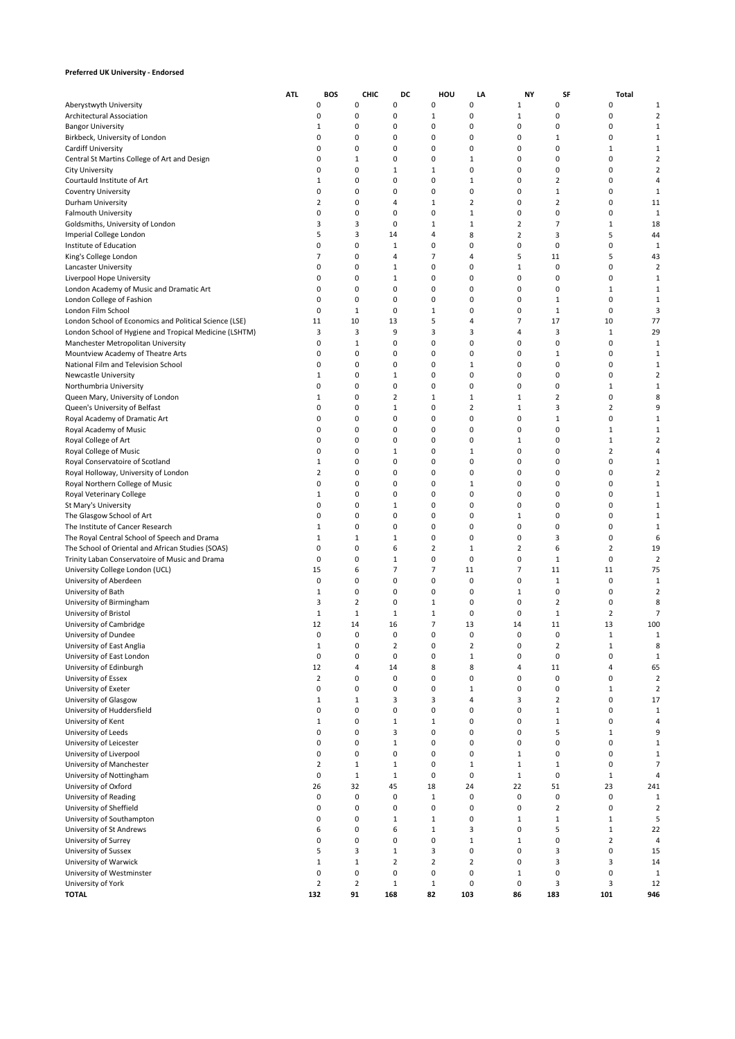**Preferred UK University - Endorsed**

| | ATL | BOS | CHIC | DC | HOU | LA | NY | SF | Total |
|---|---|---|---|---|---|---|---|---|---|
| Aberystwyth University | 0 | 0 | 0 | 0 | 0 | 1 | 0 | 0 | 1 |
| Architectural Association | 0 | 0 | 0 | 1 | 0 | 1 | 0 | 0 | 2 |
| Bangor University | 1 | 0 | 0 | 0 | 0 | 0 | 0 | 0 | 1 |
| Birkbeck, University of London | 0 | 0 | 0 | 0 | 0 | 0 | 1 | 0 | 1 |
| Cardiff University | 0 | 0 | 0 | 0 | 0 | 0 | 0 | 1 | 1 |
| Central St Martins College of Art and Design | 0 | 1 | 0 | 0 | 1 | 0 | 0 | 0 | 2 |
| City University | 0 | 0 | 1 | 1 | 0 | 0 | 0 | 0 | 2 |
| Courtauld Institute of Art | 1 | 0 | 0 | 0 | 1 | 0 | 2 | 0 | 4 |
| Coventry University | 0 | 0 | 0 | 0 | 0 | 0 | 1 | 0 | 1 |
| Durham University | 2 | 0 | 4 | 1 | 2 | 0 | 2 | 0 | 11 |
| Falmouth University | 0 | 0 | 0 | 0 | 1 | 0 | 0 | 0 | 1 |
| Goldsmiths, University of London | 3 | 3 | 0 | 1 | 1 | 2 | 7 | 1 | 18 |
| Imperial College London | 5 | 3 | 14 | 4 | 8 | 2 | 3 | 5 | 44 |
| Institute of Education | 0 | 0 | 1 | 0 | 0 | 0 | 0 | 0 | 1 |
| King's College London | 7 | 0 | 4 | 7 | 4 | 5 | 11 | 5 | 43 |
| Lancaster University | 0 | 0 | 1 | 0 | 0 | 1 | 0 | 0 | 2 |
| Liverpool Hope University | 0 | 0 | 1 | 0 | 0 | 0 | 0 | 0 | 1 |
| London Academy of Music and Dramatic Art | 0 | 0 | 0 | 0 | 0 | 0 | 0 | 1 | 1 |
| London College of Fashion | 0 | 0 | 0 | 0 | 0 | 0 | 1 | 0 | 1 |
| London Film School | 0 | 1 | 0 | 1 | 0 | 0 | 1 | 0 | 3 |
| London School of Economics and Political Science (LSE) | 11 | 10 | 13 | 5 | 4 | 7 | 17 | 10 | 77 |
| London School of Hygiene and Tropical Medicine (LSHTM) | 3 | 3 | 9 | 3 | 3 | 4 | 3 | 1 | 29 |
| Manchester Metropolitan University | 0 | 1 | 0 | 0 | 0 | 0 | 0 | 0 | 1 |
| Mountview Academy of Theatre Arts | 0 | 0 | 0 | 0 | 0 | 0 | 1 | 0 | 1 |
| National Film and Television School | 0 | 0 | 0 | 0 | 1 | 0 | 0 | 0 | 1 |
| Newcastle University | 1 | 0 | 1 | 0 | 0 | 0 | 0 | 0 | 2 |
| Northumbria University | 0 | 0 | 0 | 0 | 0 | 0 | 0 | 1 | 1 |
| Queen Mary, University of London | 1 | 0 | 2 | 1 | 1 | 1 | 2 | 0 | 8 |
| Queen's University of Belfast | 0 | 0 | 1 | 0 | 2 | 1 | 3 | 2 | 9 |
| Royal Academy of Dramatic Art | 0 | 0 | 0 | 0 | 0 | 0 | 1 | 0 | 1 |
| Royal Academy of Music | 0 | 0 | 0 | 0 | 0 | 0 | 0 | 1 | 1 |
| Royal College of Art | 0 | 0 | 0 | 0 | 0 | 1 | 0 | 1 | 2 |
| Royal College of Music | 0 | 0 | 1 | 0 | 1 | 0 | 0 | 2 | 4 |
| Royal Conservatoire of Scotland | 1 | 0 | 0 | 0 | 0 | 0 | 0 | 0 | 1 |
| Royal Holloway, University of London | 2 | 0 | 0 | 0 | 0 | 0 | 0 | 0 | 2 |
| Royal Northern College of Music | 0 | 0 | 0 | 0 | 1 | 0 | 0 | 0 | 1 |
| Royal Veterinary College | 1 | 0 | 0 | 0 | 0 | 0 | 0 | 0 | 1 |
| St Mary's University | 0 | 0 | 1 | 0 | 0 | 0 | 0 | 0 | 1 |
| The Glasgow School of Art | 0 | 0 | 0 | 0 | 0 | 1 | 0 | 0 | 1 |
| The Institute of Cancer Research | 1 | 0 | 0 | 0 | 0 | 0 | 0 | 0 | 1 |
| The Royal Central School of Speech and Drama | 1 | 1 | 1 | 0 | 0 | 0 | 3 | 0 | 6 |
| The School of Oriental and African Studies (SOAS) | 0 | 0 | 6 | 2 | 1 | 2 | 6 | 2 | 19 |
| Trinity Laban Conservatoire of Music and Drama | 0 | 0 | 1 | 0 | 0 | 0 | 1 | 0 | 2 |
| University College London (UCL) | 15 | 6 | 7 | 7 | 11 | 7 | 11 | 11 | 75 |
| University of Aberdeen | 0 | 0 | 0 | 0 | 0 | 0 | 1 | 0 | 1 |
| University of Bath | 1 | 0 | 0 | 0 | 0 | 1 | 0 | 0 | 2 |
| University of Birmingham | 3 | 2 | 0 | 1 | 0 | 0 | 2 | 0 | 8 |
| University of Bristol | 1 | 1 | 1 | 1 | 0 | 0 | 1 | 2 | 7 |
| University of Cambridge | 12 | 14 | 16 | 7 | 13 | 14 | 11 | 13 | 100 |
| University of Dundee | 0 | 0 | 0 | 0 | 0 | 0 | 0 | 1 | 1 |
| University of East Anglia | 1 | 0 | 2 | 0 | 2 | 0 | 2 | 1 | 8 |
| University of East London | 0 | 0 | 0 | 0 | 1 | 0 | 0 | 0 | 1 |
| University of Edinburgh | 12 | 4 | 14 | 8 | 8 | 4 | 11 | 4 | 65 |
| University of Essex | 2 | 0 | 0 | 0 | 0 | 0 | 0 | 0 | 2 |
| University of Exeter | 0 | 0 | 0 | 0 | 1 | 0 | 0 | 1 | 2 |
| University of Glasgow | 1 | 1 | 3 | 3 | 4 | 3 | 2 | 0 | 17 |
| University of Huddersfield | 0 | 0 | 0 | 0 | 0 | 0 | 1 | 0 | 1 |
| University of Kent | 1 | 0 | 1 | 1 | 0 | 0 | 1 | 0 | 4 |
| University of Leeds | 0 | 0 | 3 | 0 | 0 | 0 | 5 | 1 | 9 |
| University of Leicester | 0 | 0 | 1 | 0 | 0 | 0 | 0 | 0 | 1 |
| University of Liverpool | 0 | 0 | 0 | 0 | 0 | 1 | 0 | 0 | 1 |
| University of Manchester | 2 | 1 | 1 | 0 | 1 | 1 | 1 | 0 | 7 |
| University of Nottingham | 0 | 1 | 1 | 0 | 0 | 1 | 0 | 1 | 4 |
| University of Oxford | 26 | 32 | 45 | 18 | 24 | 22 | 51 | 23 | 241 |
| University of Reading | 0 | 0 | 0 | 1 | 0 | 0 | 0 | 0 | 1 |
| University of Sheffield | 0 | 0 | 0 | 0 | 0 | 0 | 2 | 0 | 2 |
| University of Southampton | 0 | 0 | 1 | 1 | 0 | 1 | 1 | 1 | 5 |
| University of St Andrews | 6 | 0 | 6 | 1 | 3 | 0 | 5 | 1 | 22 |
| University of Surrey | 0 | 0 | 0 | 0 | 1 | 1 | 0 | 2 | 4 |
| University of Sussex | 5 | 3 | 1 | 3 | 0 | 0 | 3 | 0 | 15 |
| University of Warwick | 1 | 1 | 2 | 2 | 2 | 0 | 3 | 3 | 14 |
| University of Westminster | 0 | 0 | 0 | 0 | 0 | 1 | 0 | 0 | 1 |
| University of York | 2 | 2 | 1 | 1 | 0 | 0 | 3 | 3 | 12 |
| **TOTAL** | **132** | **91** | **168** | **82** | **103** | **86** | **183** | **101** | **946** |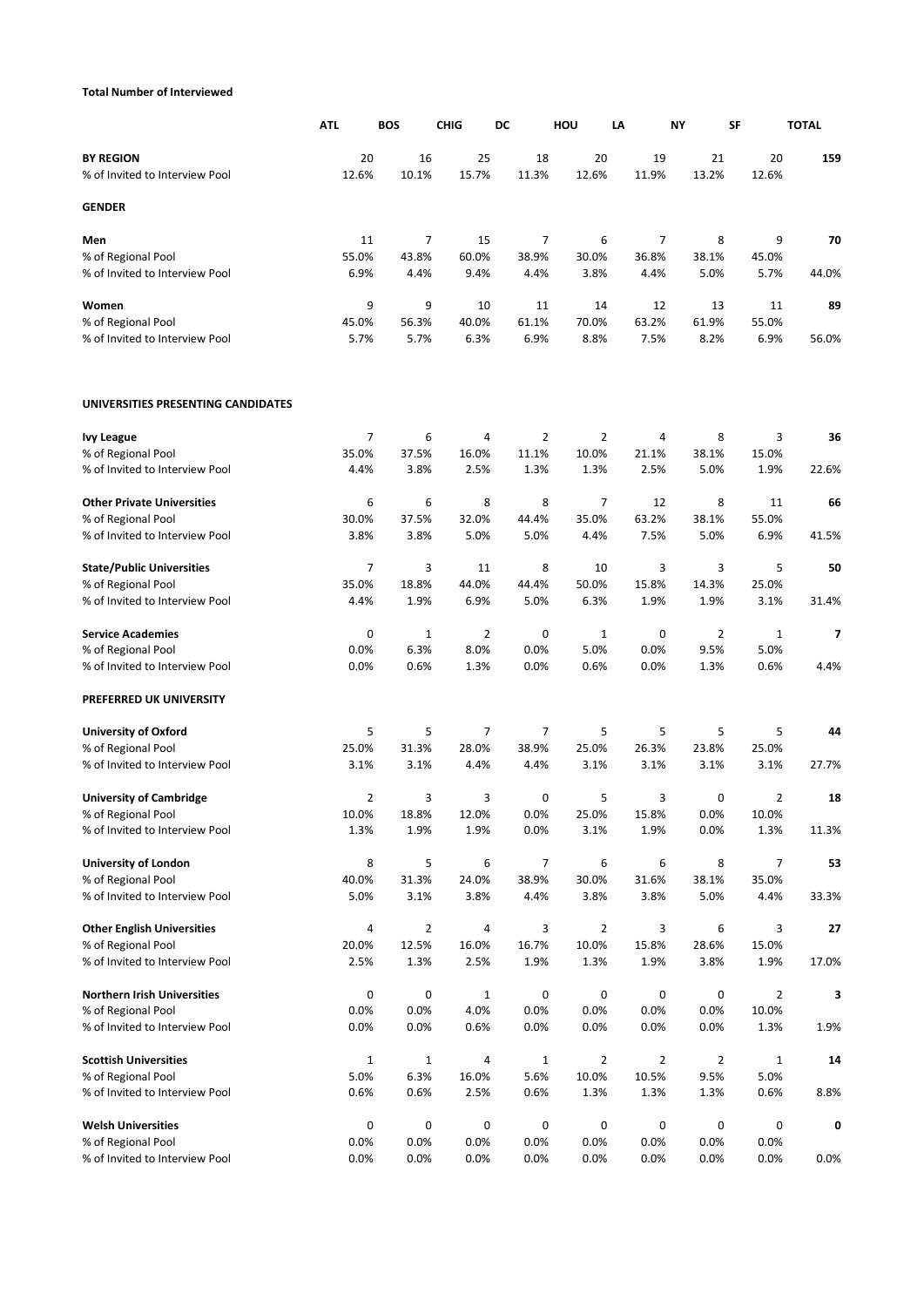**Total Number of Interviewed**

| | ATL | BOS | CHIG | DC | HOU | LA | NY | SF | TOTAL |
|---|---|---|---|---|---|---|---|---|---|
| **BY REGION** | 20 | 16 | 25 | 18 | 20 | 19 | 21 | 20 | **159** |
| % of Invited to Interview Pool | 12.6% | 10.1% | 15.7% | 11.3% | 12.6% | 11.9% | 13.2% | 12.6% | |
| **GENDER** | | | | | | | | | |
| **Men** | 11 | 7 | 15 | 7 | 6 | 7 | 8 | 9 | **70** |
| % of Regional Pool | 55.0% | 43.8% | 60.0% | 38.9% | 30.0% | 36.8% | 38.1% | 45.0% | |
| % of Invited to Interview Pool | 6.9% | 4.4% | 9.4% | 4.4% | 3.8% | 4.4% | 5.0% | 5.7% | 44.0% |
| **Women** | 9 | 9 | 10 | 11 | 14 | 12 | 13 | 11 | **89** |
| % of Regional Pool | 45.0% | 56.3% | 40.0% | 61.1% | 70.0% | 63.2% | 61.9% | 55.0% | |
| % of Invited to Interview Pool | 5.7% | 5.7% | 6.3% | 6.9% | 8.8% | 7.5% | 8.2% | 6.9% | 56.0% |
| **UNIVERSITIES PRESENTING CANDIDATES** | | | | | | | | | |
| **Ivy League** | 7 | 6 | 4 | 2 | 2 | 4 | 8 | 3 | **36** |
| % of Regional Pool | 35.0% | 37.5% | 16.0% | 11.1% | 10.0% | 21.1% | 38.1% | 15.0% | |
| % of Invited to Interview Pool | 4.4% | 3.8% | 2.5% | 1.3% | 1.3% | 2.5% | 5.0% | 1.9% | 22.6% |
| **Other Private Universities** | 6 | 6 | 8 | 8 | 7 | 12 | 8 | 11 | **66** |
| % of Regional Pool | 30.0% | 37.5% | 32.0% | 44.4% | 35.0% | 63.2% | 38.1% | 55.0% | |
| % of Invited to Interview Pool | 3.8% | 3.8% | 5.0% | 5.0% | 4.4% | 7.5% | 5.0% | 6.9% | 41.5% |
| **State/Public Universities** | 7 | 3 | 11 | 8 | 10 | 3 | 3 | 5 | **50** |
| % of Regional Pool | 35.0% | 18.8% | 44.0% | 44.4% | 50.0% | 15.8% | 14.3% | 25.0% | |
| % of Invited to Interview Pool | 4.4% | 1.9% | 6.9% | 5.0% | 6.3% | 1.9% | 1.9% | 3.1% | 31.4% |
| **Service Academies** | 0 | 1 | 2 | 0 | 1 | 0 | 2 | 1 | **7** |
| % of Regional Pool | 0.0% | 6.3% | 8.0% | 0.0% | 5.0% | 0.0% | 9.5% | 5.0% | |
| % of Invited to Interview Pool | 0.0% | 0.6% | 1.3% | 0.0% | 0.6% | 0.0% | 1.3% | 0.6% | 4.4% |
| **PREFERRED UK UNIVERSITY** | | | | | | | | | |
| **University of Oxford** | 5 | 5 | 7 | 7 | 5 | 5 | 5 | 5 | **44** |
| % of Regional Pool | 25.0% | 31.3% | 28.0% | 38.9% | 25.0% | 26.3% | 23.8% | 25.0% | |
| % of Invited to Interview Pool | 3.1% | 3.1% | 4.4% | 4.4% | 3.1% | 3.1% | 3.1% | 3.1% | 27.7% |
| **University of Cambridge** | 2 | 3 | 3 | 0 | 5 | 3 | 0 | 2 | **18** |
| % of Regional Pool | 10.0% | 18.8% | 12.0% | 0.0% | 25.0% | 15.8% | 0.0% | 10.0% | |
| % of Invited to Interview Pool | 1.3% | 1.9% | 1.9% | 0.0% | 3.1% | 1.9% | 0.0% | 1.3% | 11.3% |
| **University of London** | 8 | 5 | 6 | 7 | 6 | 6 | 8 | 7 | **53** |
| % of Regional Pool | 40.0% | 31.3% | 24.0% | 38.9% | 30.0% | 31.6% | 38.1% | 35.0% | |
| % of Invited to Interview Pool | 5.0% | 3.1% | 3.8% | 4.4% | 3.8% | 3.8% | 5.0% | 4.4% | 33.3% |
| **Other English Universities** | 4 | 2 | 4 | 3 | 2 | 3 | 6 | 3 | **27** |
| % of Regional Pool | 20.0% | 12.5% | 16.0% | 16.7% | 10.0% | 15.8% | 28.6% | 15.0% | |
| % of Invited to Interview Pool | 2.5% | 1.3% | 2.5% | 1.9% | 1.3% | 1.9% | 3.8% | 1.9% | 17.0% |
| **Northern Irish Universities** | 0 | 0 | 1 | 0 | 0 | 0 | 0 | 2 | **3** |
| % of Regional Pool | 0.0% | 0.0% | 4.0% | 0.0% | 0.0% | 0.0% | 0.0% | 10.0% | |
| % of Invited to Interview Pool | 0.0% | 0.0% | 0.6% | 0.0% | 0.0% | 0.0% | 0.0% | 1.3% | 1.9% |
| **Scottish Universities** | 1 | 1 | 4 | 1 | 2 | 2 | 2 | 1 | **14** |
| % of Regional Pool | 5.0% | 6.3% | 16.0% | 5.6% | 10.0% | 10.5% | 9.5% | 5.0% | |
| % of Invited to Interview Pool | 0.6% | 0.6% | 2.5% | 0.6% | 1.3% | 1.3% | 1.3% | 0.6% | 8.8% |
| **Welsh Universities** | 0 | 0 | 0 | 0 | 0 | 0 | 0 | 0 | **0** |
| % of Regional Pool | 0.0% | 0.0% | 0.0% | 0.0% | 0.0% | 0.0% | 0.0% | 0.0% | |
| % of Invited to Interview Pool | 0.0% | 0.0% | 0.0% | 0.0% | 0.0% | 0.0% | 0.0% | 0.0% | 0.0% |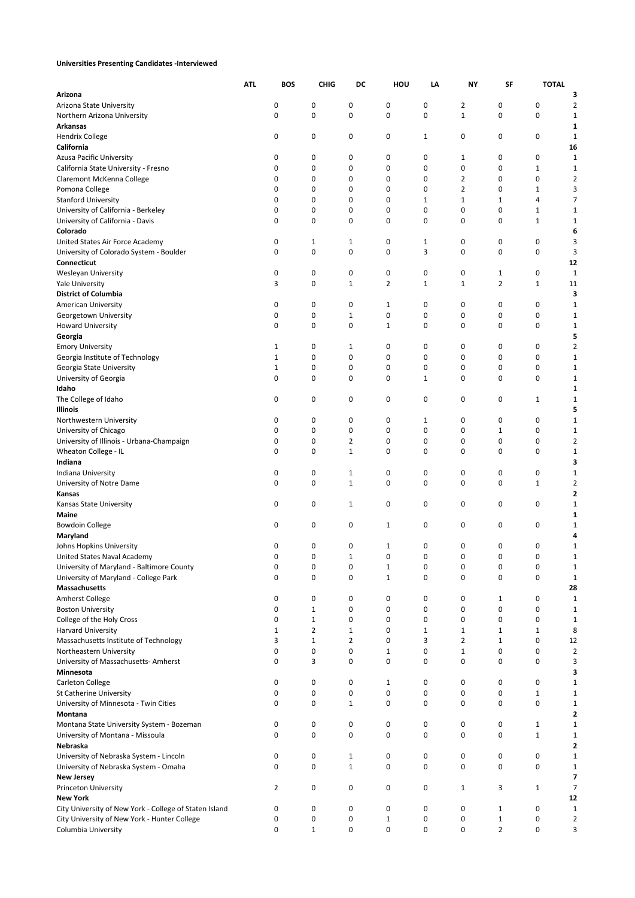**Universities Presenting Candidates -Interviewed**

| | ATL | BOS | CHIG | DC | HOU | LA | NY | SF | TOTAL |
|---|---|---|---|---|---|---|---|---|---|
| **Arizona** | | | | | | | | | **3** |
| Arizona State University | 0 | 0 | 0 | 0 | 0 | 2 | 0 | 0 | 2 |
| Northern Arizona University | 0 | 0 | 0 | 0 | 0 | 1 | 0 | 0 | 1 |
| **Arkansas** | | | | | | | | | **1** |
| Hendrix College | 0 | 0 | 0 | 0 | 1 | 0 | 0 | 0 | 1 |
| **California** | | | | | | | | | **16** |
| Azusa Pacific University | 0 | 0 | 0 | 0 | 0 | 1 | 0 | 0 | 1 |
| California State University - Fresno | 0 | 0 | 0 | 0 | 0 | 0 | 0 | 1 | 1 |
| Claremont McKenna College | 0 | 0 | 0 | 0 | 0 | 2 | 0 | 0 | 2 |
| Pomona College | 0 | 0 | 0 | 0 | 0 | 2 | 0 | 1 | 3 |
| Stanford University | 0 | 0 | 0 | 0 | 1 | 1 | 1 | 4 | 7 |
| University of California - Berkeley | 0 | 0 | 0 | 0 | 0 | 0 | 0 | 1 | 1 |
| University of California - Davis | 0 | 0 | 0 | 0 | 0 | 0 | 0 | 1 | 1 |
| **Colorado** | | | | | | | | | **6** |
| United States Air Force Academy | 0 | 1 | 1 | 0 | 1 | 0 | 0 | 0 | 3 |
| University of Colorado System - Boulder | 0 | 0 | 0 | 0 | 3 | 0 | 0 | 0 | 3 |
| **Connecticut** | | | | | | | | | **12** |
| Wesleyan University | 0 | 0 | 0 | 0 | 0 | 0 | 1 | 0 | 1 |
| Yale University | 3 | 0 | 1 | 2 | 1 | 1 | 2 | 1 | 11 |
| **District of Columbia** | | | | | | | | | **3** |
| American University | 0 | 0 | 0 | 1 | 0 | 0 | 0 | 0 | 1 |
| Georgetown University | 0 | 0 | 1 | 0 | 0 | 0 | 0 | 0 | 1 |
| Howard University | 0 | 0 | 0 | 1 | 0 | 0 | 0 | 0 | 1 |
| **Georgia** | | | | | | | | | **5** |
| Emory University | 1 | 0 | 1 | 0 | 0 | 0 | 0 | 0 | 2 |
| Georgia Institute of Technology | 1 | 0 | 0 | 0 | 0 | 0 | 0 | 0 | 1 |
| Georgia State University | 1 | 0 | 0 | 0 | 0 | 0 | 0 | 0 | 1 |
| University of Georgia | 0 | 0 | 0 | 0 | 1 | 0 | 0 | 0 | 1 |
| **Idaho** | | | | | | | | | 1 |
| The College of Idaho | 0 | 0 | 0 | 0 | 0 | 0 | 0 | 1 | 1 |
| **Illinois** | | | | | | | | | **5** |
| Northwestern University | 0 | 0 | 0 | 0 | 1 | 0 | 0 | 0 | 1 |
| University of Chicago | 0 | 0 | 0 | 0 | 0 | 0 | 1 | 0 | 1 |
| University of Illinois - Urbana-Champaign | 0 | 0 | 2 | 0 | 0 | 0 | 0 | 0 | 2 |
| Wheaton College - IL | 0 | 0 | 1 | 0 | 0 | 0 | 0 | 0 | 1 |
| **Indiana** | | | | | | | | | **3** |
| Indiana University | 0 | 0 | 1 | 0 | 0 | 0 | 0 | 0 | 1 |
| University of Notre Dame | 0 | 0 | 1 | 0 | 0 | 0 | 0 | 1 | 2 |
| **Kansas** | | | | | | | | | **2** |
| Kansas State University | 0 | 0 | 1 | 0 | 0 | 0 | 0 | 0 | 1 |
| **Maine** | | | | | | | | | **1** |
| Bowdoin College | 0 | 0 | 0 | 1 | 0 | 0 | 0 | 0 | 1 |
| **Maryland** | | | | | | | | | **4** |
| Johns Hopkins University | 0 | 0 | 0 | 1 | 0 | 0 | 0 | 0 | 1 |
| United States Naval Academy | 0 | 0 | 1 | 0 | 0 | 0 | 0 | 0 | 1 |
| University of Maryland - Baltimore County | 0 | 0 | 0 | 1 | 0 | 0 | 0 | 0 | 1 |
| University of Maryland - College Park | 0 | 0 | 0 | 1 | 0 | 0 | 0 | 0 | 1 |
| **Massachusetts** | | | | | | | | | **28** |
| Amherst College | 0 | 0 | 0 | 0 | 0 | 0 | 1 | 0 | 1 |
| Boston University | 0 | 1 | 0 | 0 | 0 | 0 | 0 | 0 | 1 |
| College of the Holy Cross | 0 | 1 | 0 | 0 | 0 | 0 | 0 | 0 | 1 |
| Harvard University | 1 | 2 | 1 | 0 | 1 | 1 | 1 | 1 | 8 |
| Massachusetts Institute of Technology | 3 | 1 | 2 | 0 | 3 | 2 | 1 | 0 | 12 |
| Northeastern University | 0 | 0 | 0 | 1 | 0 | 1 | 0 | 0 | 2 |
| University of Massachusetts- Amherst | 0 | 3 | 0 | 0 | 0 | 0 | 0 | 0 | 3 |
| **Minnesota** | | | | | | | | | **3** |
| Carleton College | 0 | 0 | 0 | 1 | 0 | 0 | 0 | 0 | 1 |
| St Catherine University | 0 | 0 | 0 | 0 | 0 | 0 | 0 | 1 | 1 |
| University of Minnesota - Twin Cities | 0 | 0 | 1 | 0 | 0 | 0 | 0 | 0 | 1 |
| **Montana** | | | | | | | | | **2** |
| Montana State University System - Bozeman | 0 | 0 | 0 | 0 | 0 | 0 | 0 | 1 | 1 |
| University of Montana - Missoula | 0 | 0 | 0 | 0 | 0 | 0 | 0 | 1 | 1 |
| **Nebraska** | | | | | | | | | **2** |
| University of Nebraska System - Lincoln | 0 | 0 | 1 | 0 | 0 | 0 | 0 | 0 | 1 |
| University of Nebraska System - Omaha | 0 | 0 | 1 | 0 | 0 | 0 | 0 | 0 | 1 |
| **New Jersey** | | | | | | | | | **7** |
| Princeton University | 2 | 0 | 0 | 0 | 0 | 1 | 3 | 1 | 7 |
| **New York** | | | | | | | | | **12** |
| City University of New York - College of Staten Island | 0 | 0 | 0 | 0 | 0 | 0 | 1 | 0 | 1 |
| City University of New York - Hunter College | 0 | 0 | 0 | 1 | 0 | 0 | 1 | 0 | 2 |
| Columbia University | 0 | 1 | 0 | 0 | 0 | 0 | 2 | 0 | 3 |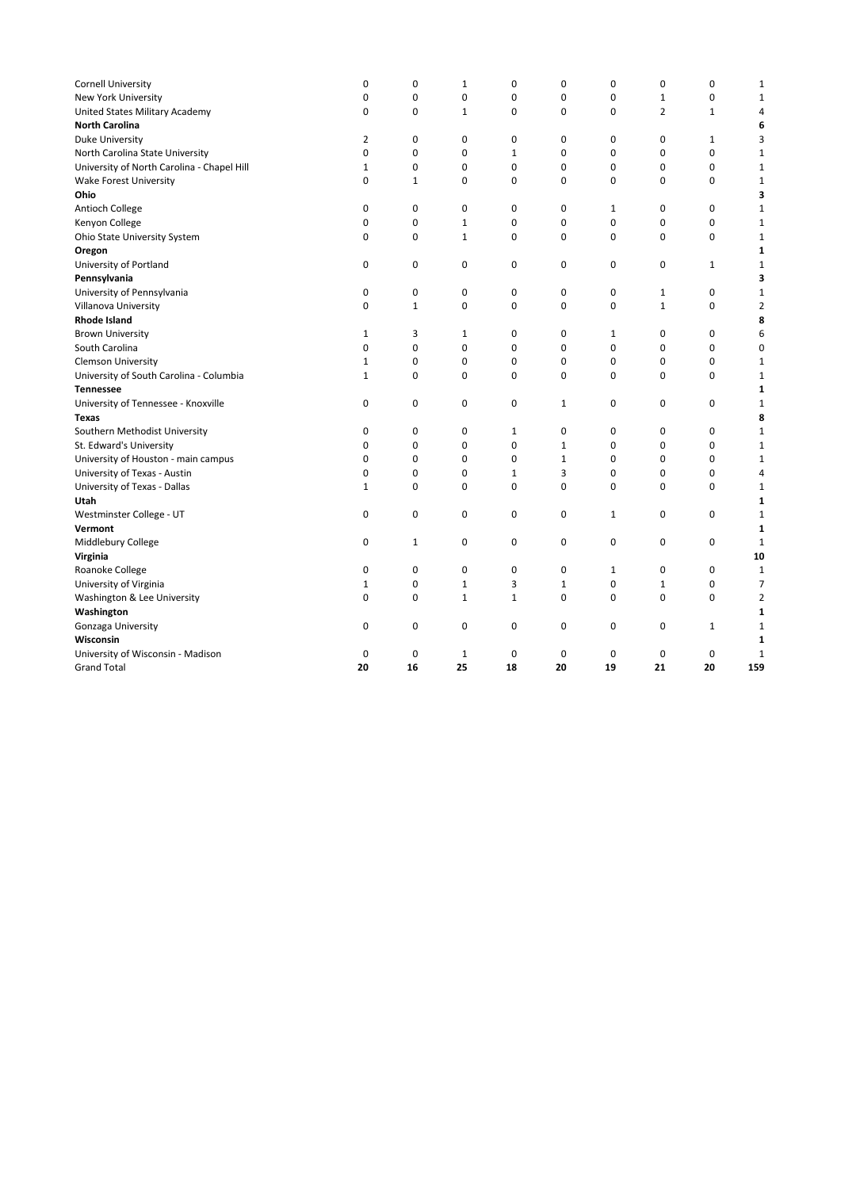| | | | | | | | | | |
|---|---|---|---|---|---|---|---|---|---|
| Cornell University | 0 | 0 | 1 | 0 | 0 | 0 | 0 | 0 | 1 |
| New York University | 0 | 0 | 0 | 0 | 0 | 0 | 1 | 0 | 1 |
| United States Military Academy | 0 | 0 | 1 | 0 | 0 | 0 | 2 | 1 | 4 |
| **North Carolina** | | | | | | | | | **6** |
| Duke University | 2 | 0 | 0 | 0 | 0 | 0 | 0 | 1 | 3 |
| North Carolina State University | 0 | 0 | 0 | 1 | 0 | 0 | 0 | 0 | 1 |
| University of North Carolina - Chapel Hill | 1 | 0 | 0 | 0 | 0 | 0 | 0 | 0 | 1 |
| Wake Forest University | 0 | 1 | 0 | 0 | 0 | 0 | 0 | 0 | 1 |
| **Ohio** | | | | | | | | | **3** |
| Antioch College | 0 | 0 | 0 | 0 | 0 | 1 | 0 | 0 | 1 |
| Kenyon College | 0 | 0 | 1 | 0 | 0 | 0 | 0 | 0 | 1 |
| Ohio State University System | 0 | 0 | 1 | 0 | 0 | 0 | 0 | 0 | 1 |
| **Oregon** | | | | | | | | | **1** |
| University of Portland | 0 | 0 | 0 | 0 | 0 | 0 | 0 | 1 | 1 |
| **Pennsylvania** | | | | | | | | | **3** |
| University of Pennsylvania | 0 | 0 | 0 | 0 | 0 | 0 | 1 | 0 | 1 |
| Villanova University | 0 | 1 | 0 | 0 | 0 | 0 | 1 | 0 | 2 |
| **Rhode Island** | | | | | | | | | **8** |
| Brown University | 1 | 3 | 1 | 0 | 0 | 1 | 0 | 0 | 6 |
| South Carolina | 0 | 0 | 0 | 0 | 0 | 0 | 0 | 0 | 0 |
| Clemson University | 1 | 0 | 0 | 0 | 0 | 0 | 0 | 0 | 1 |
| University of South Carolina - Columbia | 1 | 0 | 0 | 0 | 0 | 0 | 0 | 0 | 1 |
| **Tennessee** | | | | | | | | | **1** |
| University of Tennessee - Knoxville | 0 | 0 | 0 | 0 | 1 | 0 | 0 | 0 | 1 |
| **Texas** | | | | | | | | | **8** |
| Southern Methodist University | 0 | 0 | 0 | 1 | 0 | 0 | 0 | 0 | 1 |
| St. Edward's University | 0 | 0 | 0 | 0 | 1 | 0 | 0 | 0 | 1 |
| University of Houston - main campus | 0 | 0 | 0 | 0 | 1 | 0 | 0 | 0 | 1 |
| University of Texas - Austin | 0 | 0 | 0 | 1 | 3 | 0 | 0 | 0 | 4 |
| University of Texas - Dallas | 1 | 0 | 0 | 0 | 0 | 0 | 0 | 0 | 1 |
| **Utah** | | | | | | | | | **1** |
| Westminster College - UT | 0 | 0 | 0 | 0 | 0 | 1 | 0 | 0 | 1 |
| **Vermont** | | | | | | | | | **1** |
| Middlebury College | 0 | 1 | 0 | 0 | 0 | 0 | 0 | 0 | 1 |
| **Virginia** | | | | | | | | | **10** |
| Roanoke College | 0 | 0 | 0 | 0 | 0 | 1 | 0 | 0 | 1 |
| University of Virginia | 1 | 0 | 1 | 3 | 1 | 0 | 1 | 0 | 7 |
| Washington & Lee University | 0 | 0 | 1 | 1 | 0 | 0 | 0 | 0 | 2 |
| **Washington** | | | | | | | | | **1** |
| Gonzaga University | 0 | 0 | 0 | 0 | 0 | 0 | 0 | 1 | 1 |
| **Wisconsin** | | | | | | | | | **1** |
| University of Wisconsin - Madison | 0 | 0 | 1 | 0 | 0 | 0 | 0 | 0 | 1 |
| Grand Total | **20** | **16** | **25** | **18** | **20** | **19** | **21** | **20** | **159** |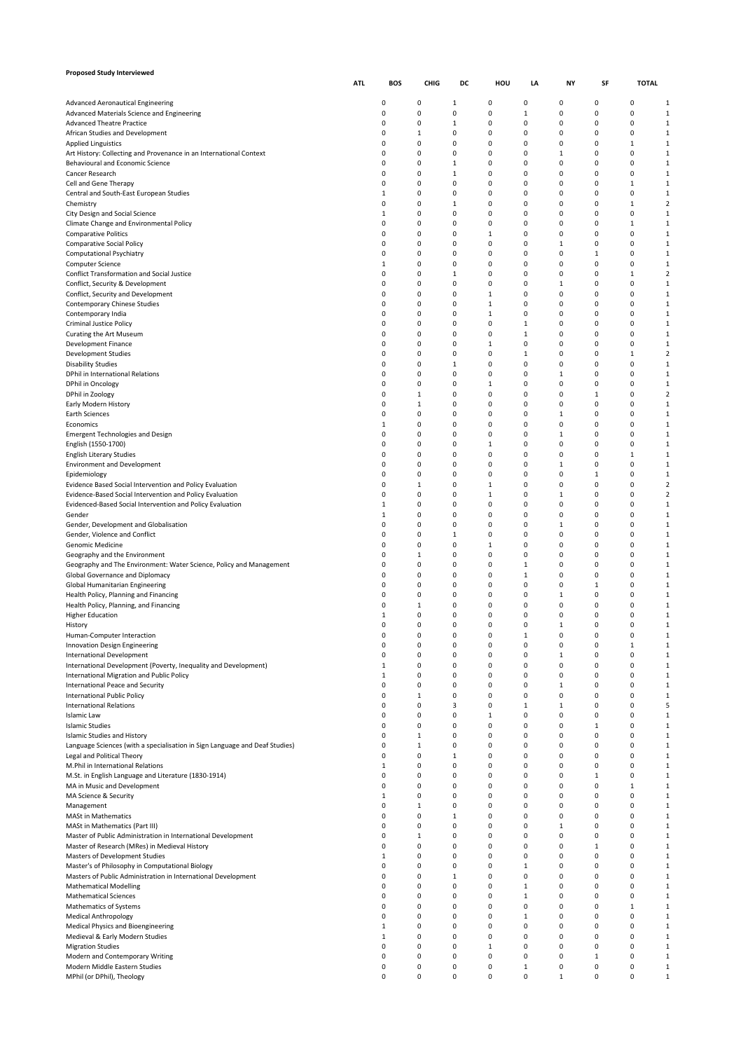**Proposed Study Interviewed**

| | ATL | BOS | CHIG | DC | HOU | LA | NY | SF | TOTAL |
|---|---|---|---|---|---|---|---|---|---|
| Advanced Aeronautical Engineering | 0 | 0 | 1 | 0 | 0 | 0 | 0 | 0 | 1 |
| Advanced Materials Science and Engineering | 0 | 0 | 0 | 0 | 1 | 0 | 0 | 0 | 1 |
| Advanced Theatre Practice | 0 | 0 | 1 | 0 | 0 | 0 | 0 | 0 | 1 |
| African Studies and Development | 0 | 1 | 0 | 0 | 0 | 0 | 0 | 0 | 1 |
| Applied Linguistics | 0 | 0 | 0 | 0 | 0 | 0 | 0 | 1 | 1 |
| Art History: Collecting and Provenance in an International Context | 0 | 0 | 0 | 0 | 0 | 1 | 0 | 0 | 1 |
| Behavioural and Economic Science | 0 | 0 | 1 | 0 | 0 | 0 | 0 | 0 | 1 |
| Cancer Research | 0 | 0 | 1 | 0 | 0 | 0 | 0 | 0 | 1 |
| Cell and Gene Therapy | 0 | 0 | 0 | 0 | 0 | 0 | 0 | 1 | 1 |
| Central and South-East European Studies | 1 | 0 | 0 | 0 | 0 | 0 | 0 | 0 | 1 |
| Chemistry | 0 | 0 | 1 | 0 | 0 | 0 | 0 | 1 | 2 |
| City Design and Social Science | 1 | 0 | 0 | 0 | 0 | 0 | 0 | 0 | 1 |
| Climate Change and Environmental Policy | 0 | 0 | 0 | 0 | 0 | 0 | 0 | 1 | 1 |
| Comparative Politics | 0 | 0 | 0 | 1 | 0 | 0 | 0 | 0 | 1 |
| Comparative Social Policy | 0 | 0 | 0 | 0 | 0 | 1 | 0 | 0 | 1 |
| Computational Psychiatry | 0 | 0 | 0 | 0 | 0 | 0 | 1 | 0 | 1 |
| Computer Science | 1 | 0 | 0 | 0 | 0 | 0 | 0 | 0 | 1 |
| Conflict Transformation and Social Justice | 0 | 0 | 1 | 0 | 0 | 0 | 0 | 1 | 2 |
| Conflict, Security & Development | 0 | 0 | 0 | 0 | 0 | 1 | 0 | 0 | 1 |
| Conflict, Security and Development | 0 | 0 | 0 | 1 | 0 | 0 | 0 | 0 | 1 |
| Contemporary Chinese Studies | 0 | 0 | 0 | 1 | 0 | 0 | 0 | 0 | 1 |
| Contemporary India | 0 | 0 | 0 | 1 | 0 | 0 | 0 | 0 | 1 |
| Criminal Justice Policy | 0 | 0 | 0 | 0 | 1 | 0 | 0 | 0 | 1 |
| Curating the Art Museum | 0 | 0 | 0 | 0 | 1 | 0 | 0 | 0 | 1 |
| Development Finance | 0 | 0 | 0 | 1 | 0 | 0 | 0 | 0 | 1 |
| Development Studies | 0 | 0 | 0 | 0 | 1 | 0 | 0 | 1 | 2 |
| Disability Studies | 0 | 0 | 1 | 0 | 0 | 0 | 0 | 0 | 1 |
| DPhil in International Relations | 0 | 0 | 0 | 0 | 0 | 1 | 0 | 0 | 1 |
| DPhil in Oncology | 0 | 0 | 0 | 1 | 0 | 0 | 0 | 0 | 1 |
| DPhil in Zoology | 0 | 1 | 0 | 0 | 0 | 0 | 1 | 0 | 2 |
| Early Modern History | 0 | 1 | 0 | 0 | 0 | 0 | 0 | 0 | 1 |
| Earth Sciences | 0 | 0 | 0 | 0 | 0 | 1 | 0 | 0 | 1 |
| Economics | 1 | 0 | 0 | 0 | 0 | 0 | 0 | 0 | 1 |
| Emergent Technologies and Design | 0 | 0 | 0 | 0 | 0 | 1 | 0 | 0 | 1 |
| English (1550-1700) | 0 | 0 | 0 | 1 | 0 | 0 | 0 | 0 | 1 |
| English Literary Studies | 0 | 0 | 0 | 0 | 0 | 0 | 0 | 1 | 1 |
| Environment and Development | 0 | 0 | 0 | 0 | 0 | 1 | 0 | 0 | 1 |
| Epidemiology | 0 | 0 | 0 | 0 | 0 | 0 | 1 | 0 | 1 |
| Evidence Based Social Intervention and Policy Evaluation | 0 | 1 | 0 | 1 | 0 | 0 | 0 | 0 | 2 |
| Evidence-Based Social Intervention and Policy Evaluation | 0 | 0 | 0 | 1 | 0 | 1 | 0 | 0 | 2 |
| Evidenced-Based Social Intervention and Policy Evaluation | 1 | 0 | 0 | 0 | 0 | 0 | 0 | 0 | 1 |
| Gender | 1 | 0 | 0 | 0 | 0 | 0 | 0 | 0 | 1 |
| Gender, Development and Globalisation | 0 | 0 | 0 | 0 | 0 | 1 | 0 | 0 | 1 |
| Gender, Violence and Conflict | 0 | 0 | 1 | 0 | 0 | 0 | 0 | 0 | 1 |
| Genomic Medicine | 0 | 0 | 0 | 1 | 0 | 0 | 0 | 0 | 1 |
| Geography and the Environment | 0 | 1 | 0 | 0 | 0 | 0 | 0 | 0 | 1 |
| Geography and The Environment: Water Science, Policy and Management | 0 | 0 | 0 | 0 | 1 | 0 | 0 | 0 | 1 |
| Global Governance and Diplomacy | 0 | 0 | 0 | 0 | 1 | 0 | 0 | 0 | 1 |
| Global Humanitarian Engineering | 0 | 0 | 0 | 0 | 0 | 0 | 1 | 0 | 1 |
| Health Policy, Planning and Financing | 0 | 0 | 0 | 0 | 0 | 1 | 0 | 0 | 1 |
| Health Policy, Planning, and Financing | 0 | 1 | 0 | 0 | 0 | 0 | 0 | 0 | 1 |
| Higher Education | 1 | 0 | 0 | 0 | 0 | 0 | 0 | 0 | 1 |
| History | 0 | 0 | 0 | 0 | 0 | 1 | 0 | 0 | 1 |
| Human-Computer Interaction | 0 | 0 | 0 | 0 | 1 | 0 | 0 | 0 | 1 |
| Innovation Design Engineering | 0 | 0 | 0 | 0 | 0 | 0 | 0 | 1 | 1 |
| International Development | 0 | 0 | 0 | 0 | 0 | 1 | 0 | 0 | 1 |
| International Development (Poverty, Inequality and Development) | 1 | 0 | 0 | 0 | 0 | 0 | 0 | 0 | 1 |
| International Migration and Public Policy | 1 | 0 | 0 | 0 | 0 | 0 | 0 | 0 | 1 |
| International Peace and Security | 0 | 0 | 0 | 0 | 0 | 1 | 0 | 0 | 1 |
| International Public Policy | 0 | 1 | 0 | 0 | 0 | 0 | 0 | 0 | 1 |
| International Relations | 0 | 0 | 3 | 0 | 1 | 1 | 0 | 0 | 5 |
| Islamic Law | 0 | 0 | 0 | 1 | 0 | 0 | 0 | 0 | 1 |
| Islamic Studies | 0 | 0 | 0 | 0 | 0 | 0 | 1 | 0 | 1 |
| Islamic Studies and History | 0 | 1 | 0 | 0 | 0 | 0 | 0 | 0 | 1 |
| Language Sciences (with a specialisation in Sign Language and Deaf Studies) | 0 | 1 | 0 | 0 | 0 | 0 | 0 | 0 | 1 |
| Legal and Political Theory | 0 | 0 | 1 | 0 | 0 | 0 | 0 | 0 | 1 |
| M.Phil in International Relations | 1 | 0 | 0 | 0 | 0 | 0 | 0 | 0 | 1 |
| M.St. in English Language and Literature (1830-1914) | 0 | 0 | 0 | 0 | 0 | 0 | 1 | 0 | 1 |
| MA in Music and Development | 0 | 0 | 0 | 0 | 0 | 0 | 0 | 1 | 1 |
| MA Science & Security | 1 | 0 | 0 | 0 | 0 | 0 | 0 | 0 | 1 |
| Management | 0 | 1 | 0 | 0 | 0 | 0 | 0 | 0 | 1 |
| MASt in Mathematics | 0 | 0 | 1 | 0 | 0 | 0 | 0 | 0 | 1 |
| MASt in Mathematics (Part III) | 0 | 0 | 0 | 0 | 0 | 1 | 0 | 0 | 1 |
| Master of Public Administration in International Development | 0 | 1 | 0 | 0 | 0 | 0 | 0 | 0 | 1 |
| Master of Research (MRes) in Medieval History | 0 | 0 | 0 | 0 | 0 | 0 | 1 | 0 | 1 |
| Masters of Development Studies | 1 | 0 | 0 | 0 | 0 | 0 | 0 | 0 | 1 |
| Master's of Philosophy in Computational Biology | 0 | 0 | 0 | 0 | 1 | 0 | 0 | 0 | 1 |
| Masters of Public Administration in International Development | 0 | 0 | 1 | 0 | 0 | 0 | 0 | 0 | 1 |
| Mathematical Modelling | 0 | 0 | 0 | 0 | 1 | 0 | 0 | 0 | 1 |
| Mathematical Sciences | 0 | 0 | 0 | 0 | 1 | 0 | 0 | 0 | 1 |
| Mathematics of Systems | 0 | 0 | 0 | 0 | 0 | 0 | 0 | 1 | 1 |
| Medical Anthropology | 0 | 0 | 0 | 0 | 1 | 0 | 0 | 0 | 1 |
| Medical Physics and Bioengineering | 1 | 0 | 0 | 0 | 0 | 0 | 0 | 0 | 1 |
| Medieval & Early Modern Studies | 1 | 0 | 0 | 0 | 0 | 0 | 0 | 0 | 1 |
| Migration Studies | 0 | 0 | 0 | 1 | 0 | 0 | 0 | 0 | 1 |
| Modern and Contemporary Writing | 0 | 0 | 0 | 0 | 0 | 0 | 1 | 0 | 1 |
| Modern Middle Eastern Studies | 0 | 0 | 0 | 0 | 1 | 0 | 0 | 0 | 1 |
| MPhil (or DPhil), Theology | 0 | 0 | 0 | 0 | 0 | 1 | 0 | 0 | 1 |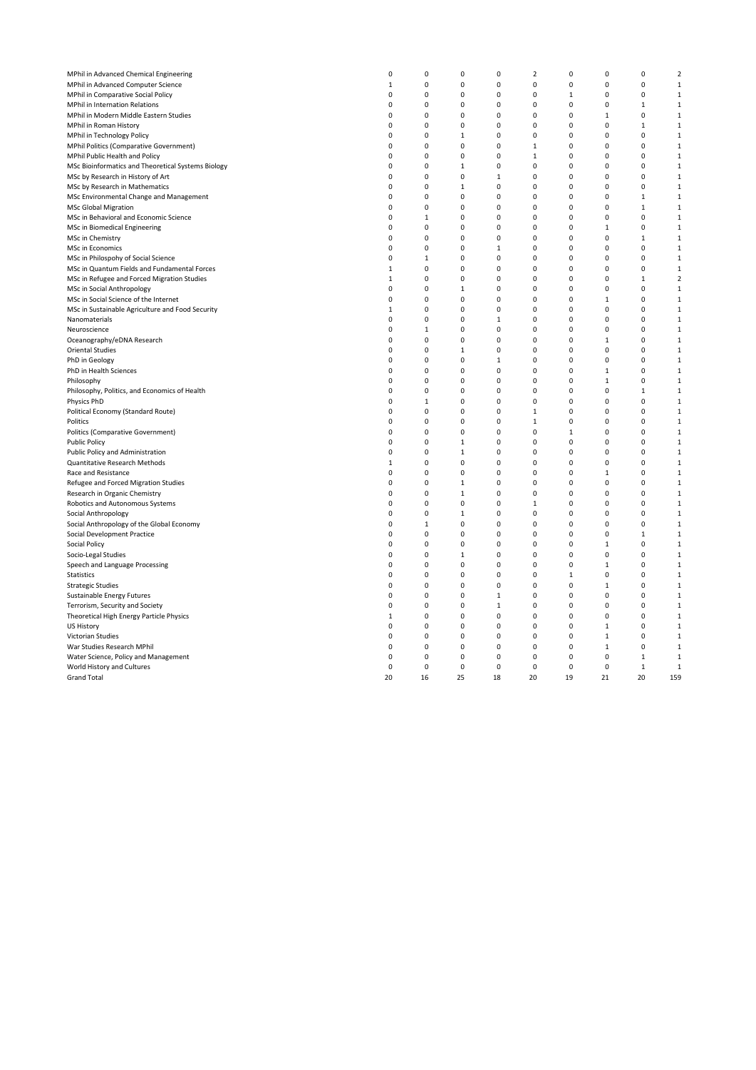| | | | | | | | | | |
|---|---|---|---|---|---|---|---|---|---|
| MPhil in Advanced Chemical Engineering | 0 | 0 | 0 | 0 | 2 | 0 | 0 | 0 | 2 |
| MPhil in Advanced Computer Science | 1 | 0 | 0 | 0 | 0 | 0 | 0 | 0 | 1 |
| MPhil in Comparative Social Policy | 0 | 0 | 0 | 0 | 0 | 1 | 0 | 0 | 1 |
| MPhil in Internation Relations | 0 | 0 | 0 | 0 | 0 | 0 | 0 | 1 | 1 |
| MPhil in Modern Middle Eastern Studies | 0 | 0 | 0 | 0 | 0 | 0 | 1 | 0 | 1 |
| MPhil in Roman History | 0 | 0 | 0 | 0 | 0 | 0 | 0 | 1 | 1 |
| MPhil in Technology Policy | 0 | 0 | 1 | 0 | 0 | 0 | 0 | 0 | 1 |
| MPhil Politics (Comparative Government) | 0 | 0 | 0 | 0 | 1 | 0 | 0 | 0 | 1 |
| MPhil Public Health and Policy | 0 | 0 | 0 | 0 | 1 | 0 | 0 | 0 | 1 |
| MSc Bioinformatics and Theoretical Systems Biology | 0 | 0 | 1 | 0 | 0 | 0 | 0 | 0 | 1 |
| MSc by Research in History of Art | 0 | 0 | 0 | 1 | 0 | 0 | 0 | 0 | 1 |
| MSc by Research in Mathematics | 0 | 0 | 1 | 0 | 0 | 0 | 0 | 0 | 1 |
| MSc Environmental Change and Management | 0 | 0 | 0 | 0 | 0 | 0 | 0 | 1 | 1 |
| MSc Global Migration | 0 | 0 | 0 | 0 | 0 | 0 | 0 | 1 | 1 |
| MSc in Behavioral and Economic Science | 0 | 1 | 0 | 0 | 0 | 0 | 0 | 0 | 1 |
| MSc in Biomedical Engineering | 0 | 0 | 0 | 0 | 0 | 0 | 1 | 0 | 1 |
| MSc in Chemistry | 0 | 0 | 0 | 0 | 0 | 0 | 0 | 1 | 1 |
| MSc in Economics | 0 | 0 | 0 | 1 | 0 | 0 | 0 | 0 | 1 |
| MSc in Philospohy of Social Science | 0 | 1 | 0 | 0 | 0 | 0 | 0 | 0 | 1 |
| MSc in Quantum Fields and Fundamental Forces | 1 | 0 | 0 | 0 | 0 | 0 | 0 | 0 | 1 |
| MSc in Refugee and Forced Migration Studies | 1 | 0 | 0 | 0 | 0 | 0 | 0 | 1 | 2 |
| MSc in Social Anthropology | 0 | 0 | 1 | 0 | 0 | 0 | 0 | 0 | 1 |
| MSc in Social Science of the Internet | 0 | 0 | 0 | 0 | 0 | 0 | 1 | 0 | 1 |
| MSc in Sustainable Agriculture and Food Security | 1 | 0 | 0 | 0 | 0 | 0 | 0 | 0 | 1 |
| Nanomaterials | 0 | 0 | 0 | 1 | 0 | 0 | 0 | 0 | 1 |
| Neuroscience | 0 | 1 | 0 | 0 | 0 | 0 | 0 | 0 | 1 |
| Oceanography/eDNA Research | 0 | 0 | 0 | 0 | 0 | 0 | 1 | 0 | 1 |
| Oriental Studies | 0 | 0 | 1 | 0 | 0 | 0 | 0 | 0 | 1 |
| PhD in Geology | 0 | 0 | 0 | 1 | 0 | 0 | 0 | 0 | 1 |
| PhD in Health Sciences | 0 | 0 | 0 | 0 | 0 | 0 | 1 | 0 | 1 |
| Philosophy | 0 | 0 | 0 | 0 | 0 | 0 | 1 | 0 | 1 |
| Philosophy, Politics, and Economics of Health | 0 | 0 | 0 | 0 | 0 | 0 | 0 | 1 | 1 |
| Physics PhD | 0 | 1 | 0 | 0 | 0 | 0 | 0 | 0 | 1 |
| Political Economy (Standard Route) | 0 | 0 | 0 | 0 | 1 | 0 | 0 | 0 | 1 |
| Politics | 0 | 0 | 0 | 0 | 1 | 0 | 0 | 0 | 1 |
| Politics (Comparative Government) | 0 | 0 | 0 | 0 | 0 | 1 | 0 | 0 | 1 |
| Public Policy | 0 | 0 | 1 | 0 | 0 | 0 | 0 | 0 | 1 |
| Public Policy and Administration | 0 | 0 | 1 | 0 | 0 | 0 | 0 | 0 | 1 |
| Quantitative Research Methods | 1 | 0 | 0 | 0 | 0 | 0 | 0 | 0 | 1 |
| Race and Resistance | 0 | 0 | 0 | 0 | 0 | 0 | 1 | 0 | 1 |
| Refugee and Forced Migration Studies | 0 | 0 | 1 | 0 | 0 | 0 | 0 | 0 | 1 |
| Research in Organic Chemistry | 0 | 0 | 1 | 0 | 0 | 0 | 0 | 0 | 1 |
| Robotics and Autonomous Systems | 0 | 0 | 0 | 0 | 1 | 0 | 0 | 0 | 1 |
| Social Anthropology | 0 | 0 | 1 | 0 | 0 | 0 | 0 | 0 | 1 |
| Social Anthropology of the Global Economy | 0 | 1 | 0 | 0 | 0 | 0 | 0 | 0 | 1 |
| Social Development Practice | 0 | 0 | 0 | 0 | 0 | 0 | 0 | 1 | 1 |
| Social Policy | 0 | 0 | 0 | 0 | 0 | 0 | 1 | 0 | 1 |
| Socio-Legal Studies | 0 | 0 | 1 | 0 | 0 | 0 | 0 | 0 | 1 |
| Speech and Language Processing | 0 | 0 | 0 | 0 | 0 | 0 | 1 | 0 | 1 |
| Statistics | 0 | 0 | 0 | 0 | 0 | 1 | 0 | 0 | 1 |
| Strategic Studies | 0 | 0 | 0 | 0 | 0 | 0 | 1 | 0 | 1 |
| Sustainable Energy Futures | 0 | 0 | 0 | 1 | 0 | 0 | 0 | 0 | 1 |
| Terrorism, Security and Society | 0 | 0 | 0 | 1 | 0 | 0 | 0 | 0 | 1 |
| Theoretical High Energy Particle Physics | 1 | 0 | 0 | 0 | 0 | 0 | 0 | 0 | 1 |
| US History | 0 | 0 | 0 | 0 | 0 | 0 | 1 | 0 | 1 |
| Victorian Studies | 0 | 0 | 0 | 0 | 0 | 0 | 1 | 0 | 1 |
| War Studies Research MPhil | 0 | 0 | 0 | 0 | 0 | 0 | 1 | 0 | 1 |
| Water Science, Policy and Management | 0 | 0 | 0 | 0 | 0 | 0 | 0 | 1 | 1 |
| World History and Cultures | 0 | 0 | 0 | 0 | 0 | 0 | 0 | 1 | 1 |
| Grand Total | 20 | 16 | 25 | 18 | 20 | 19 | 21 | 20 | 159 |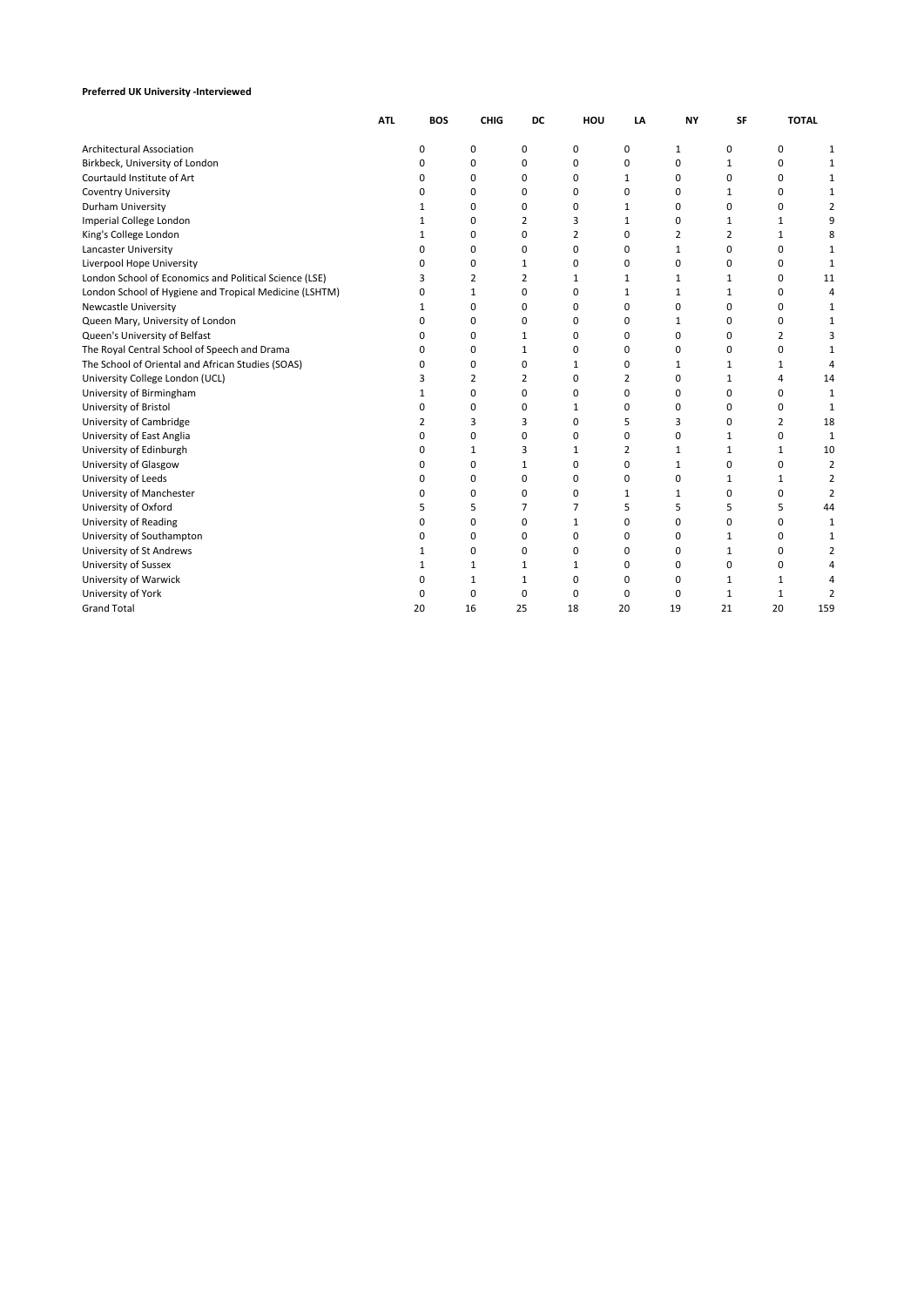**Preferred UK University -Interviewed**

| | ATL | BOS | CHIG | DC | HOU | LA | NY | SF | TOTAL |
|---|---|---|---|---|---|---|---|---|---|
| Architectural Association | 0 | 0 | 0 | 0 | 0 | 1 | 0 | 0 | 1 |
| Birkbeck, University of London | 0 | 0 | 0 | 0 | 0 | 0 | 1 | 0 | 1 |
| Courtauld Institute of Art | 0 | 0 | 0 | 0 | 1 | 0 | 0 | 0 | 1 |
| Coventry University | 0 | 0 | 0 | 0 | 0 | 0 | 1 | 0 | 1 |
| Durham University | 1 | 0 | 0 | 0 | 1 | 0 | 0 | 0 | 2 |
| Imperial College London | 1 | 0 | 2 | 3 | 1 | 0 | 1 | 1 | 9 |
| King's College London | 1 | 0 | 0 | 2 | 0 | 2 | 2 | 1 | 8 |
| Lancaster University | 0 | 0 | 0 | 0 | 0 | 1 | 0 | 0 | 1 |
| Liverpool Hope University | 0 | 0 | 1 | 0 | 0 | 0 | 0 | 0 | 1 |
| London School of Economics and Political Science (LSE) | 3 | 2 | 2 | 1 | 1 | 1 | 1 | 0 | 11 |
| London School of Hygiene and Tropical Medicine (LSHTM) | 0 | 1 | 0 | 0 | 1 | 1 | 1 | 0 | 4 |
| Newcastle University | 1 | 0 | 0 | 0 | 0 | 0 | 0 | 0 | 1 |
| Queen Mary, University of London | 0 | 0 | 0 | 0 | 0 | 1 | 0 | 0 | 1 |
| Queen's University of Belfast | 0 | 0 | 1 | 0 | 0 | 0 | 0 | 2 | 3 |
| The Royal Central School of Speech and Drama | 0 | 0 | 1 | 0 | 0 | 0 | 0 | 0 | 1 |
| The School of Oriental and African Studies (SOAS) | 0 | 0 | 0 | 1 | 0 | 1 | 1 | 1 | 4 |
| University College London (UCL) | 3 | 2 | 2 | 0 | 2 | 0 | 1 | 4 | 14 |
| University of Birmingham | 1 | 0 | 0 | 0 | 0 | 0 | 0 | 0 | 1 |
| University of Bristol | 0 | 0 | 0 | 1 | 0 | 0 | 0 | 0 | 1 |
| University of Cambridge | 2 | 3 | 3 | 0 | 5 | 3 | 0 | 2 | 18 |
| University of East Anglia | 0 | 0 | 0 | 0 | 0 | 0 | 1 | 0 | 1 |
| University of Edinburgh | 0 | 1 | 3 | 1 | 2 | 1 | 1 | 1 | 10 |
| University of Glasgow | 0 | 0 | 1 | 0 | 0 | 1 | 0 | 0 | 2 |
| University of Leeds | 0 | 0 | 0 | 0 | 0 | 0 | 1 | 1 | 2 |
| University of Manchester | 0 | 0 | 0 | 0 | 1 | 1 | 0 | 0 | 2 |
| University of Oxford | 5 | 5 | 7 | 7 | 5 | 5 | 5 | 5 | 44 |
| University of Reading | 0 | 0 | 0 | 1 | 0 | 0 | 0 | 0 | 1 |
| University of Southampton | 0 | 0 | 0 | 0 | 0 | 0 | 1 | 0 | 1 |
| University of St Andrews | 1 | 0 | 0 | 0 | 0 | 0 | 1 | 0 | 2 |
| University of Sussex | 1 | 1 | 1 | 1 | 0 | 0 | 0 | 0 | 4 |
| University of Warwick | 0 | 1 | 1 | 0 | 0 | 0 | 1 | 1 | 4 |
| University of York | 0 | 0 | 0 | 0 | 0 | 0 | 1 | 1 | 2 |
| Grand Total | 20 | 16 | 25 | 18 | 20 | 19 | 21 | 20 | 159 |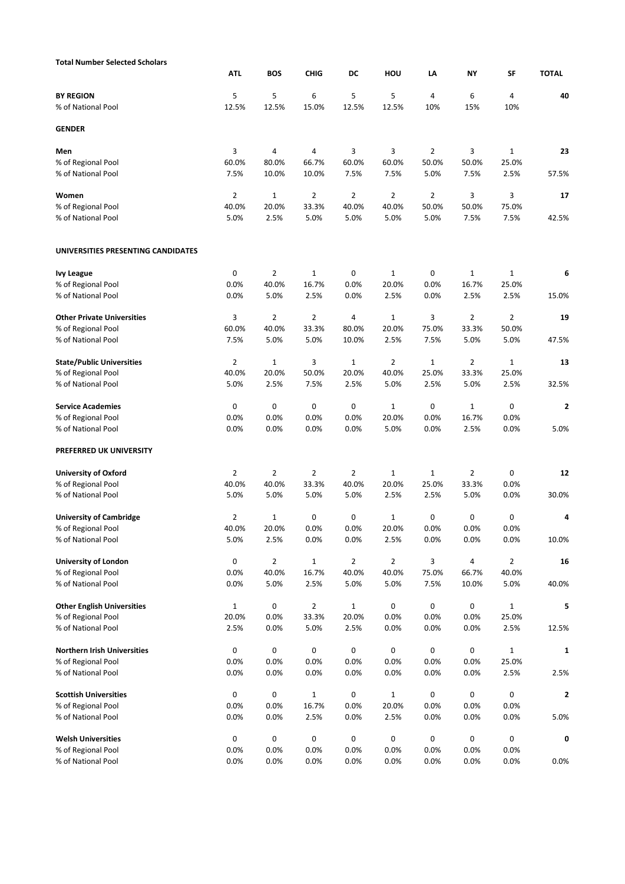**Total Number Selected Scholars**

| | ATL | BOS | CHIG | DC | HOU | LA | NY | SF | TOTAL |
|---|---|---|---|---|---|---|---|---|---|
| **BY REGION** | 5 | 5 | 6 | 5 | 5 | 4 | 6 | 4 | **40** |
| % of National Pool | 12.5% | 12.5% | 15.0% | 12.5% | 12.5% | 10% | 15% | 10% | |
| **GENDER** | | | | | | | | | |
| **Men** | 3 | 4 | 4 | 3 | 3 | 2 | 3 | 1 | **23** |
| % of Regional Pool | 60.0% | 80.0% | 66.7% | 60.0% | 60.0% | 50.0% | 50.0% | 25.0% | |
| % of National Pool | 7.5% | 10.0% | 10.0% | 7.5% | 7.5% | 5.0% | 7.5% | 2.5% | 57.5% |
| **Women** | 2 | 1 | 2 | 2 | 2 | 2 | 3 | 3 | **17** |
| % of Regional Pool | 40.0% | 20.0% | 33.3% | 40.0% | 40.0% | 50.0% | 50.0% | 75.0% | |
| % of National Pool | 5.0% | 2.5% | 5.0% | 5.0% | 5.0% | 5.0% | 7.5% | 7.5% | 42.5% |
| **UNIVERSITIES PRESENTING CANDIDATES** | | | | | | | | | |
| **Ivy League** | 0 | 2 | 1 | 0 | 1 | 0 | 1 | 1 | **6** |
| % of Regional Pool | 0.0% | 40.0% | 16.7% | 0.0% | 20.0% | 0.0% | 16.7% | 25.0% | |
| % of National Pool | 0.0% | 5.0% | 2.5% | 0.0% | 2.5% | 0.0% | 2.5% | 2.5% | 15.0% |
| **Other Private Universities** | 3 | 2 | 2 | 4 | 1 | 3 | 2 | 2 | **19** |
| % of Regional Pool | 60.0% | 40.0% | 33.3% | 80.0% | 20.0% | 75.0% | 33.3% | 50.0% | |
| % of National Pool | 7.5% | 5.0% | 5.0% | 10.0% | 2.5% | 7.5% | 5.0% | 5.0% | 47.5% |
| **State/Public Universities** | 2 | 1 | 3 | 1 | 2 | 1 | 2 | 1 | **13** |
| % of Regional Pool | 40.0% | 20.0% | 50.0% | 20.0% | 40.0% | 25.0% | 33.3% | 25.0% | |
| % of National Pool | 5.0% | 2.5% | 7.5% | 2.5% | 5.0% | 2.5% | 5.0% | 2.5% | 32.5% |
| **Service Academies** | 0 | 0 | 0 | 0 | 1 | 0 | 1 | 0 | **2** |
| % of Regional Pool | 0.0% | 0.0% | 0.0% | 0.0% | 20.0% | 0.0% | 16.7% | 0.0% | |
| % of National Pool | 0.0% | 0.0% | 0.0% | 0.0% | 5.0% | 0.0% | 2.5% | 0.0% | 5.0% |
| **PREFERRED UK UNIVERSITY** | | | | | | | | | |
| **University of Oxford** | 2 | 2 | 2 | 2 | 1 | 1 | 2 | 0 | **12** |
| % of Regional Pool | 40.0% | 40.0% | 33.3% | 40.0% | 20.0% | 25.0% | 33.3% | 0.0% | |
| % of National Pool | 5.0% | 5.0% | 5.0% | 5.0% | 2.5% | 2.5% | 5.0% | 0.0% | 30.0% |
| **University of Cambridge** | 2 | 1 | 0 | 0 | 1 | 0 | 0 | 0 | **4** |
| % of Regional Pool | 40.0% | 20.0% | 0.0% | 0.0% | 20.0% | 0.0% | 0.0% | 0.0% | |
| % of National Pool | 5.0% | 2.5% | 0.0% | 0.0% | 2.5% | 0.0% | 0.0% | 0.0% | 10.0% |
| **University of London** | 0 | 2 | 1 | 2 | 2 | 3 | 4 | 2 | **16** |
| % of Regional Pool | 0.0% | 40.0% | 16.7% | 40.0% | 40.0% | 75.0% | 66.7% | 40.0% | |
| % of National Pool | 0.0% | 5.0% | 2.5% | 5.0% | 5.0% | 7.5% | 10.0% | 5.0% | 40.0% |
| **Other English Universities** | 1 | 0 | 2 | 1 | 0 | 0 | 0 | 1 | **5** |
| % of Regional Pool | 20.0% | 0.0% | 33.3% | 20.0% | 0.0% | 0.0% | 0.0% | 25.0% | |
| % of National Pool | 2.5% | 0.0% | 5.0% | 2.5% | 0.0% | 0.0% | 0.0% | 2.5% | 12.5% |
| **Northern Irish Universities** | 0 | 0 | 0 | 0 | 0 | 0 | 0 | 1 | **1** |
| % of Regional Pool | 0.0% | 0.0% | 0.0% | 0.0% | 0.0% | 0.0% | 0.0% | 25.0% | |
| % of National Pool | 0.0% | 0.0% | 0.0% | 0.0% | 0.0% | 0.0% | 0.0% | 2.5% | 2.5% |
| **Scottish Universities** | 0 | 0 | 1 | 0 | 1 | 0 | 0 | 0 | **2** |
| % of Regional Pool | 0.0% | 0.0% | 16.7% | 0.0% | 20.0% | 0.0% | 0.0% | 0.0% | |
| % of National Pool | 0.0% | 0.0% | 2.5% | 0.0% | 2.5% | 0.0% | 0.0% | 0.0% | 5.0% |
| **Welsh Universities** | 0 | 0 | 0 | 0 | 0 | 0 | 0 | 0 | **0** |
| % of Regional Pool | 0.0% | 0.0% | 0.0% | 0.0% | 0.0% | 0.0% | 0.0% | 0.0% | |
| % of National Pool | 0.0% | 0.0% | 0.0% | 0.0% | 0.0% | 0.0% | 0.0% | 0.0% | 0.0% |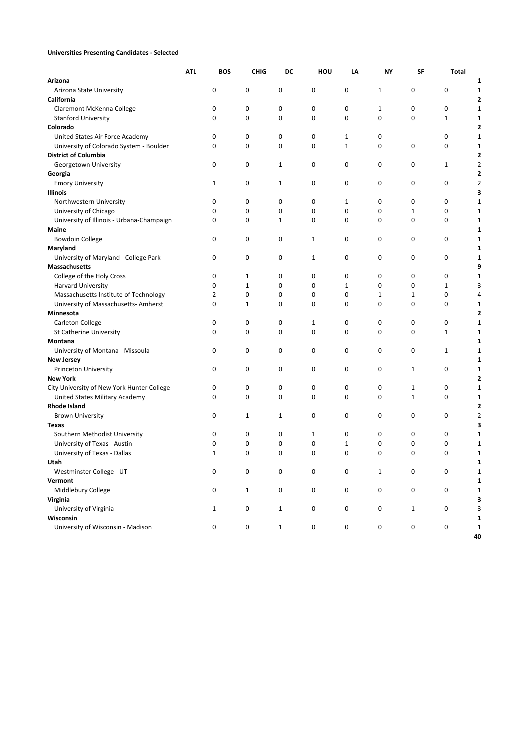**Universities Presenting Candidates - Selected**

| | ATL | BOS | CHIG | DC | HOU | LA | NY | SF | Total |
|---|---|---|---|---|---|---|---|---|---|
| **Arizona** | | | | | | | | | **1** |
| Arizona State University | 0 | 0 | 0 | 0 | 0 | 1 | 0 | 0 | 1 |
| **California** | | | | | | | | | **2** |
| Claremont McKenna College | 0 | 0 | 0 | 0 | 0 | 1 | 0 | 0 | 1 |
| Stanford University | 0 | 0 | 0 | 0 | 0 | 0 | 0 | 1 | 1 |
| **Colorado** | | | | | | | | | **2** |
| United States Air Force Academy | 0 | 0 | 0 | 0 | 1 | 0 | | 0 | 1 |
| University of Colorado System - Boulder | 0 | 0 | 0 | 0 | 1 | 0 | 0 | 0 | 1 |
| **District of Columbia** | | | | | | | | | **2** |
| Georgetown University | 0 | 0 | 1 | 0 | 0 | 0 | 0 | 1 | 2 |
| **Georgia** | | | | | | | | | **2** |
| Emory University | 1 | 0 | 1 | 0 | 0 | 0 | 0 | 0 | 2 |
| **Illinois** | | | | | | | | | **3** |
| Northwestern University | 0 | 0 | 0 | 0 | 1 | 0 | 0 | 0 | 1 |
| University of Chicago | 0 | 0 | 0 | 0 | 0 | 0 | 1 | 0 | 1 |
| University of Illinois - Urbana-Champaign | 0 | 0 | 1 | 0 | 0 | 0 | 0 | 0 | 1 |
| **Maine** | | | | | | | | | **1** |
| Bowdoin College | 0 | 0 | 0 | 1 | 0 | 0 | 0 | 0 | 1 |
| **Maryland** | | | | | | | | | **1** |
| University of Maryland - College Park | 0 | 0 | 0 | 1 | 0 | 0 | 0 | 0 | 1 |
| **Massachusetts** | | | | | | | | | **9** |
| College of the Holy Cross | 0 | 1 | 0 | 0 | 0 | 0 | 0 | 0 | 1 |
| Harvard University | 0 | 1 | 0 | 0 | 1 | 0 | 0 | 1 | 3 |
| Massachusetts Institute of Technology | 2 | 0 | 0 | 0 | 0 | 1 | 1 | 0 | 4 |
| University of Massachusetts- Amherst | 0 | 1 | 0 | 0 | 0 | 0 | 0 | 0 | 1 |
| **Minnesota** | | | | | | | | | **2** |
| Carleton College | 0 | 0 | 0 | 1 | 0 | 0 | 0 | 0 | 1 |
| St Catherine University | 0 | 0 | 0 | 0 | 0 | 0 | 0 | 1 | 1 |
| **Montana** | | | | | | | | | **1** |
| University of Montana - Missoula | 0 | 0 | 0 | 0 | 0 | 0 | 0 | 1 | 1 |
| **New Jersey** | | | | | | | | | **1** |
| Princeton University | 0 | 0 | 0 | 0 | 0 | 0 | 1 | 0 | 1 |
| **New York** | | | | | | | | | **2** |
| City University of New York Hunter College | 0 | 0 | 0 | 0 | 0 | 0 | 1 | 0 | 1 |
| United States Military Academy | 0 | 0 | 0 | 0 | 0 | 0 | 1 | 0 | 1 |
| **Rhode Island** | | | | | | | | | **2** |
| Brown University | 0 | 1 | 1 | 0 | 0 | 0 | 0 | 0 | 2 |
| **Texas** | | | | | | | | | **3** |
| Southern Methodist University | 0 | 0 | 0 | 1 | 0 | 0 | 0 | 0 | 1 |
| University of Texas - Austin | 0 | 0 | 0 | 0 | 1 | 0 | 0 | 0 | 1 |
| University of Texas - Dallas | 1 | 0 | 0 | 0 | 0 | 0 | 0 | 0 | 1 |
| **Utah** | | | | | | | | | **1** |
| Westminster College - UT | 0 | 0 | 0 | 0 | 0 | 1 | 0 | 0 | 1 |
| **Vermont** | | | | | | | | | **1** |
| Middlebury College | 0 | 1 | 0 | 0 | 0 | 0 | 0 | 0 | 1 |
| **Virginia** | | | | | | | | | **3** |
| University of Virginia | 1 | 0 | 1 | 0 | 0 | 0 | 1 | 0 | 3 |
| **Wisconsin** | | | | | | | | | **1** |
| University of Wisconsin - Madison | 0 | 0 | 1 | 0 | 0 | 0 | 0 | 0 | 1 |
| | | | | | | | | | **40** |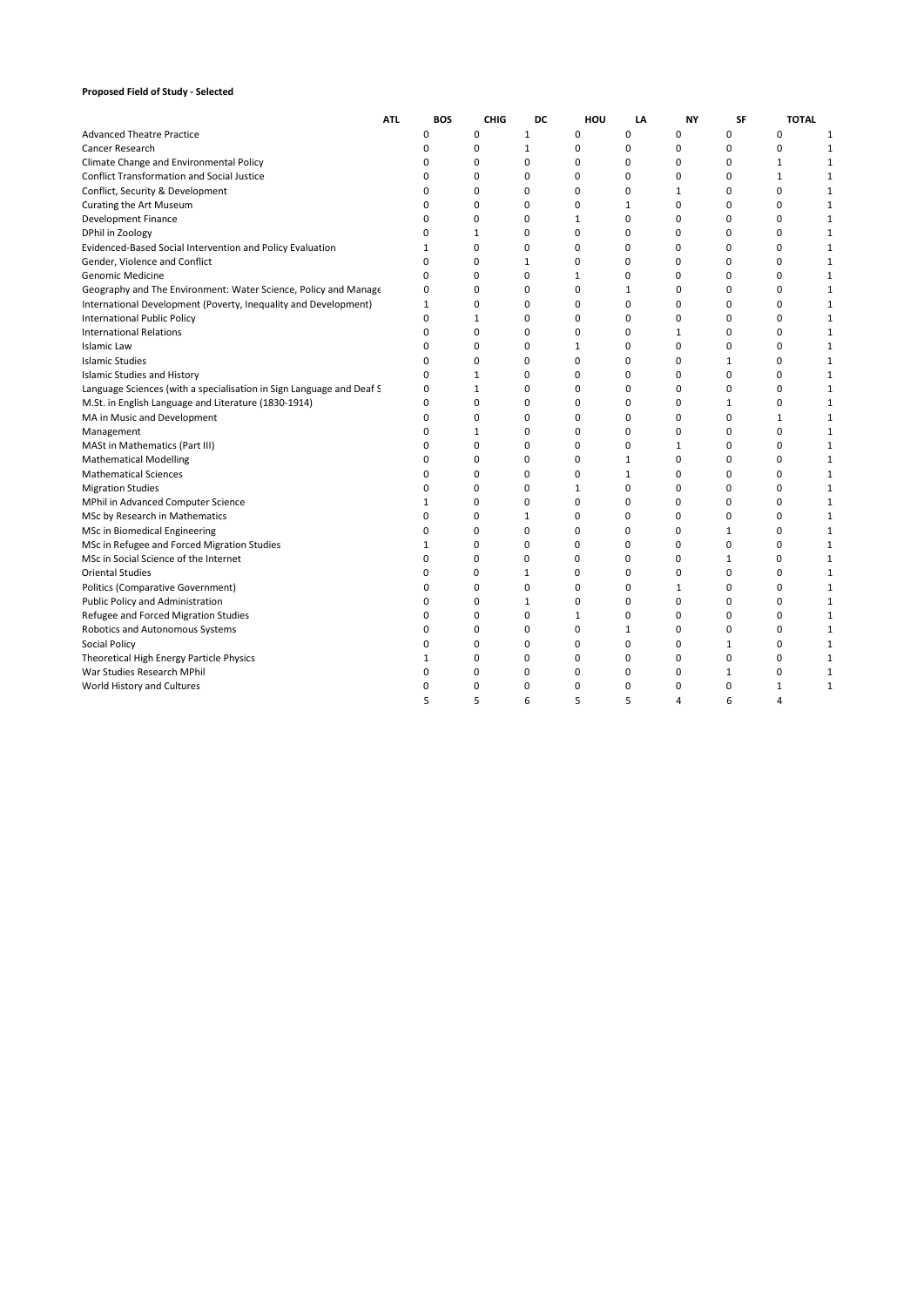**Proposed Field of Study - Selected**

| | ATL | BOS | CHIG | DC | HOU | LA | NY | SF | TOTAL |
|---|---|---|---|---|---|---|---|---|---|
| Advanced Theatre Practice | 0 | 0 | 1 | 0 | 0 | 0 | 0 | 0 | 1 |
| Cancer Research | 0 | 0 | 1 | 0 | 0 | 0 | 0 | 0 | 1 |
| Climate Change and Environmental Policy | 0 | 0 | 0 | 0 | 0 | 0 | 0 | 1 | 1 |
| Conflict Transformation and Social Justice | 0 | 0 | 0 | 0 | 0 | 0 | 0 | 1 | 1 |
| Conflict, Security & Development | 0 | 0 | 0 | 0 | 0 | 1 | 0 | 0 | 1 |
| Curating the Art Museum | 0 | 0 | 0 | 0 | 1 | 0 | 0 | 0 | 1 |
| Development Finance | 0 | 0 | 0 | 1 | 0 | 0 | 0 | 0 | 1 |
| DPhil in Zoology | 0 | 1 | 0 | 0 | 0 | 0 | 0 | 0 | 1 |
| Evidenced-Based Social Intervention and Policy Evaluation | 1 | 0 | 0 | 0 | 0 | 0 | 0 | 0 | 1 |
| Gender, Violence and Conflict | 0 | 0 | 1 | 0 | 0 | 0 | 0 | 0 | 1 |
| Genomic Medicine | 0 | 0 | 0 | 1 | 0 | 0 | 0 | 0 | 1 |
| Geography and The Environment: Water Science, Policy and Manage | 0 | 0 | 0 | 0 | 1 | 0 | 0 | 0 | 1 |
| International Development (Poverty, Inequality and Development) | 1 | 0 | 0 | 0 | 0 | 0 | 0 | 0 | 1 |
| International Public Policy | 0 | 1 | 0 | 0 | 0 | 0 | 0 | 0 | 1 |
| International Relations | 0 | 0 | 0 | 0 | 0 | 1 | 0 | 0 | 1 |
| Islamic Law | 0 | 0 | 0 | 1 | 0 | 0 | 0 | 0 | 1 |
| Islamic Studies | 0 | 0 | 0 | 0 | 0 | 0 | 1 | 0 | 1 |
| Islamic Studies and History | 0 | 1 | 0 | 0 | 0 | 0 | 0 | 0 | 1 |
| Language Sciences (with a specialisation in Sign Language and Deaf S | 0 | 1 | 0 | 0 | 0 | 0 | 0 | 0 | 1 |
| M.St. in English Language and Literature (1830-1914) | 0 | 0 | 0 | 0 | 0 | 0 | 1 | 0 | 1 |
| MA in Music and Development | 0 | 0 | 0 | 0 | 0 | 0 | 0 | 1 | 1 |
| Management | 0 | 1 | 0 | 0 | 0 | 0 | 0 | 0 | 1 |
| MASt in Mathematics (Part III) | 0 | 0 | 0 | 0 | 0 | 1 | 0 | 0 | 1 |
| Mathematical Modelling | 0 | 0 | 0 | 0 | 1 | 0 | 0 | 0 | 1 |
| Mathematical Sciences | 0 | 0 | 0 | 0 | 1 | 0 | 0 | 0 | 1 |
| Migration Studies | 0 | 0 | 0 | 1 | 0 | 0 | 0 | 0 | 1 |
| MPhil in Advanced Computer Science | 1 | 0 | 0 | 0 | 0 | 0 | 0 | 0 | 1 |
| MSc by Research in Mathematics | 0 | 0 | 1 | 0 | 0 | 0 | 0 | 0 | 1 |
| MSc in Biomedical Engineering | 0 | 0 | 0 | 0 | 0 | 0 | 1 | 0 | 1 |
| MSc in Refugee and Forced Migration Studies | 1 | 0 | 0 | 0 | 0 | 0 | 0 | 0 | 1 |
| MSc in Social Science of the Internet | 0 | 0 | 0 | 0 | 0 | 0 | 1 | 0 | 1 |
| Oriental Studies | 0 | 0 | 1 | 0 | 0 | 0 | 0 | 0 | 1 |
| Politics (Comparative Government) | 0 | 0 | 0 | 0 | 0 | 1 | 0 | 0 | 1 |
| Public Policy and Administration | 0 | 0 | 1 | 0 | 0 | 0 | 0 | 0 | 1 |
| Refugee and Forced Migration Studies | 0 | 0 | 0 | 1 | 0 | 0 | 0 | 0 | 1 |
| Robotics and Autonomous Systems | 0 | 0 | 0 | 0 | 1 | 0 | 0 | 0 | 1 |
| Social Policy | 0 | 0 | 0 | 0 | 0 | 0 | 1 | 0 | 1 |
| Theoretical High Energy Particle Physics | 1 | 0 | 0 | 0 | 0 | 0 | 0 | 0 | 1 |
| War Studies Research MPhil | 0 | 0 | 0 | 0 | 0 | 0 | 1 | 0 | 1 |
| World History and Cultures | 0 | 0 | 0 | 0 | 0 | 0 | 0 | 1 | 1 |
| | 5 | 5 | 6 | 5 | 5 | 4 | 6 | 4 | |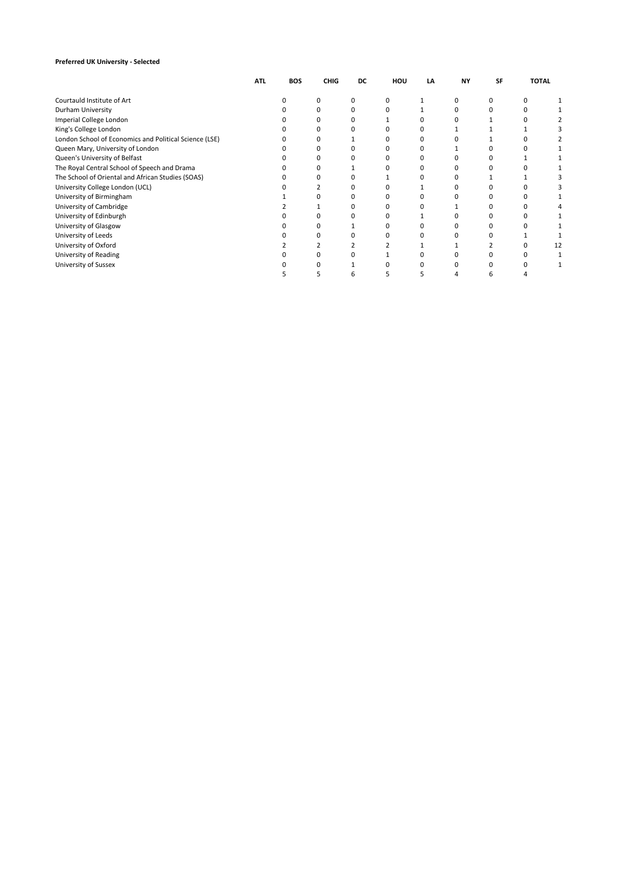**Preferred UK University - Selected**

| | ATL | BOS | CHIG | DC | HOU | LA | NY | SF | TOTAL |
|---|---|---|---|---|---|---|---|---|---|
| Courtauld Institute of Art | 0 | 0 | 0 | 0 | 1 | 0 | 0 | 0 | 1 |
| Durham University | 0 | 0 | 0 | 0 | 1 | 0 | 0 | 0 | 1 |
| Imperial College London | 0 | 0 | 0 | 1 | 0 | 0 | 1 | 0 | 2 |
| King's College London | 0 | 0 | 0 | 0 | 0 | 1 | 1 | 1 | 3 |
| London School of Economics and Political Science (LSE) | 0 | 0 | 1 | 0 | 0 | 0 | 1 | 0 | 2 |
| Queen Mary, University of London | 0 | 0 | 0 | 0 | 0 | 1 | 0 | 0 | 1 |
| Queen's University of Belfast | 0 | 0 | 0 | 0 | 0 | 0 | 0 | 1 | 1 |
| The Royal Central School of Speech and Drama | 0 | 0 | 1 | 0 | 0 | 0 | 0 | 0 | 1 |
| The School of Oriental and African Studies (SOAS) | 0 | 0 | 0 | 1 | 0 | 0 | 1 | 1 | 3 |
| University College London (UCL) | 0 | 2 | 0 | 0 | 1 | 0 | 0 | 0 | 3 |
| University of Birmingham | 1 | 0 | 0 | 0 | 0 | 0 | 0 | 0 | 1 |
| University of Cambridge | 2 | 1 | 0 | 0 | 0 | 1 | 0 | 0 | 4 |
| University of Edinburgh | 0 | 0 | 0 | 0 | 1 | 0 | 0 | 0 | 1 |
| University of Glasgow | 0 | 0 | 1 | 0 | 0 | 0 | 0 | 0 | 1 |
| University of Leeds | 0 | 0 | 0 | 0 | 0 | 0 | 0 | 1 | 1 |
| University of Oxford | 2 | 2 | 2 | 2 | 1 | 1 | 2 | 0 | 12 |
| University of Reading | 0 | 0 | 0 | 1 | 0 | 0 | 0 | 0 | 1 |
| University of Sussex | 0 | 0 | 1 | 0 | 0 | 0 | 0 | 0 | 1 |
| | 5 | 5 | 6 | 5 | 5 | 4 | 6 | 4 | |